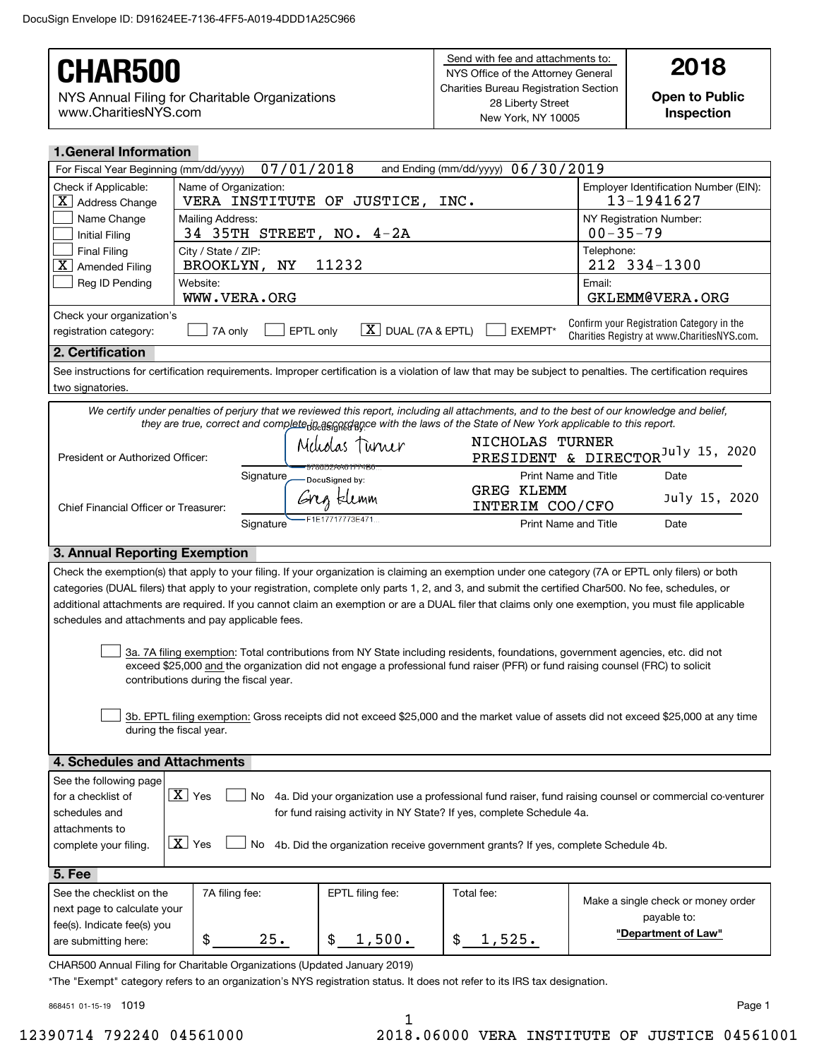DocuSign Envelope ID: D91624EE-7136-4FF5-A019-4DDD1A25C966

# CHAR500

NYS Annual Filing for Charitable Organizations
www.CharitiesNYS.com

Send with fee and attachments to:
NYS Office of the Attorney General
Charities Bureau Registration Section
28 Liberty Street
New York, NY 10005

**2018**

**Open to Public Inspection**

## 1. General Information

For Fiscal Year Beginning (mm/dd/yyyy) 07/01/2018 and Ending (mm/dd/yyyy) 06/30/2019

| Check if Applicable: | | |
|---|---|---|
| [X] Address Change | Name of Organization: VERA INSTITUTE OF JUSTICE, INC. | Employer Identification Number (EIN): 13-1941627 |
| [ ] Name Change<br>[ ] Initial Filing | Mailing Address: 34 35TH STREET, NO. 4-2A | NY Registration Number: 00-35-79 |
| [ ] Final Filing<br>[X] Amended Filing | City / State / ZIP: BROOKLYN, NY 11232 | Telephone: 212 334-1300 |
| [ ] Reg ID Pending | Website: WWW.VERA.ORG | Email: GKLEMM@VERA.ORG |

Check your organization's registration category: [ ] 7A only [ ] EPTL only [X] DUAL (7A & EPTL) [ ] EXEMPT*

Confirm your Registration Category in the Charities Registry at www.CharitiesNYS.com.

## 2. Certification

See instructions for certification requirements. Improper certification is a violation of law that may be subject to penalties. The certification requires two signatories.

*We certify under penalties of perjury that we reviewed this report, including all attachments, and to the best of our knowledge and belief, they are true, correct and complete in accordance with the laws of the State of New York applicable to this report.*

| | Signature | Print Name and Title | Date |
|---|---|---|---|
| President or Authorized Officer: | DocuSigned by: Nicholas Turner | NICHOLAS TURNER PRESIDENT & DIRECTOR | July 15, 2020 |
| Chief Financial Officer or Treasurer: | DocuSigned by: Greg Klemm | GREG KLEMM INTERIM COO/CFO | July 15, 2020 |

## 3. Annual Reporting Exemption

Check the exemption(s) that apply to your filing. If your organization is claiming an exemption under one category (7A or EPTL only filers) or both categories (DUAL filers) that apply to your registration, complete only parts 1, 2, and 3, and submit the certified Char500. No fee, schedules, or additional attachments are required. If you cannot claim an exemption or are a DUAL filer that claims only one exemption, you must file applicable schedules and attachments and pay applicable fees.

[ ] 3a. 7A filing exemption: Total contributions from NY State including residents, foundations, government agencies, etc. did not exceed $25,000 and the organization did not engage a professional fund raiser (PFR) or fund raising counsel (FRC) to solicit contributions during the fiscal year.

[ ] 3b. EPTL filing exemption: Gross receipts did not exceed $25,000 and the market value of assets did not exceed $25,000 at any time during the fiscal year.

## 4. Schedules and Attachments

See the following page for a checklist of schedules and attachments to complete your filing.

[X] Yes [ ] No 4a. Did your organization use a professional fund raiser, fund raising counsel or commercial co-venturer for fund raising activity in NY State? If yes, complete Schedule 4a.

[X] Yes [ ] No 4b. Did the organization receive government grants? If yes, complete Schedule 4b.

## 5. Fee

| See the checklist on the next page to calculate your fee(s). Indicate fee(s) you are submitting here: | 7A filing fee: | EPTL filing fee: | Total fee: | Make a single check or money order payable to: |
|---|---|---|---|---|
| | $ 25. | $ 1,500. | $ 1,525. | **"Department of Law"** |

CHAR500 Annual Filing for Charitable Organizations (Updated January 2019)

*The "Exempt" category refers to an organization's NYS registration status. It does not refer to its IRS tax designation.

868451 01-15-19 1019

12390714 792240 04561000 2018.06000 VERA INSTITUTE OF JUSTICE 04561001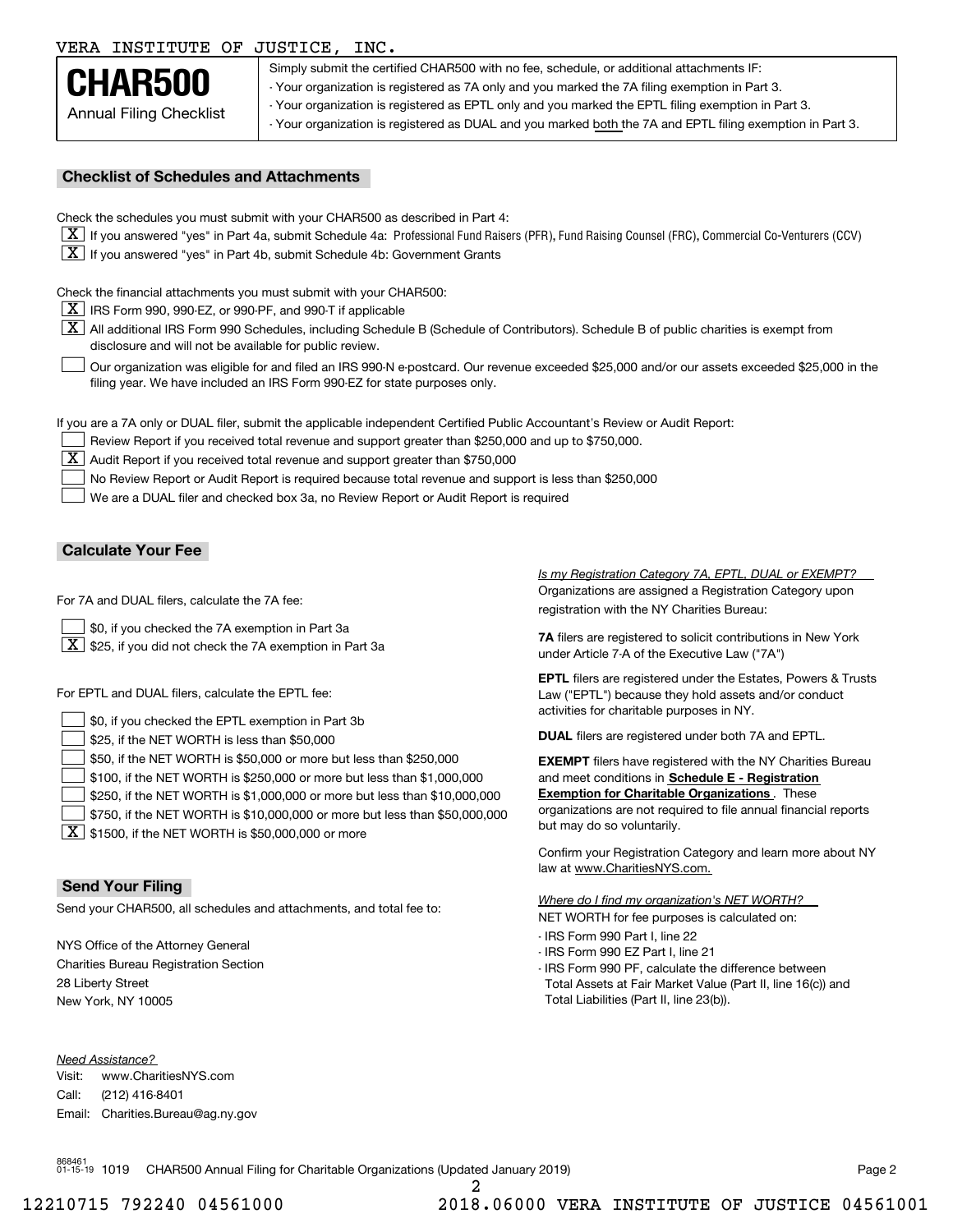VERA INSTITUTE OF JUSTICE, INC.

# CHAR500

Annual Filing Checklist

Simply submit the certified CHAR500 with no fee, schedule, or additional attachments IF:

- Your organization is registered as 7A only and you marked the 7A filing exemption in Part 3.
- Your organization is registered as EPTL only and you marked the EPTL filing exemption in Part 3.
- Your organization is registered as DUAL and you marked both the 7A and EPTL filing exemption in Part 3.

## Checklist of Schedules and Attachments

Check the schedules you must submit with your CHAR500 as described in Part 4:

- [X] If you answered "yes" in Part 4a, submit Schedule 4a: Professional Fund Raisers (PFR), Fund Raising Counsel (FRC), Commercial Co-Venturers (CCV)
- [X] If you answered "yes" in Part 4b, submit Schedule 4b: Government Grants

Check the financial attachments you must submit with your CHAR500:

- [X] IRS Form 990, 990-EZ, or 990-PF, and 990-T if applicable
- [X] All additional IRS Form 990 Schedules, including Schedule B (Schedule of Contributors). Schedule B of public charities is exempt from disclosure and will not be available for public review.
- [ ] Our organization was eligible for and filed an IRS 990-N e-postcard. Our revenue exceeded $25,000 and/or our assets exceeded $25,000 in the filing year. We have included an IRS Form 990-EZ for state purposes only.

If you are a 7A only or DUAL filer, submit the applicable independent Certified Public Accountant's Review or Audit Report:

- [ ] Review Report if you received total revenue and support greater than $250,000 and up to $750,000.
- [X] Audit Report if you received total revenue and support greater than $750,000
- [ ] No Review Report or Audit Report is required because total revenue and support is less than $250,000
- [ ] We are a DUAL filer and checked box 3a, no Review Report or Audit Report is required

## Calculate Your Fee

For 7A and DUAL filers, calculate the 7A fee:

- [ ] $0, if you checked the 7A exemption in Part 3a
- [X] $25, if you did not check the 7A exemption in Part 3a

For EPTL and DUAL filers, calculate the EPTL fee:

- [ ] $0, if you checked the EPTL exemption in Part 3b
- [ ] $25, if the NET WORTH is less than $50,000
- [ ] $50, if the NET WORTH is $50,000 or more but less than $250,000
- [ ] $100, if the NET WORTH is $250,000 or more but less than $1,000,000
- [ ] $250, if the NET WORTH is $1,000,000 or more but less than $10,000,000
- [ ] $750, if the NET WORTH is $10,000,000 or more but less than $50,000,000
- [X] $1500, if the NET WORTH is $50,000,000 or more

*Is my Registration Category 7A, EPTL, DUAL or EXEMPT?*

Organizations are assigned a Registration Category upon registration with the NY Charities Bureau:

**7A** filers are registered to solicit contributions in New York under Article 7-A of the Executive Law ("7A")

**EPTL** filers are registered under the Estates, Powers & Trusts Law ("EPTL") because they hold assets and/or conduct activities for charitable purposes in NY.

**DUAL** filers are registered under both 7A and EPTL.

**EXEMPT** filers have registered with the NY Charities Bureau and meet conditions in **Schedule E - Registration Exemption for Charitable Organizations**. These organizations are not required to file annual financial reports but may do so voluntarily.

Confirm your Registration Category and learn more about NY law at www.CharitiesNYS.com.

*Where do I find my organization's NET WORTH?*

NET WORTH for fee purposes is calculated on:

- IRS Form 990 Part I, line 22
- IRS Form 990 EZ Part I, line 21
- IRS Form 990 PF, calculate the difference between Total Assets at Fair Market Value (Part II, line 16(c)) and Total Liabilities (Part II, line 23(b)).

## Send Your Filing

Send your CHAR500, all schedules and attachments, and total fee to:

NYS Office of the Attorney General
Charities Bureau Registration Section
28 Liberty Street
New York, NY 10005

*Need Assistance?*

Visit: www.CharitiesNYS.com
Call: (212) 416-8401
Email: Charities.Bureau@ag.ny.gov

868461 01-15-19 1019 CHAR500 Annual Filing for Charitable Organizations (Updated January 2019)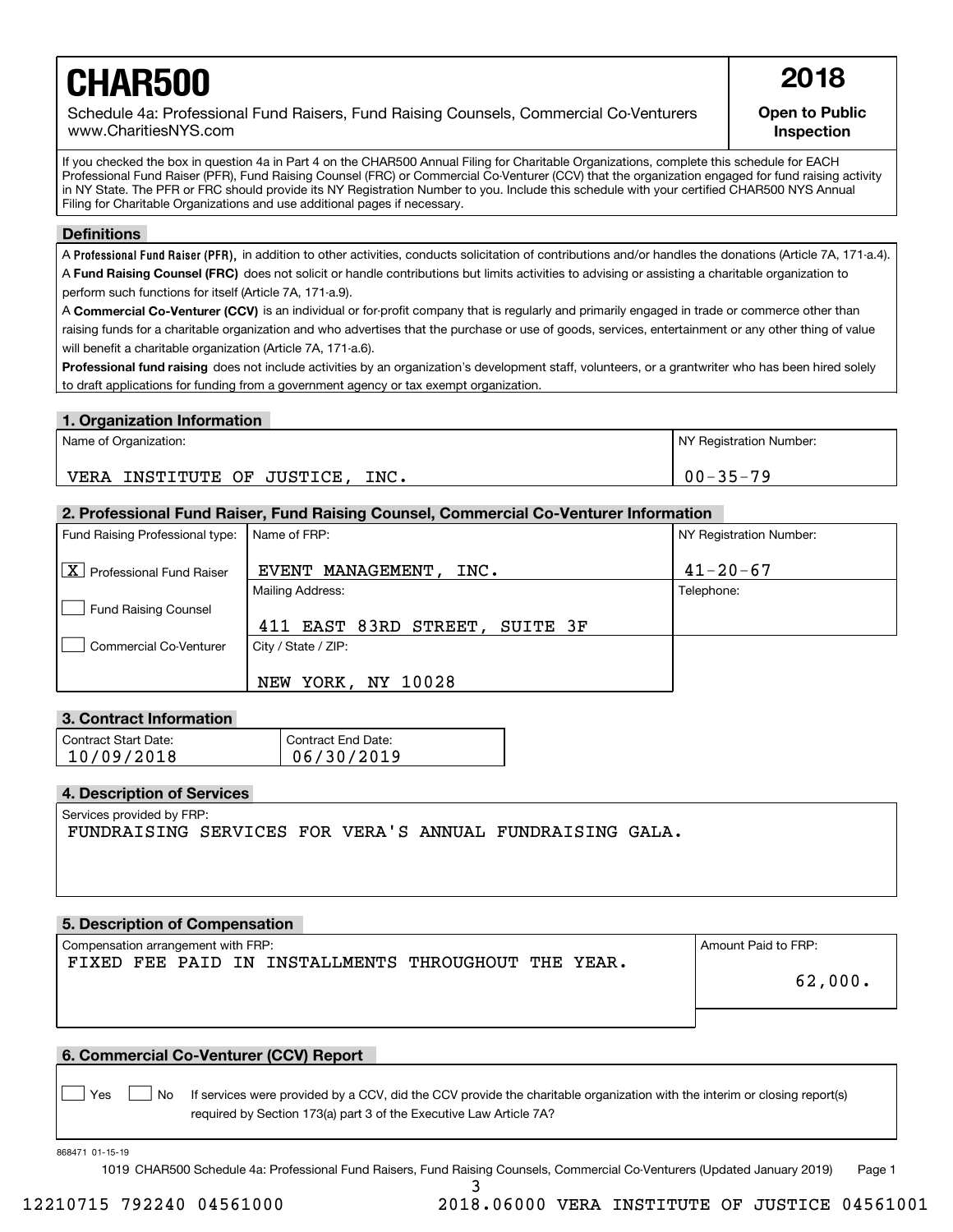# CHAR500

**2018**

Schedule 4a: Professional Fund Raisers, Fund Raising Counsels, Commercial Co-Venturers
www.CharitiesNYS.com

**Open to Public Inspection**

If you checked the box in question 4a in Part 4 on the CHAR500 Annual Filing for Charitable Organizations, complete this schedule for EACH Professional Fund Raiser (PFR), Fund Raising Counsel (FRC) or Commercial Co-Venturer (CCV) that the organization engaged for fund raising activity in NY State. The PFR or FRC should provide its NY Registration Number to you. Include this schedule with your certified CHAR500 NYS Annual Filing for Charitable Organizations and use additional pages if necessary.

## Definitions

A **Professional Fund Raiser (PFR),** in addition to other activities, conducts solicitation of contributions and/or handles the donations (Article 7A, 171-a.4).

A **Fund Raising Counsel (FRC)** does not solicit or handle contributions but limits activities to advising or assisting a charitable organization to perform such functions for itself (Article 7A, 171-a.9).

A **Commercial Co-Venturer (CCV)** is an individual or for-profit company that is regularly and primarily engaged in trade or commerce other than raising funds for a charitable organization and who advertises that the purchase or use of goods, services, entertainment or any other thing of value will benefit a charitable organization (Article 7A, 171-a.6).

**Professional fund raising** does not include activities by an organization's development staff, volunteers, or a grantwriter who has been hired solely to draft applications for funding from a government agency or tax exempt organization.

## 1. Organization Information

| Name of Organization: | NY Registration Number: |
|---|---|
| VERA INSTITUTE OF JUSTICE, INC. | 00-35-79 |

## 2. Professional Fund Raiser, Fund Raising Counsel, Commercial Co-Venturer Information

| Fund Raising Professional type: | Name of FRP: | NY Registration Number: |
|---|---|---|
| [X] Professional Fund Raiser | EVENT MANAGEMENT, INC. | 41-20-67 |
| [ ] Fund Raising Counsel | Mailing Address: 411 EAST 83RD STREET, SUITE 3F | Telephone: |
| [ ] Commercial Co-Venturer | City / State / ZIP: NEW YORK, NY 10028 | |

## 3. Contract Information

| Contract Start Date: | Contract End Date: |
|---|---|
| 10/09/2018 | 06/30/2019 |

## 4. Description of Services

Services provided by FRP:
FUNDRAISING SERVICES FOR VERA'S ANNUAL FUNDRAISING GALA.

## 5. Description of Compensation

| Compensation arrangement with FRP: | Amount Paid to FRP: |
|---|---|
| FIXED FEE PAID IN INSTALLMENTS THROUGHOUT THE YEAR. | 62,000. |

## 6. Commercial Co-Venturer (CCV) Report

[ ] Yes [ ] No If services were provided by a CCV, did the CCV provide the charitable organization with the interim or closing report(s) required by Section 173(a) part 3 of the Executive Law Article 7A?

868471 01-15-19

1019 CHAR500 Schedule 4a: Professional Fund Raisers, Fund Raising Counsels, Commercial Co-Venturers (Updated January 2019)

12210715 792240 04561000 2018.06000 VERA INSTITUTE OF JUSTICE 04561001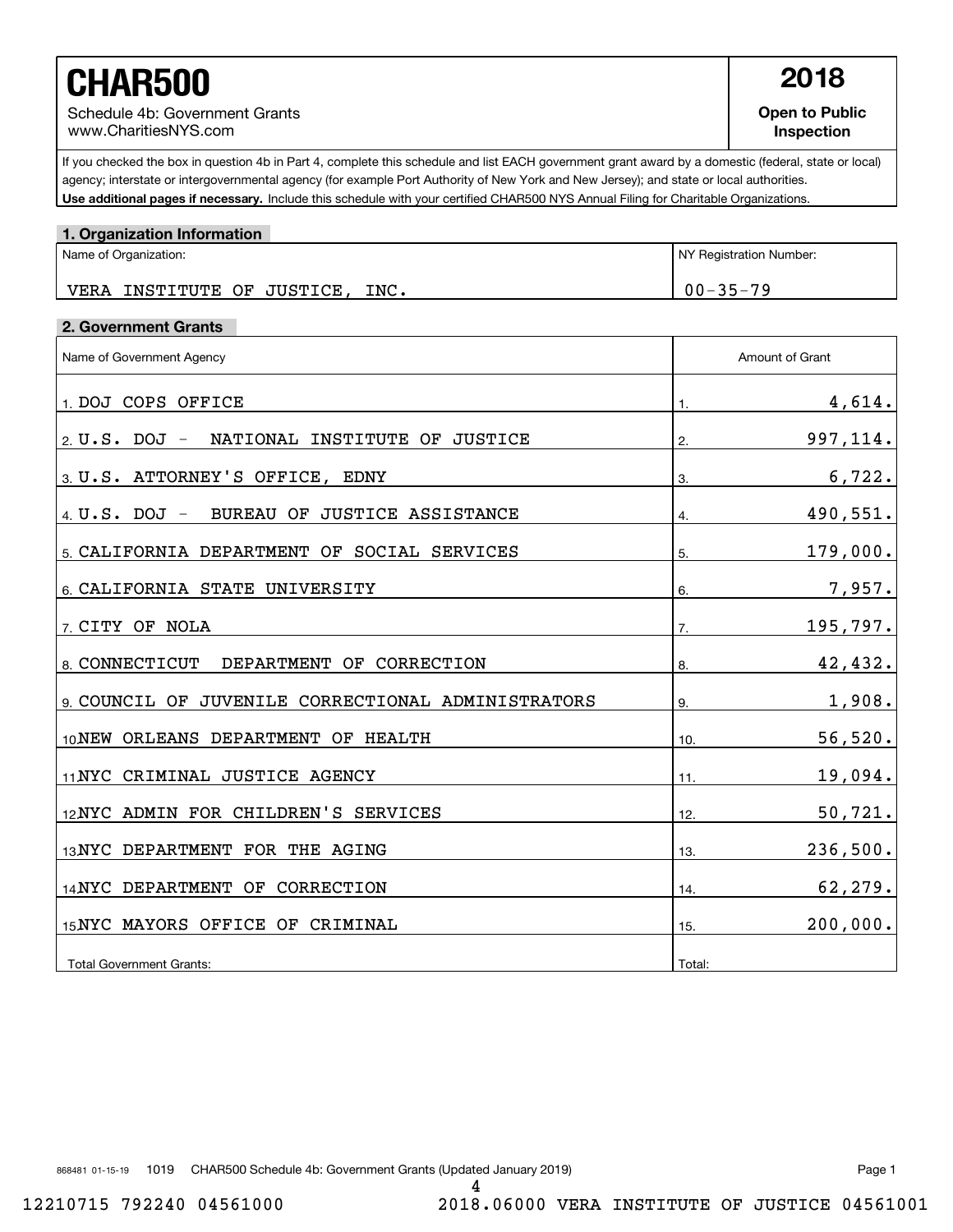# CHAR500

Schedule 4b: Government Grants
www.CharitiesNYS.com

**2018**

**Open to Public Inspection**

If you checked the box in question 4b in Part 4, complete this schedule and list EACH government grant award by a domestic (federal, state or local) agency; interstate or intergovernmental agency (for example Port Authority of New York and New Jersey); and state or local authorities. **Use additional pages if necessary.** Include this schedule with your certified CHAR500 NYS Annual Filing for Charitable Organizations.

## 1. Organization Information

| Name of Organization: | NY Registration Number: |
|---|---|
| VERA INSTITUTE OF JUSTICE, INC. | 00-35-79 |

## 2. Government Grants

| Name of Government Agency | Amount of Grant |
|---|---|
| 1. DOJ COPS OFFICE | 1. 4,614. |
| 2. U.S. DOJ - NATIONAL INSTITUTE OF JUSTICE | 2. 997,114. |
| 3. U.S. ATTORNEY'S OFFICE, EDNY | 3. 6,722. |
| 4. U.S. DOJ - BUREAU OF JUSTICE ASSISTANCE | 4. 490,551. |
| 5. CALIFORNIA DEPARTMENT OF SOCIAL SERVICES | 5. 179,000. |
| 6. CALIFORNIA STATE UNIVERSITY | 6. 7,957. |
| 7. CITY OF NOLA | 7. 195,797. |
| 8. CONNECTICUT DEPARTMENT OF CORRECTION | 8. 42,432. |
| 9. COUNCIL OF JUVENILE CORRECTIONAL ADMINISTRATORS | 9. 1,908. |
| 10. NEW ORLEANS DEPARTMENT OF HEALTH | 10. 56,520. |
| 11. NYC CRIMINAL JUSTICE AGENCY | 11. 19,094. |
| 12. NYC ADMIN FOR CHILDREN'S SERVICES | 12. 50,721. |
| 13. NYC DEPARTMENT FOR THE AGING | 13. 236,500. |
| 14. NYC DEPARTMENT OF CORRECTION | 14. 62,279. |
| 15. NYC MAYORS OFFICE OF CRIMINAL | 15. 200,000. |
| Total Government Grants: | Total: |

868481 01-15-19 1019 CHAR500 Schedule 4b: Government Grants (Updated January 2019)

12210715 792240 04561000 2018.06000 VERA INSTITUTE OF JUSTICE 04561001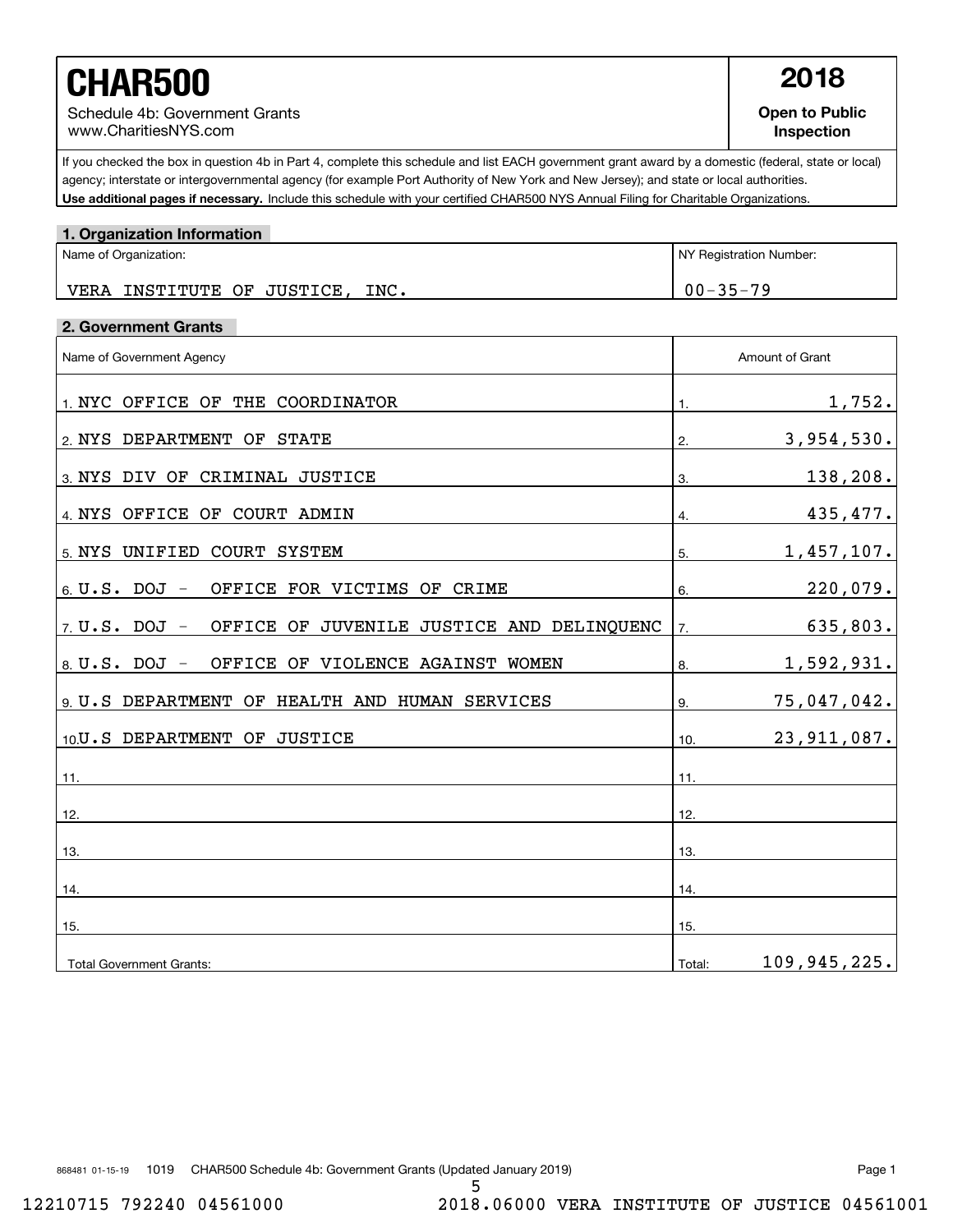# CHAR500

Schedule 4b: Government Grants
www.CharitiesNYS.com

**2018**

**Open to Public Inspection**

If you checked the box in question 4b in Part 4, complete this schedule and list EACH government grant award by a domestic (federal, state or local) agency; interstate or intergovernmental agency (for example Port Authority of New York and New Jersey); and state or local authorities. **Use additional pages if necessary.** Include this schedule with your certified CHAR500 NYS Annual Filing for Charitable Organizations.

## 1. Organization Information

| Name of Organization: | NY Registration Number: |
| --- | --- |
| VERA INSTITUTE OF JUSTICE, INC. | 00-35-79 |

## 2. Government Grants

| Name of Government Agency | Amount of Grant |
| --- | --- |
| 1. NYC OFFICE OF THE COORDINATOR | 1. 1,752. |
| 2. NYS DEPARTMENT OF STATE | 2. 3,954,530. |
| 3. NYS DIV OF CRIMINAL JUSTICE | 3. 138,208. |
| 4. NYS OFFICE OF COURT ADMIN | 4. 435,477. |
| 5. NYS UNIFIED COURT SYSTEM | 5. 1,457,107. |
| 6. U.S. DOJ - OFFICE FOR VICTIMS OF CRIME | 6. 220,079. |
| 7. U.S. DOJ - OFFICE OF JUVENILE JUSTICE AND DELINQUENC | 7. 635,803. |
| 8. U.S. DOJ - OFFICE OF VIOLENCE AGAINST WOMEN | 8. 1,592,931. |
| 9. U.S DEPARTMENT OF HEALTH AND HUMAN SERVICES | 9. 75,047,042. |
| 10. U.S DEPARTMENT OF JUSTICE | 10. 23,911,087. |
| 11. | 11. |
| 12. | 12. |
| 13. | 13. |
| 14. | 14. |
| 15. | 15. |
| Total Government Grants: | Total: 109,945,225. |

868481 01-15-19 1019 CHAR500 Schedule 4b: Government Grants (Updated January 2019)

12210715 792240 04561000 2018.06000 VERA INSTITUTE OF JUSTICE 04561001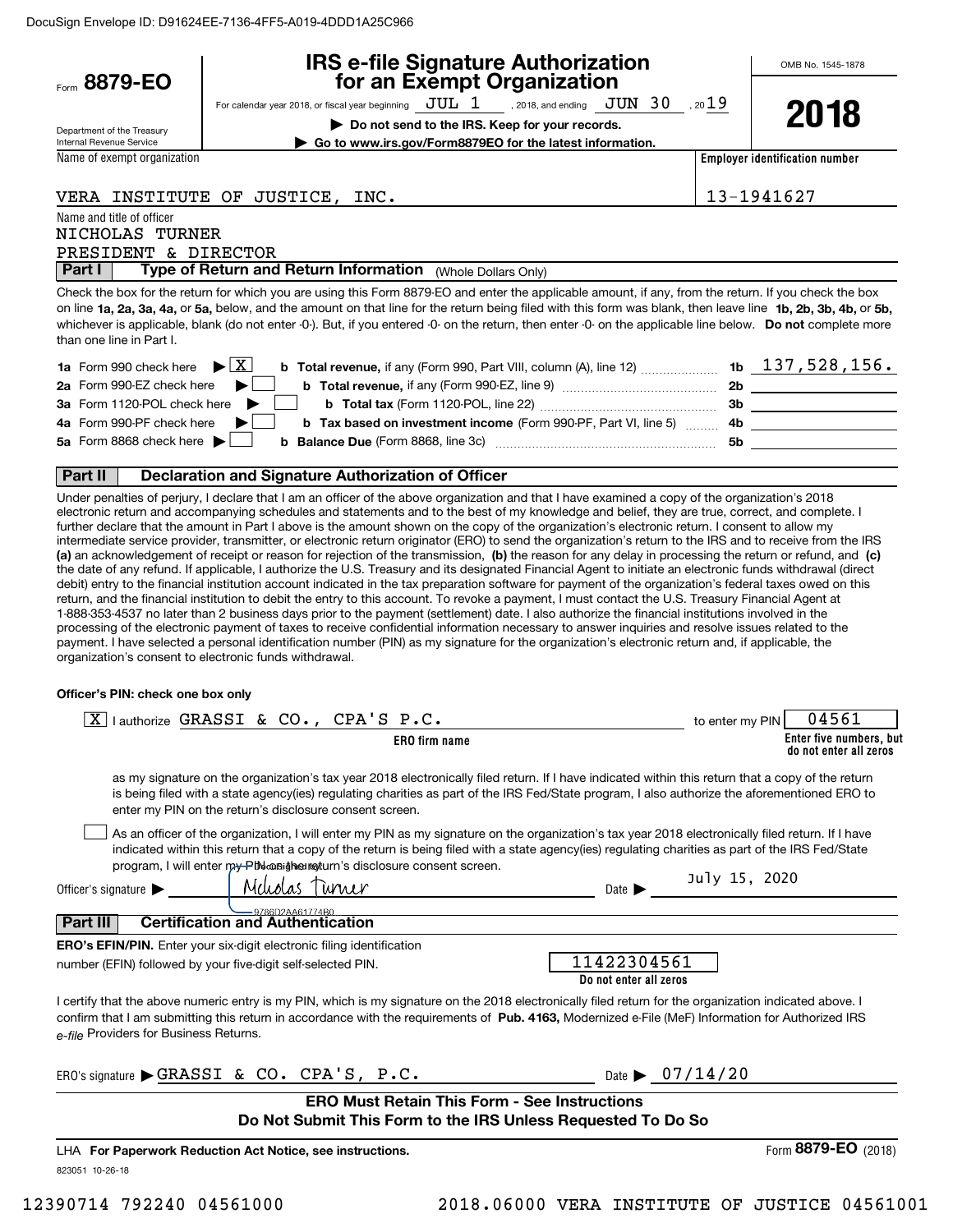DocuSign Envelope ID: D91624EE-7136-4FF5-A019-4DDD1A25C966

Form **8879-EO**

Department of the Treasury
Internal Revenue Service

# IRS e-file Signature Authorization for an Exempt Organization

For calendar year 2018, or fiscal year beginning JUL 1 , 2018, and ending JUN 30 , 2019

**▶ Do not send to the IRS. Keep for your records.**

**▶ Go to www.irs.gov/Form8879EO for the latest information.**

OMB No. 1545-1878

**2018**

| Name of exempt organization | Employer identification number |
|---|---|
| VERA INSTITUTE OF JUSTICE, INC. | 13-1941627 |

Name and title of officer
NICHOLAS TURNER
PRESIDENT & DIRECTOR

## Part I Type of Return and Return Information (Whole Dollars Only)

Check the box for the return for which you are using this Form 8879-EO and enter the applicable amount, if any, from the return. If you check the box on line **1a, 2a, 3a, 4a,** or **5a,** below, and the amount on that line for the return being filed with this form was blank, then leave line **1b, 2b, 3b, 4b,** or **5b,** whichever is applicable, blank (do not enter -0-). But, if you entered -0- on the return, then enter -0- on the applicable line below. **Do not** complete more than one line in Part I.

| | | | |
|---|---|---|---|
| **1a** Form 990 check here ▶ [X] | **b Total revenue,** if any (Form 990, Part VIII, column (A), line 12) | **1b** | 137,528,156. |
| **2a** Form 990-EZ check here ▶ [ ] | **b Total revenue,** if any (Form 990-EZ, line 9) | **2b** | |
| **3a** Form 1120-POL check here ▶ [ ] | **b Total tax** (Form 1120-POL, line 22) | **3b** | |
| **4a** Form 990-PF check here ▶ [ ] | **b Tax based on investment income** (Form 990-PF, Part VI, line 5) | **4b** | |
| **5a** Form 8868 check here ▶ [ ] | **b Balance Due** (Form 8868, line 3c) | **5b** | |

## Part II Declaration and Signature Authorization of Officer

Under penalties of perjury, I declare that I am an officer of the above organization and that I have examined a copy of the organization's 2018 electronic return and accompanying schedules and statements and to the best of my knowledge and belief, they are true, correct, and complete. I further declare that the amount in Part I above is the amount shown on the copy of the organization's electronic return. I consent to allow my intermediate service provider, transmitter, or electronic return originator (ERO) to send the organization's return to the IRS and to receive from the IRS **(a)** an acknowledgement of receipt or reason for rejection of the transmission, **(b)** the reason for any delay in processing the return or refund, and **(c)** the date of any refund. If applicable, I authorize the U.S. Treasury and its designated Financial Agent to initiate an electronic funds withdrawal (direct debit) entry to the financial institution account indicated in the tax preparation software for payment of the organization's federal taxes owed on this return, and the financial institution to debit the entry to this account. To revoke a payment, I must contact the U.S. Treasury Financial Agent at 1-888-353-4537 no later than 2 business days prior to the payment (settlement) date. I also authorize the financial institutions involved in the processing of the electronic payment of taxes to receive confidential information necessary to answer inquiries and resolve issues related to the payment. I have selected a personal identification number (PIN) as my signature for the organization's electronic return and, if applicable, the organization's consent to electronic funds withdrawal.

**Officer's PIN: check one box only**

[X] I authorize GRASSI & CO., CPA'S P.C. (ERO firm name) to enter my PIN 04561 (Enter five numbers, but do not enter all zeros)

as my signature on the organization's tax year 2018 electronically filed return. If I have indicated within this return that a copy of the return is being filed with a state agency(ies) regulating charities as part of the IRS Fed/State program, I also authorize the aforementioned ERO to enter my PIN on the return's disclosure consent screen.

[ ] As an officer of the organization, I will enter my PIN as my signature on the organization's tax year 2018 electronically filed return. If I have indicated within this return that a copy of the return is being filed with a state agency(ies) regulating charities as part of the IRS Fed/State program, I will enter my PIN on the return's disclosure consent screen.

Officer's signature ▶ Nicholas Turner (DocuSigned by: 9786D2AA61774B0) Date ▶ July 15, 2020

## Part III Certification and Authentication

**ERO's EFIN/PIN.** Enter your six-digit electronic filing identification number (EFIN) followed by your five-digit self-selected PIN. 11422304561 (Do not enter all zeros)

I certify that the above numeric entry is my PIN, which is my signature on the 2018 electronically filed return for the organization indicated above. I confirm that I am submitting this return in accordance with the requirements of **Pub. 4163,** Modernized e-File (MeF) Information for Authorized IRS *e-file* Providers for Business Returns.

ERO's signature ▶ GRASSI & CO. CPA'S, P.C. Date ▶ 07/14/20

**ERO Must Retain This Form - See Instructions**
**Do Not Submit This Form to the IRS Unless Requested To Do So**

LHA **For Paperwork Reduction Act Notice, see instructions.** Form **8879-EO** (2018)

823051 10-26-18

12390714 792240 04561000 2018.06000 VERA INSTITUTE OF JUSTICE 04561001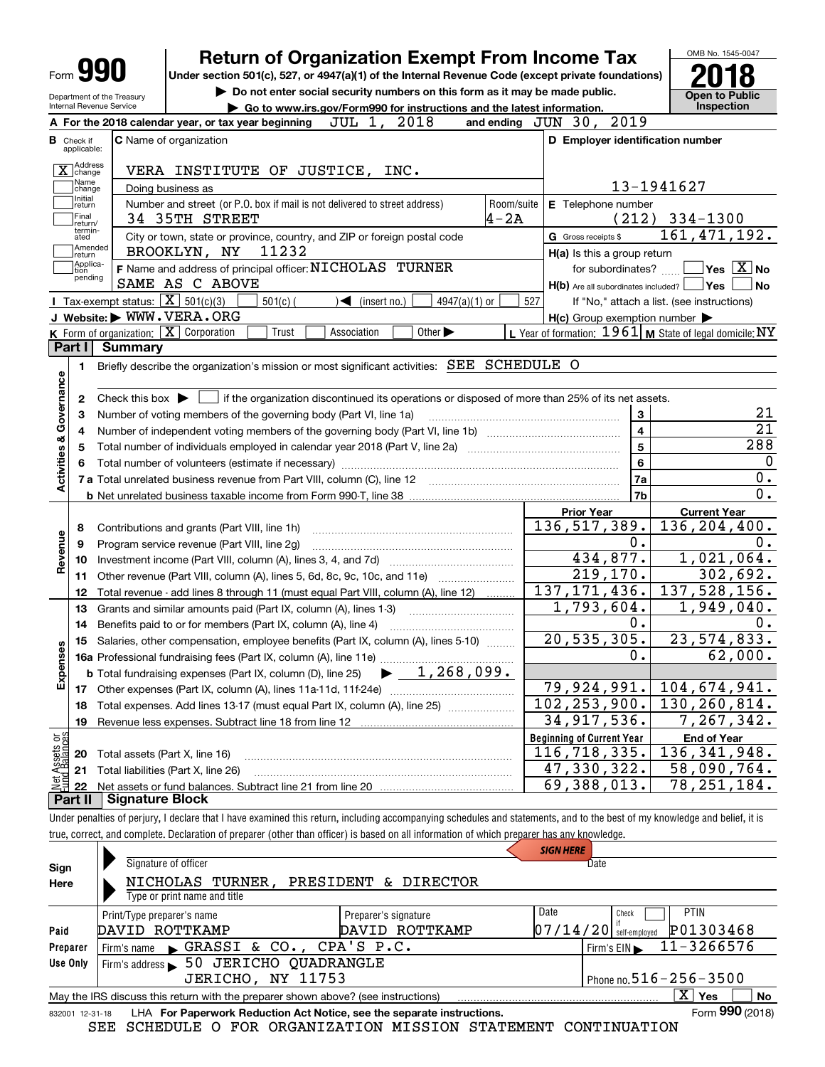Form **990**

# Return of Organization Exempt From Income Tax

**Under section 501(c), 527, or 4947(a)(1) of the Internal Revenue Code (except private foundations)**

▶ Do not enter social security numbers on this form as it may be made public.

▶ Go to www.irs.gov/Form990 for instructions and the latest information.

OMB No. 1545-0047

**2018**

**Open to Public Inspection**

Department of the Treasury
Internal Revenue Service

**A** For the 2018 calendar year, or tax year beginning JUL 1, 2018 and ending JUN 30, 2019

**B** Check if applicable:
- [X] Address change
- [ ] Name change
- [ ] Initial return
- [ ] Final return/terminated
- [ ] Amended return
- [ ] Application pending

**C** Name of organization: VERA INSTITUTE OF JUSTICE, INC.

Doing business as

Number and street (or P.O. box if mail is not delivered to street address): 34 35TH STREET — Room/suite: 4-2A

City or town, state or province, country, and ZIP or foreign postal code: BROOKLYN, NY 11232

**F** Name and address of principal officer: NICHOLAS TURNER, SAME AS C ABOVE

**D** Employer identification number: 13-1941627

**E** Telephone number: (212) 334-1300

**G** Gross receipts $ 161,471,192.

**H(a)** Is this a group return for subordinates? [ ] Yes [X] No

**H(b)** Are all subordinates included? [ ] Yes [ ] No — If "No," attach a list. (see instructions)

**H(c)** Group exemption number ▶

**I** Tax-exempt status: [X] 501(c)(3) [ ] 501(c) ( ) ◀ (insert no.) [ ] 4947(a)(1) or [ ] 527

**J** Website: ▶ WWW.VERA.ORG

**K** Form of organization: [X] Corporation [ ] Trust [ ] Association [ ] Other ▶

**L** Year of formation: 1961 **M** State of legal domicile: NY

## Part I Summary

**Activities & Governance**

1. Briefly describe the organization's mission or most significant activities: SEE SCHEDULE O
2. Check this box ▶ [ ] if the organization discontinued its operations or disposed of more than 25% of its net assets.

| | | | |
|---|---|---|---|
| 3 | Number of voting members of the governing body (Part VI, line 1a) | 3 | 21 |
| 4 | Number of independent voting members of the governing body (Part VI, line 1b) | 4 | 21 |
| 5 | Total number of individuals employed in calendar year 2018 (Part V, line 2a) | 5 | 288 |
| 6 | Total number of volunteers (estimate if necessary) | 6 | 0 |
| 7a | Total unrelated business revenue from Part VIII, column (C), line 12 | 7a | 0. |
| b | Net unrelated business taxable income from Form 990-T, line 38 | 7b | 0. |

| | | Prior Year | Current Year |
|---|---|---|---|
| **Revenue** | | | |
| 8 | Contributions and grants (Part VIII, line 1h) | 136,517,389. | 136,204,400. |
| 9 | Program service revenue (Part VIII, line 2g) | 0. | 0. |
| 10 | Investment income (Part VIII, column (A), lines 3, 4, and 7d) | 434,877. | 1,021,064. |
| 11 | Other revenue (Part VIII, column (A), lines 5, 6d, 8c, 9c, 10c, and 11e) | 219,170. | 302,692. |
| 12 | Total revenue - add lines 8 through 11 (must equal Part VIII, column (A), line 12) | 137,171,436. | 137,528,156. |
| **Expenses** | | | |
| 13 | Grants and similar amounts paid (Part IX, column (A), lines 1-3) | 1,793,604. | 1,949,040. |
| 14 | Benefits paid to or for members (Part IX, column (A), line 4) | 0. | 0. |
| 15 | Salaries, other compensation, employee benefits (Part IX, column (A), lines 5-10) | 20,535,305. | 23,574,833. |
| 16a | Professional fundraising fees (Part IX, column (A), line 11e) | 0. | 62,000. |
| b | Total fundraising expenses (Part IX, column (D), line 25) ▶ 1,268,099. | | |
| 17 | Other expenses (Part IX, column (A), lines 11a-11d, 11f-24e) | 79,924,991. | 104,674,941. |
| 18 | Total expenses. Add lines 13-17 (must equal Part IX, column (A), line 25) | 102,253,900. | 130,260,814. |
| 19 | Revenue less expenses. Subtract line 18 from line 12 | 34,917,536. | 7,267,342. |

| **Net Assets or Fund Balances** | | Beginning of Current Year | End of Year |
|---|---|---|---|
| 20 | Total assets (Part X, line 16) | 116,718,335. | 136,341,948. |
| 21 | Total liabilities (Part X, line 26) | 47,330,322. | 58,090,764. |
| 22 | Net assets or fund balances. Subtract line 21 from line 20 | 69,388,013. | 78,251,184. |

## Part II Signature Block

Under penalties of perjury, I declare that I have examined this return, including accompanying schedules and statements, and to the best of my knowledge and belief, it is true, correct, and complete. Declaration of preparer (other than officer) is based on all information of which preparer has any knowledge.

**Sign Here**

Signature of officer — Date

NICHOLAS TURNER, PRESIDENT & DIRECTOR
Type or print name and title

**Paid Preparer Use Only**

| Print/Type preparer's name | Preparer's signature | Date | Check [ ] if self-employed | PTIN |
|---|---|---|---|---|
| DAVID ROTTKAMP | DAVID ROTTKAMP | 07/14/20 | | P01303468 |

Firm's name ▶ GRASSI & CO., CPA'S P.C. — Firm's EIN ▶ 11-3266576

Firm's address ▶ 50 JERICHO QUADRANGLE, JERICHO, NY 11753 — Phone no. 516-256-3500

May the IRS discuss this return with the preparer shown above? (see instructions) [X] Yes [ ] No

832001 12-31-18 LHA For Paperwork Reduction Act Notice, see the separate instructions. Form **990** (2018)

SEE SCHEDULE O FOR ORGANIZATION MISSION STATEMENT CONTINUATION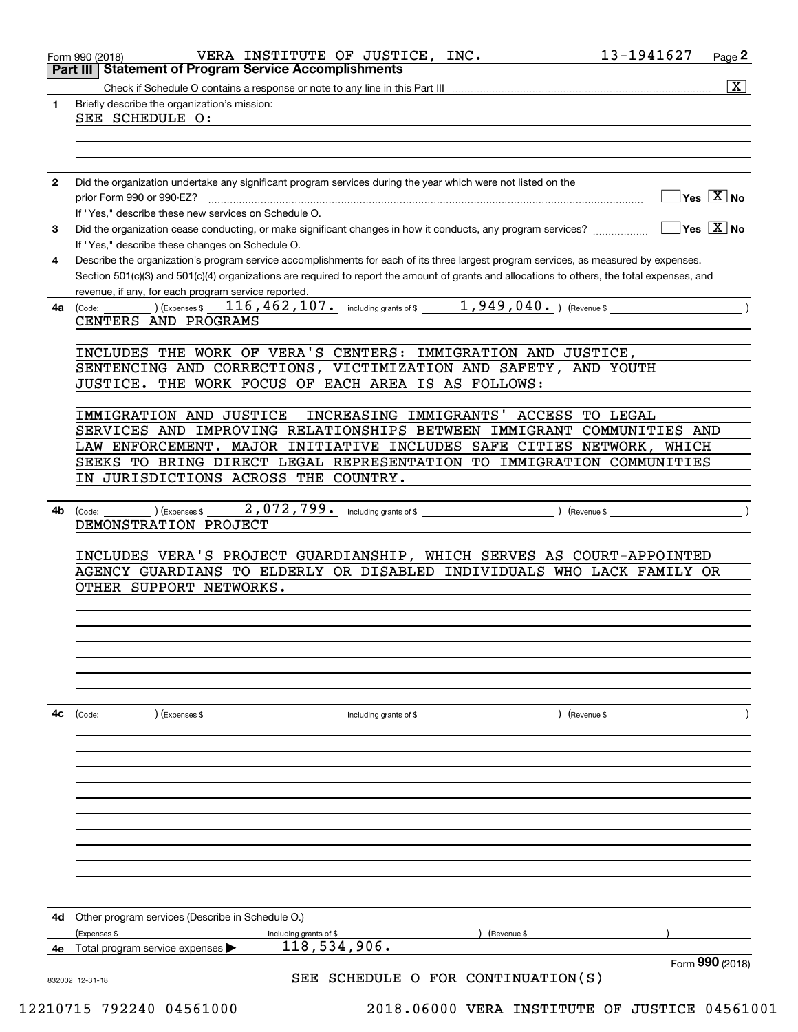Form 990 (2018) VERA INSTITUTE OF JUSTICE, INC. 13-1941627 Page **2**

## Part III Statement of Program Service Accomplishments

Check if Schedule O contains a response or note to any line in this Part III .......... [X]

**1** Briefly describe the organization's mission:

SEE SCHEDULE O:

**2** Did the organization undertake any significant program services during the year which were not listed on the prior Form 990 or 990-EZ? .......... [ ] Yes [X] No

If "Yes," describe these new services on Schedule O.

**3** Did the organization cease conducting, or make significant changes in how it conducts, any program services? .......... [ ] Yes [X] No

If "Yes," describe these changes on Schedule O.

**4** Describe the organization's program service accomplishments for each of its three largest program services, as measured by expenses. Section 501(c)(3) and 501(c)(4) organizations are required to report the amount of grants and allocations to others, the total expenses, and revenue, if any, for each program service reported.

**4a** (Code: ) (Expenses $ 116,462,107. including grants of $ 1,949,040. ) (Revenue $ )

CENTERS AND PROGRAMS

INCLUDES THE WORK OF VERA'S CENTERS: IMMIGRATION AND JUSTICE, SENTENCING AND CORRECTIONS, VICTIMIZATION AND SAFETY, AND YOUTH JUSTICE. THE WORK FOCUS OF EACH AREA IS AS FOLLOWS:

IMMIGRATION AND JUSTICE INCREASING IMMIGRANTS' ACCESS TO LEGAL SERVICES AND IMPROVING RELATIONSHIPS BETWEEN IMMIGRANT COMMUNITIES AND LAW ENFORCEMENT. MAJOR INITIATIVE INCLUDES SAFE CITIES NETWORK, WHICH SEEKS TO BRING DIRECT LEGAL REPRESENTATION TO IMMIGRATION COMMUNITIES IN JURISDICTIONS ACROSS THE COUNTRY.

**4b** (Code: ) (Expenses $ 2,072,799. including grants of $ ) (Revenue $ )

DEMONSTRATION PROJECT

INCLUDES VERA'S PROJECT GUARDIANSHIP, WHICH SERVES AS COURT-APPOINTED AGENCY GUARDIANS TO ELDERLY OR DISABLED INDIVIDUALS WHO LACK FAMILY OR OTHER SUPPORT NETWORKS.

**4c** (Code: ) (Expenses $ including grants of $ ) (Revenue $ )

**4d** Other program services (Describe in Schedule O.)

(Expenses $ including grants of $ ) (Revenue $ )

**4e** Total program service expenses ▶ 118,534,906.

Form **990** (2018)

SEE SCHEDULE O FOR CONTINUATION(S)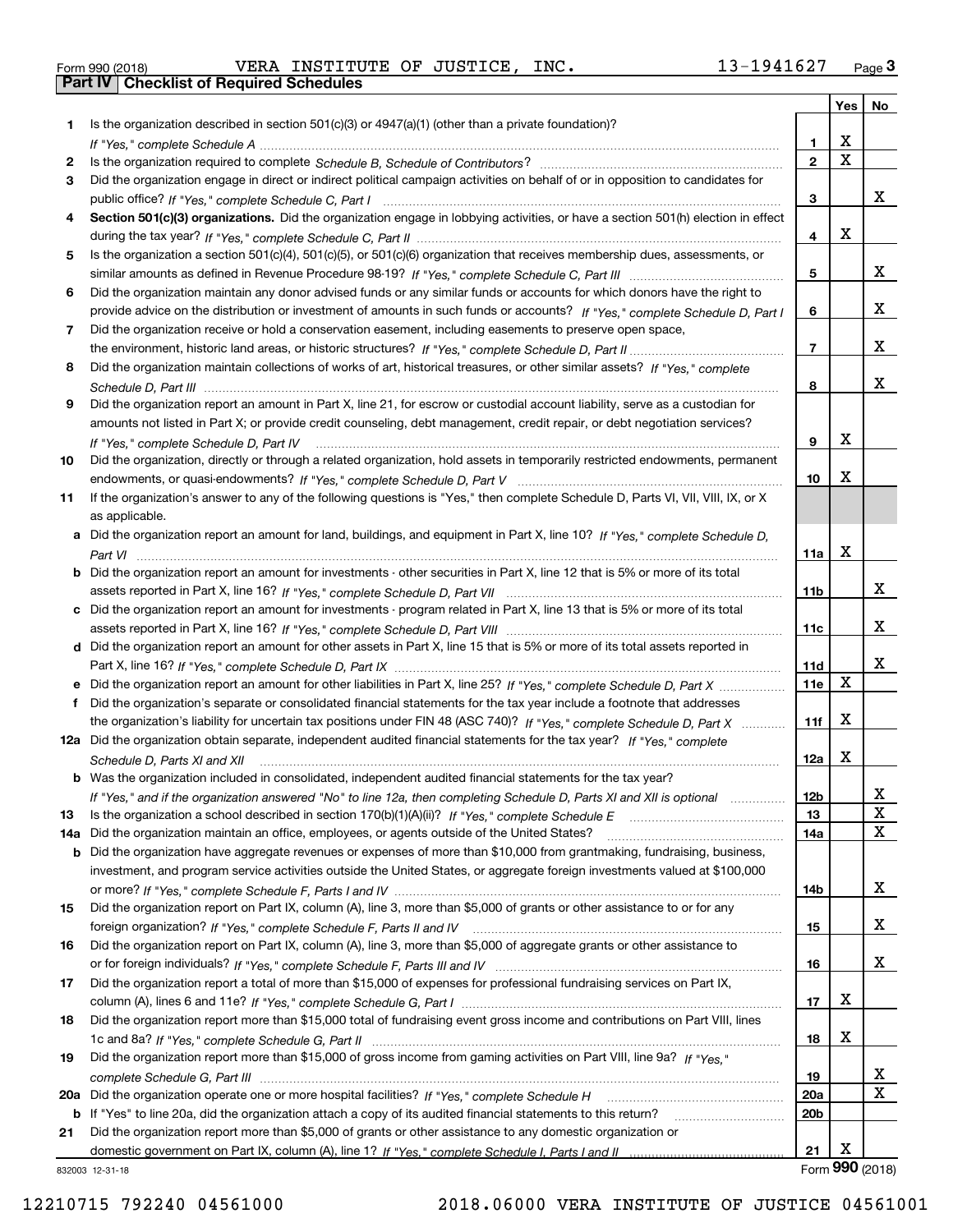Form 990 (2018) VERA INSTITUTE OF JUSTICE, INC. 13-1941627 Page 3

## Part IV Checklist of Required Schedules

| | | | Yes | No |
|---|---|---|---|---|
| 1 | Is the organization described in section 501(c)(3) or 4947(a)(1) (other than a private foundation)? *If "Yes," complete Schedule A* | 1 | X | |
| 2 | Is the organization required to complete *Schedule B, Schedule of Contributors*? | 2 | X | |
| 3 | Did the organization engage in direct or indirect political campaign activities on behalf of or in opposition to candidates for public office? *If "Yes," complete Schedule C, Part I* | 3 | | X |
| 4 | **Section 501(c)(3) organizations.** Did the organization engage in lobbying activities, or have a section 501(h) election in effect during the tax year? *If "Yes," complete Schedule C, Part II* | 4 | X | |
| 5 | Is the organization a section 501(c)(4), 501(c)(5), or 501(c)(6) organization that receives membership dues, assessments, or similar amounts as defined in Revenue Procedure 98-19? *If "Yes," complete Schedule C, Part III* | 5 | | X |
| 6 | Did the organization maintain any donor advised funds or any similar funds or accounts for which donors have the right to provide advice on the distribution or investment of amounts in such funds or accounts? *If "Yes," complete Schedule D, Part I* | 6 | | X |
| 7 | Did the organization receive or hold a conservation easement, including easements to preserve open space, the environment, historic land areas, or historic structures? *If "Yes," complete Schedule D, Part II* | 7 | | X |
| 8 | Did the organization maintain collections of works of art, historical treasures, or other similar assets? *If "Yes," complete Schedule D, Part III* | 8 | | X |
| 9 | Did the organization report an amount in Part X, line 21, for escrow or custodial account liability, serve as a custodian for amounts not listed in Part X; or provide credit counseling, debt management, credit repair, or debt negotiation services? *If "Yes," complete Schedule D, Part IV* | 9 | X | |
| 10 | Did the organization, directly or through a related organization, hold assets in temporarily restricted endowments, permanent endowments, or quasi-endowments? *If "Yes," complete Schedule D, Part V* | 10 | X | |
| 11 | If the organization's answer to any of the following questions is "Yes," then complete Schedule D, Parts VI, VII, VIII, IX, or X as applicable. | | | |
| a | Did the organization report an amount for land, buildings, and equipment in Part X, line 10? *If "Yes," complete Schedule D, Part VI* | 11a | X | |
| b | Did the organization report an amount for investments - other securities in Part X, line 12 that is 5% or more of its total assets reported in Part X, line 16? *If "Yes," complete Schedule D, Part VII* | 11b | | X |
| c | Did the organization report an amount for investments - program related in Part X, line 13 that is 5% or more of its total assets reported in Part X, line 16? *If "Yes," complete Schedule D, Part VIII* | 11c | | X |
| d | Did the organization report an amount for other assets in Part X, line 15 that is 5% or more of its total assets reported in Part X, line 16? *If "Yes," complete Schedule D, Part IX* | 11d | | X |
| e | Did the organization report an amount for other liabilities in Part X, line 25? *If "Yes," complete Schedule D, Part X* | 11e | X | |
| f | Did the organization's separate or consolidated financial statements for the tax year include a footnote that addresses the organization's liability for uncertain tax positions under FIN 48 (ASC 740)? *If "Yes," complete Schedule D, Part X* | 11f | X | |
| 12a | Did the organization obtain separate, independent audited financial statements for the tax year? *If "Yes," complete Schedule D, Parts XI and XII* | 12a | X | |
| b | Was the organization included in consolidated, independent audited financial statements for the tax year? *If "Yes," and if the organization answered "No" to line 12a, then completing Schedule D, Parts XI and XII is optional* | 12b | | X |
| 13 | Is the organization a school described in section 170(b)(1)(A)(ii)? *If "Yes," complete Schedule E* | 13 | | X |
| 14a | Did the organization maintain an office, employees, or agents outside of the United States? | 14a | | X |
| b | Did the organization have aggregate revenues or expenses of more than $10,000 from grantmaking, fundraising, business, investment, and program service activities outside the United States, or aggregate foreign investments valued at $100,000 or more? *If "Yes," complete Schedule F, Parts I and IV* | 14b | | X |
| 15 | Did the organization report on Part IX, column (A), line 3, more than $5,000 of grants or other assistance to or for any foreign organization? *If "Yes," complete Schedule F, Parts II and IV* | 15 | | X |
| 16 | Did the organization report on Part IX, column (A), line 3, more than $5,000 of aggregate grants or other assistance to or for foreign individuals? *If "Yes," complete Schedule F, Parts III and IV* | 16 | | X |
| 17 | Did the organization report a total of more than $15,000 of expenses for professional fundraising services on Part IX, column (A), lines 6 and 11e? *If "Yes," complete Schedule G, Part I* | 17 | X | |
| 18 | Did the organization report more than $15,000 total of fundraising event gross income and contributions on Part VIII, lines 1c and 8a? *If "Yes," complete Schedule G, Part II* | 18 | X | |
| 19 | Did the organization report more than $15,000 of gross income from gaming activities on Part VIII, line 9a? *If "Yes," complete Schedule G, Part III* | 19 | | X |
| 20a | Did the organization operate one or more hospital facilities? *If "Yes," complete Schedule H* | 20a | | X |
| b | If "Yes" to line 20a, did the organization attach a copy of its audited financial statements to this return? | 20b | | |
| 21 | Did the organization report more than $5,000 of grants or other assistance to any domestic organization or domestic government on Part IX, column (A), line 1? *If "Yes," complete Schedule I, Parts I and II* | 21 | X | |

832003 12-31-18 Form 990 (2018)

12210715 792240 04561000 2018.06000 VERA INSTITUTE OF JUSTICE 04561001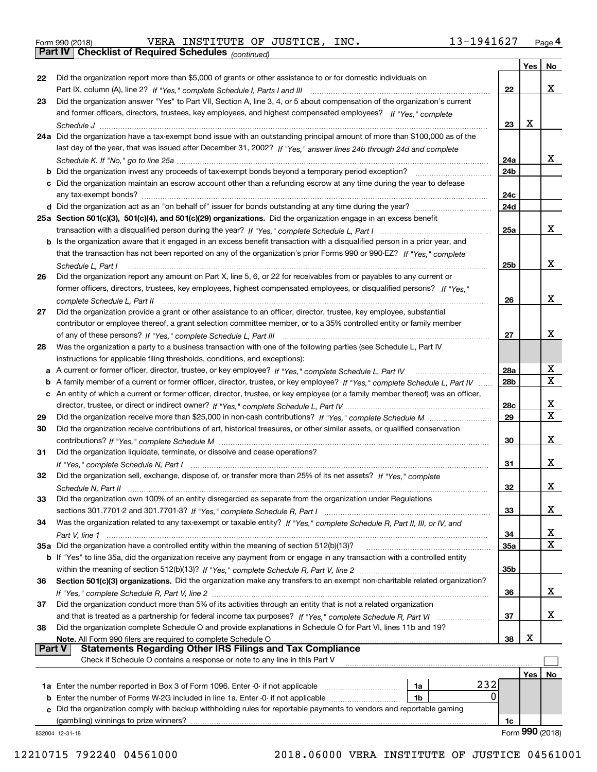Form 990 (2018) VERA INSTITUTE OF JUSTICE, INC. 13-1941627 Page 4

**Part IV | Checklist of Required Schedules** *(continued)*

| | | | Yes | No |
|---|---|---|---|---|
| 22 | Did the organization report more than $5,000 of grants or other assistance to or for domestic individuals on Part IX, column (A), line 2? *If "Yes," complete Schedule I, Parts I and III* | 22 | | X |
| 23 | Did the organization answer "Yes" to Part VII, Section A, line 3, 4, or 5 about compensation of the organization's current and former officers, directors, trustees, key employees, and highest compensated employees? *If "Yes," complete Schedule J* | 23 | X | |
| 24a | Did the organization have a tax-exempt bond issue with an outstanding principal amount of more than $100,000 as of the last day of the year, that was issued after December 31, 2002? *If "Yes," answer lines 24b through 24d and complete Schedule K. If "No," go to line 25a* | 24a | | X |
| b | Did the organization invest any proceeds of tax-exempt bonds beyond a temporary period exception? | 24b | | |
| c | Did the organization maintain an escrow account other than a refunding escrow at any time during the year to defease any tax-exempt bonds? | 24c | | |
| d | Did the organization act as an "on behalf of" issuer for bonds outstanding at any time during the year? | 24d | | |
| 25a | **Section 501(c)(3), 501(c)(4), and 501(c)(29) organizations.** Did the organization engage in an excess benefit transaction with a disqualified person during the year? *If "Yes," complete Schedule L, Part I* | 25a | | X |
| b | Is the organization aware that it engaged in an excess benefit transaction with a disqualified person in a prior year, and that the transaction has not been reported on any of the organization's prior Forms 990 or 990-EZ? *If "Yes," complete Schedule L, Part I* | 25b | | X |
| 26 | Did the organization report any amount on Part X, line 5, 6, or 22 for receivables from or payables to any current or former officers, directors, trustees, key employees, highest compensated employees, or disqualified persons? *If "Yes," complete Schedule L, Part II* | 26 | | X |
| 27 | Did the organization provide a grant or other assistance to an officer, director, trustee, key employee, substantial contributor or employee thereof, a grant selection committee member, or to a 35% controlled entity or family member of any of these persons? *If "Yes," complete Schedule L, Part III* | 27 | | X |
| 28 | Was the organization a party to a business transaction with one of the following parties (see Schedule L, Part IV instructions for applicable filing thresholds, conditions, and exceptions): | | | |
| a | A current or former officer, director, trustee, or key employee? *If "Yes," complete Schedule L, Part IV* | 28a | | X |
| b | A family member of a current or former officer, director, trustee, or key employee? *If "Yes," complete Schedule L, Part IV* | 28b | | X |
| c | An entity of which a current or former officer, director, trustee, or key employee (or a family member thereof) was an officer, director, trustee, or direct or indirect owner? *If "Yes," complete Schedule L, Part IV* | 28c | | X |
| 29 | Did the organization receive more than $25,000 in non-cash contributions? *If "Yes," complete Schedule M* | 29 | | X |
| 30 | Did the organization receive contributions of art, historical treasures, or other similar assets, or qualified conservation contributions? *If "Yes," complete Schedule M* | 30 | | X |
| 31 | Did the organization liquidate, terminate, or dissolve and cease operations? *If "Yes," complete Schedule N, Part I* | 31 | | X |
| 32 | Did the organization sell, exchange, dispose of, or transfer more than 25% of its net assets? *If "Yes," complete Schedule N, Part II* | 32 | | X |
| 33 | Did the organization own 100% of an entity disregarded as separate from the organization under Regulations sections 301.7701-2 and 301.7701-3? *If "Yes," complete Schedule R, Part I* | 33 | | X |
| 34 | Was the organization related to any tax-exempt or taxable entity? *If "Yes," complete Schedule R, Part II, III, or IV, and Part V, line 1* | 34 | | X |
| 35a | Did the organization have a controlled entity within the meaning of section 512(b)(13)? | 35a | | X |
| b | If "Yes" to line 35a, did the organization receive any payment from or engage in any transaction with a controlled entity within the meaning of section 512(b)(13)? *If "Yes," complete Schedule R, Part V, line 2* | 35b | | |
| 36 | **Section 501(c)(3) organizations.** Did the organization make any transfers to an exempt non-charitable related organization? *If "Yes," complete Schedule R, Part V, line 2* | 36 | | X |
| 37 | Did the organization conduct more than 5% of its activities through an entity that is not a related organization and that is treated as a partnership for federal income tax purposes? *If "Yes," complete Schedule R, Part VI* | 37 | | X |
| 38 | Did the organization complete Schedule O and provide explanations in Schedule O for Part VI, lines 11b and 19? **Note.** All Form 990 filers are required to complete Schedule O | 38 | X | |

**Part V | Statements Regarding Other IRS Filings and Tax Compliance**

Check if Schedule O contains a response or note to any line in this Part V ☐

| | | | | | Yes | No |
|---|---|---|---|---|---|---|
| 1a | Enter the number reported in Box 3 of Form 1096. Enter -0- if not applicable | 1a | 232 | | | |
| b | Enter the number of Forms W-2G included in line 1a. Enter -0- if not applicable | 1b | 0 | | | |
| c | Did the organization comply with backup withholding rules for reportable payments to vendors and reportable gaming (gambling) winnings to prize winners? | | | 1c | | |

832004 12-31-18 Form **990** (2018)

12210715 792240 04561000 2018.06000 VERA INSTITUTE OF JUSTICE 04561001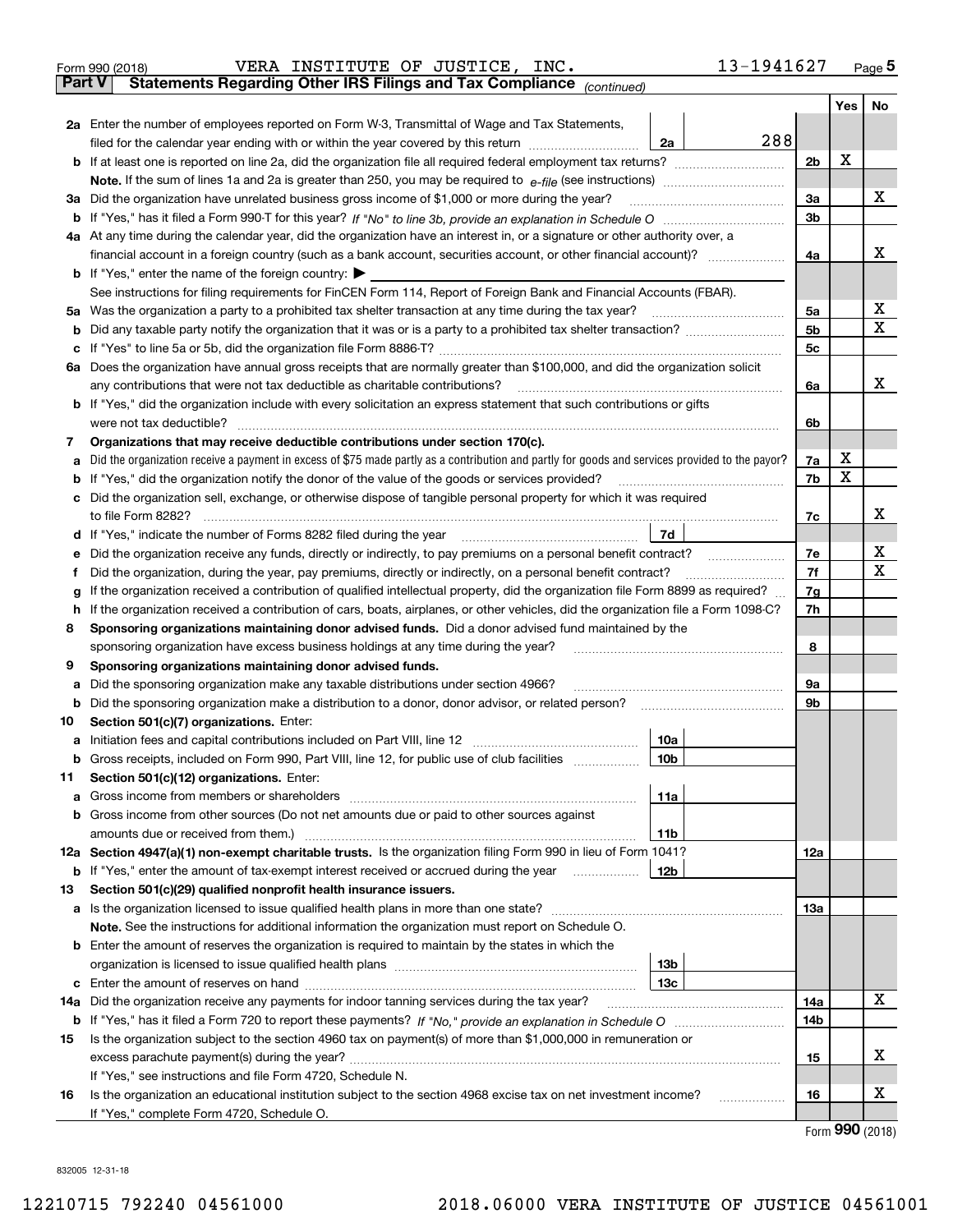Form 990 (2018) VERA INSTITUTE OF JUSTICE, INC. 13-1941627 Page 5

**Part V Statements Regarding Other IRS Filings and Tax Compliance** *(continued)*

| | | | | Yes | No |
|---|---|---|---|---|---|
| **2a** | Enter the number of employees reported on Form W-3, Transmittal of Wage and Tax Statements, filed for the calendar year ending with or within the year covered by this return | 2a 288 | | | |
| **b** | If at least one is reported on line 2a, did the organization file all required federal employment tax returns? | | 2b | X | |
| | **Note.** If the sum of lines 1a and 2a is greater than 250, you may be required to *e-file* (see instructions) | | | | |
| **3a** | Did the organization have unrelated business gross income of $1,000 or more during the year? | | 3a | | X |
| **b** | If "Yes," has it filed a Form 990-T for this year? *If "No" to line 3b, provide an explanation in Schedule O* | | 3b | | |
| **4a** | At any time during the calendar year, did the organization have an interest in, or a signature or other authority over, a financial account in a foreign country (such as a bank account, securities account, or other financial account)? | | 4a | | X |
| **b** | If "Yes," enter the name of the foreign country: ▶ | | | | |
| | See instructions for filing requirements for FinCEN Form 114, Report of Foreign Bank and Financial Accounts (FBAR). | | | | |
| **5a** | Was the organization a party to a prohibited tax shelter transaction at any time during the tax year? | | 5a | | X |
| **b** | Did any taxable party notify the organization that it was or is a party to a prohibited tax shelter transaction? | | 5b | | X |
| **c** | If "Yes" to line 5a or 5b, did the organization file Form 8886-T? | | 5c | | |
| **6a** | Does the organization have annual gross receipts that are normally greater than $100,000, and did the organization solicit any contributions that were not tax deductible as charitable contributions? | | 6a | | X |
| **b** | If "Yes," did the organization include with every solicitation an express statement that such contributions or gifts were not tax deductible? | | 6b | | |
| **7** | **Organizations that may receive deductible contributions under section 170(c).** | | | | |
| **a** | Did the organization receive a payment in excess of $75 made partly as a contribution and partly for goods and services provided to the payor? | | 7a | X | |
| **b** | If "Yes," did the organization notify the donor of the value of the goods or services provided? | | 7b | X | |
| **c** | Did the organization sell, exchange, or otherwise dispose of tangible personal property for which it was required to file Form 8282? | | 7c | | X |
| **d** | If "Yes," indicate the number of Forms 8282 filed during the year | 7d | | | |
| **e** | Did the organization receive any funds, directly or indirectly, to pay premiums on a personal benefit contract? | | 7e | | X |
| **f** | Did the organization, during the year, pay premiums, directly or indirectly, on a personal benefit contract? | | 7f | | X |
| **g** | If the organization received a contribution of qualified intellectual property, did the organization file Form 8899 as required? | | 7g | | |
| **h** | If the organization received a contribution of cars, boats, airplanes, or other vehicles, did the organization file a Form 1098-C? | | 7h | | |
| **8** | **Sponsoring organizations maintaining donor advised funds.** Did a donor advised fund maintained by the sponsoring organization have excess business holdings at any time during the year? | | 8 | | |
| **9** | **Sponsoring organizations maintaining donor advised funds.** | | | | |
| **a** | Did the sponsoring organization make any taxable distributions under section 4966? | | 9a | | |
| **b** | Did the sponsoring organization make a distribution to a donor, donor advisor, or related person? | | 9b | | |
| **10** | **Section 501(c)(7) organizations.** Enter: | | | | |
| **a** | Initiation fees and capital contributions included on Part VIII, line 12 | 10a | | | |
| **b** | Gross receipts, included on Form 990, Part VIII, line 12, for public use of club facilities | 10b | | | |
| **11** | **Section 501(c)(12) organizations.** Enter: | | | | |
| **a** | Gross income from members or shareholders | 11a | | | |
| **b** | Gross income from other sources (Do not net amounts due or paid to other sources against amounts due or received from them.) | 11b | | | |
| **12a** | **Section 4947(a)(1) non-exempt charitable trusts.** Is the organization filing Form 990 in lieu of Form 1041? | | 12a | | |
| **b** | If "Yes," enter the amount of tax-exempt interest received or accrued during the year | 12b | | | |
| **13** | **Section 501(c)(29) qualified nonprofit health insurance issuers.** | | | | |
| **a** | Is the organization licensed to issue qualified health plans in more than one state? | | 13a | | |
| | **Note.** See the instructions for additional information the organization must report on Schedule O. | | | | |
| **b** | Enter the amount of reserves the organization is required to maintain by the states in which the organization is licensed to issue qualified health plans | 13b | | | |
| **c** | Enter the amount of reserves on hand | 13c | | | |
| **14a** | Did the organization receive any payments for indoor tanning services during the tax year? | | 14a | | X |
| **b** | If "Yes," has it filed a Form 720 to report these payments? *If "No," provide an explanation in Schedule O* | | 14b | | |
| **15** | Is the organization subject to the section 4960 tax on payment(s) of more than $1,000,000 in remuneration or excess parachute payment(s) during the year? | | 15 | | X |
| | If "Yes," see instructions and file Form 4720, Schedule N. | | | | |
| **16** | Is the organization an educational institution subject to the section 4968 excise tax on net investment income? | | 16 | | X |
| | If "Yes," complete Form 4720, Schedule O. | | | | |

Form **990** (2018)

832005 12-31-18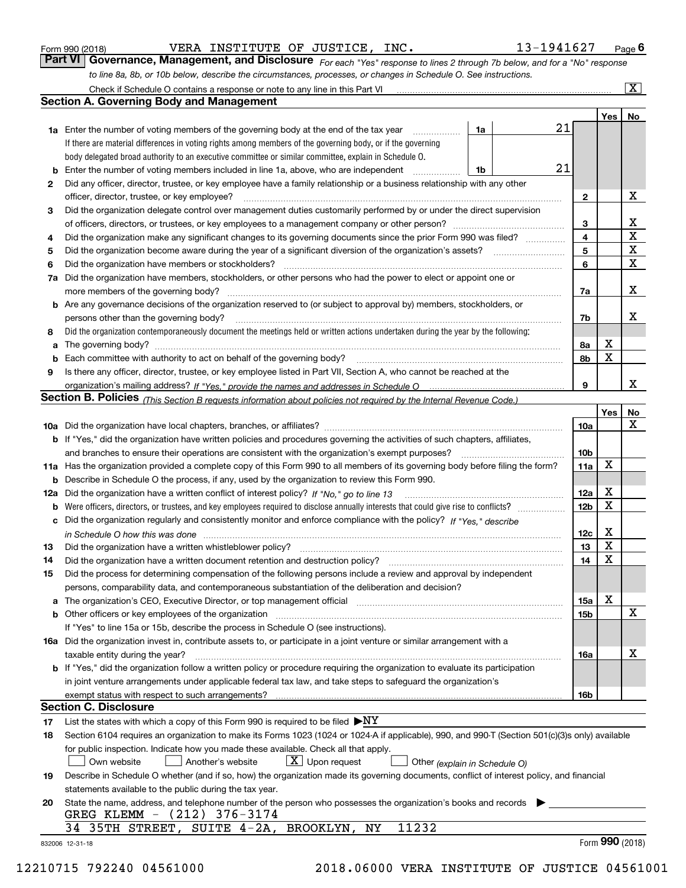Form 990 (2018) VERA INSTITUTE OF JUSTICE, INC. 13-1941627 Page 6

**Part VI Governance, Management, and Disclosure** *For each "Yes" response to lines 2 through 7b below, and for a "No" response to line 8a, 8b, or 10b below, describe the circumstances, processes, or changes in Schedule O. See instructions.*

Check if Schedule O contains a response or note to any line in this Part VI [X]

## Section A. Governing Body and Management

| | | | | | Yes | No |
|---|---|---|---|---|---|---|
| 1a | Enter the number of voting members of the governing body at the end of the tax year. If there are material differences in voting rights among members of the governing body, or if the governing body delegated broad authority to an executive committee or similar committee, explain in Schedule O. | 1a | 21 | | | |
| b | Enter the number of voting members included in line 1a, above, who are independent | 1b | 21 | | | |
| 2 | Did any officer, director, trustee, or key employee have a family relationship or a business relationship with any other officer, director, trustee, or key employee? | | | 2 | | X |
| 3 | Did the organization delegate control over management duties customarily performed by or under the direct supervision of officers, directors, or trustees, or key employees to a management company or other person? | | | 3 | | X |
| 4 | Did the organization make any significant changes to its governing documents since the prior Form 990 was filed? | | | 4 | | X |
| 5 | Did the organization become aware during the year of a significant diversion of the organization's assets? | | | 5 | | X |
| 6 | Did the organization have members or stockholders? | | | 6 | | X |
| 7a | Did the organization have members, stockholders, or other persons who had the power to elect or appoint one or more members of the governing body? | | | 7a | | X |
| b | Are any governance decisions of the organization reserved to (or subject to approval by) members, stockholders, or persons other than the governing body? | | | 7b | | X |
| 8 | Did the organization contemporaneously document the meetings held or written actions undertaken during the year by the following: | | | | | |
| a | The governing body? | | | 8a | X | |
| b | Each committee with authority to act on behalf of the governing body? | | | 8b | X | |
| 9 | Is there any officer, director, trustee, or key employee listed in Part VII, Section A, who cannot be reached at the organization's mailing address? *If "Yes," provide the names and addresses in Schedule O* | | | 9 | | X |

## Section B. Policies *(This Section B requests information about policies not required by the Internal Revenue Code.)*

| | | | Yes | No |
|---|---|---|---|---|
| 10a | Did the organization have local chapters, branches, or affiliates? | 10a | | X |
| b | If "Yes," did the organization have written policies and procedures governing the activities of such chapters, affiliates, and branches to ensure their operations are consistent with the organization's exempt purposes? | 10b | | |
| 11a | Has the organization provided a complete copy of this Form 990 to all members of its governing body before filing the form? | 11a | X | |
| b | Describe in Schedule O the process, if any, used by the organization to review this Form 990. | | | |
| 12a | Did the organization have a written conflict of interest policy? *If "No," go to line 13* | 12a | X | |
| b | Were officers, directors, or trustees, and key employees required to disclose annually interests that could give rise to conflicts? | 12b | X | |
| c | Did the organization regularly and consistently monitor and enforce compliance with the policy? *If "Yes," describe in Schedule O how this was done* | 12c | X | |
| 13 | Did the organization have a written whistleblower policy? | 13 | X | |
| 14 | Did the organization have a written document retention and destruction policy? | 14 | X | |
| 15 | Did the process for determining compensation of the following persons include a review and approval by independent persons, comparability data, and contemporaneous substantiation of the deliberation and decision? | | | |
| a | The organization's CEO, Executive Director, or top management official | 15a | X | |
| b | Other officers or key employees of the organization | 15b | | X |
| | If "Yes" to line 15a or 15b, describe the process in Schedule O (see instructions). | | | |
| 16a | Did the organization invest in, contribute assets to, or participate in a joint venture or similar arrangement with a taxable entity during the year? | 16a | | X |
| b | If "Yes," did the organization follow a written policy or procedure requiring the organization to evaluate its participation in joint venture arrangements under applicable federal tax law, and take steps to safeguard the organization's exempt status with respect to such arrangements? | 16b | | |

## Section C. Disclosure

17 List the states with which a copy of this Form 990 is required to be filed ▶NY

18 Section 6104 requires an organization to make its Forms 1023 (1024 or 1024-A if applicable), 990, and 990-T (Section 501(c)(3)s only) available for public inspection. Indicate how you made these available. Check all that apply.

[ ] Own website [ ] Another's website [X] Upon request [ ] Other *(explain in Schedule O)*

19 Describe in Schedule O whether (and if so, how) the organization made its governing documents, conflict of interest policy, and financial statements available to the public during the tax year.

20 State the name, address, and telephone number of the person who possesses the organization's books and records ▶

GREG KLEMM - (212) 376-3174
34 35TH STREET, SUITE 4-2A, BROOKLYN, NY 11232

832006 12-31-18 Form **990** (2018)

12210715 792240 04561000 2018.06000 VERA INSTITUTE OF JUSTICE 04561001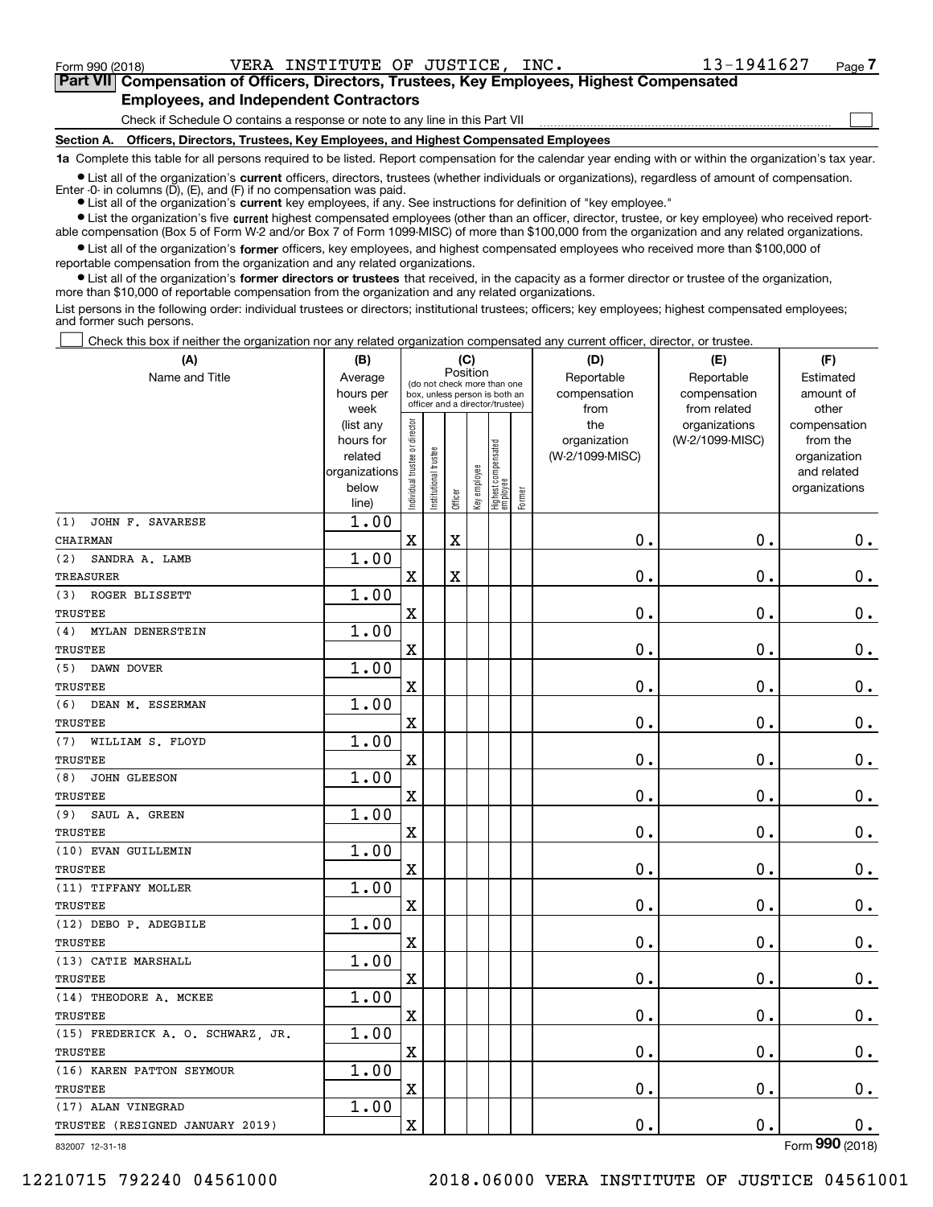Form 990 (2018) VERA INSTITUTE OF JUSTICE, INC. 13-1941627

## Part VII Compensation of Officers, Directors, Trustees, Key Employees, Highest Compensated Employees, and Independent Contractors

Check if Schedule O contains a response or note to any line in this Part VII

### Section A. Officers, Directors, Trustees, Key Employees, and Highest Compensated Employees

**1a** Complete this table for all persons required to be listed. Report compensation for the calendar year ending with or within the organization's tax year.

- List all of the organization's **current** officers, directors, trustees (whether individuals or organizations), regardless of amount of compensation. Enter -0- in columns (D), (E), and (F) if no compensation was paid.
- List all of the organization's **current** key employees, if any. See instructions for definition of "key employee."
- List the organization's five **current** highest compensated employees (other than an officer, director, trustee, or key employee) who received reportable compensation (Box 5 of Form W-2 and/or Box 7 of Form 1099-MISC) of more than $100,000 from the organization and any related organizations.
- List all of the organization's **former** officers, key employees, and highest compensated employees who received more than $100,000 of reportable compensation from the organization and any related organizations.
- List all of the organization's **former directors or trustees** that received, in the capacity as a former director or trustee of the organization, more than $10,000 of reportable compensation from the organization and any related organizations.

List persons in the following order: individual trustees or directors; institutional trustees; officers; key employees; highest compensated employees; and former such persons.

Check this box if neither the organization nor any related organization compensated any current officer, director, or trustee.

| (A) Name and Title | (B) Average hours per week (list any hours for related organizations below line) | (C) Position: Individual trustee or director | Institutional trustee | Officer | Key employee | Highest compensated employee | Former | (D) Reportable compensation from the organization (W-2/1099-MISC) | (E) Reportable compensation from related organizations (W-2/1099-MISC) | (F) Estimated amount of other compensation from the organization and related organizations |
|---|---|---|---|---|---|---|---|---|---|---|
| (1) JOHN F. SAVARESE<br>CHAIRMAN | 1.00 | X | | X | | | | 0. | 0. | 0. |
| (2) SANDRA A. LAMB<br>TREASURER | 1.00 | X | | X | | | | 0. | 0. | 0. |
| (3) ROGER BLISSETT<br>TRUSTEE | 1.00 | X | | | | | | 0. | 0. | 0. |
| (4) MYLAN DENERSTEIN<br>TRUSTEE | 1.00 | X | | | | | | 0. | 0. | 0. |
| (5) DAWN DOVER<br>TRUSTEE | 1.00 | X | | | | | | 0. | 0. | 0. |
| (6) DEAN M. ESSERMAN<br>TRUSTEE | 1.00 | X | | | | | | 0. | 0. | 0. |
| (7) WILLIAM S. FLOYD<br>TRUSTEE | 1.00 | X | | | | | | 0. | 0. | 0. |
| (8) JOHN GLEESON<br>TRUSTEE | 1.00 | X | | | | | | 0. | 0. | 0. |
| (9) SAUL A. GREEN<br>TRUSTEE | 1.00 | X | | | | | | 0. | 0. | 0. |
| (10) EVAN GUILLEMIN<br>TRUSTEE | 1.00 | X | | | | | | 0. | 0. | 0. |
| (11) TIFFANY MOLLER<br>TRUSTEE | 1.00 | X | | | | | | 0. | 0. | 0. |
| (12) DEBO P. ADEGBILE<br>TRUSTEE | 1.00 | X | | | | | | 0. | 0. | 0. |
| (13) CATIE MARSHALL<br>TRUSTEE | 1.00 | X | | | | | | 0. | 0. | 0. |
| (14) THEODORE A. MCKEE<br>TRUSTEE | 1.00 | X | | | | | | 0. | 0. | 0. |
| (15) FREDERICK A. O. SCHWARZ, JR.<br>TRUSTEE | 1.00 | X | | | | | | 0. | 0. | 0. |
| (16) KAREN PATTON SEYMOUR<br>TRUSTEE | 1.00 | X | | | | | | 0. | 0. | 0. |
| (17) ALAN VINEGRAD<br>TRUSTEE (RESIGNED JANUARY 2019) | 1.00 | X | | | | | | 0. | 0. | 0. |

832007 12-31-18

Form 990 (2018)

12210715 792240 04561000 2018.06000 VERA INSTITUTE OF JUSTICE 04561001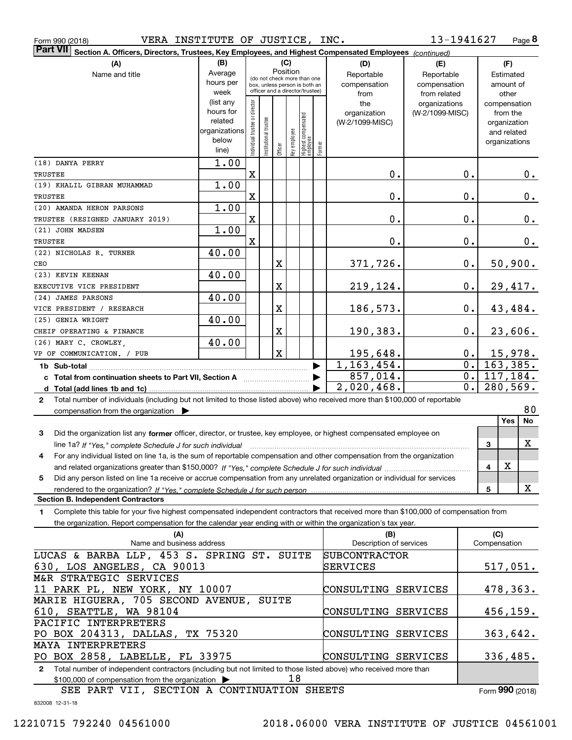Form 990 (2018) VERA INSTITUTE OF JUSTICE, INC. 13-1941627 Page 8

**Part VII Section A. Officers, Directors, Trustees, Key Employees, and Highest Compensated Employees** *(continued)*

| (A) Name and title | (B) Average hours per week (list any hours for related organizations below line) | (C) Position: Individual trustee or director | Institutional trustee | Officer | Key employee | Highest compensated employee | Former | (D) Reportable compensation from the organization (W-2/1099-MISC) | (E) Reportable compensation from related organizations (W-2/1099-MISC) | (F) Estimated amount of other compensation from the organization and related organizations |
|---|---|---|---|---|---|---|---|---|---|---|
| (18) DANYA PERRY<br>TRUSTEE | 1.00 | X | | | | | | 0. | 0. | 0. |
| (19) KHALIL GIBRAN MUHAMMAD<br>TRUSTEE | 1.00 | X | | | | | | 0. | 0. | 0. |
| (20) AMANDA HERON PARSONS<br>TRUSTEE (RESIGNED JANUARY 2019) | 1.00 | X | | | | | | 0. | 0. | 0. |
| (21) JOHN MADSEN<br>TRUSTEE | 1.00 | X | | | | | | 0. | 0. | 0. |
| (22) NICHOLAS R. TURNER<br>CEO | 40.00 | | | X | | | | 371,726. | 0. | 50,900. |
| (23) KEVIN KEENAN<br>EXECUTIVE VICE PRESIDENT | 40.00 | | | X | | | | 219,124. | 0. | 29,417. |
| (24) JAMES PARSONS<br>VICE PRESIDENT / RESEARCH | 40.00 | | | X | | | | 186,573. | 0. | 43,484. |
| (25) GENIA WRIGHT<br>CHEIF OPERATING & FINANCE | 40.00 | | | X | | | | 190,383. | 0. | 23,606. |
| (26) MARY C. CROWLEY,<br>VP OF COMMUNICATION. / PUB | 40.00 | | | X | | | | 195,648. | 0. | 15,978. |
| 1b Sub-total | | | | | | | | 1,163,454. | 0. | 163,385. |
| c Total from continuation sheets to Part VII, Section A | | | | | | | | 857,014. | 0. | 117,184. |
| d Total (add lines 1b and 1c) | | | | | | | | 2,020,468. | 0. | 280,569. |

2 Total number of individuals (including but not limited to those listed above) who received more than $100,000 of reportable compensation from the organization ▶ 80

| | | Yes | No |
|---|---|---|---|
| 3 Did the organization list any **former** officer, director, or trustee, key employee, or highest compensated employee on line 1a? *If "Yes," complete Schedule J for such individual* | 3 | | X |
| 4 For any individual listed on line 1a, is the sum of reportable compensation and other compensation from the organization and related organizations greater than $150,000? *If "Yes," complete Schedule J for such individual* | 4 | X | |
| 5 Did any person listed on line 1a receive or accrue compensation from any unrelated organization or individual for services rendered to the organization? *If "Yes," complete Schedule J for such person* | 5 | | X |

**Section B. Independent Contractors**

1 Complete this table for your five highest compensated independent contractors that received more than $100,000 of compensation from the organization. Report compensation for the calendar year ending with or within the organization's tax year.

| (A) Name and business address | (B) Description of services | (C) Compensation |
|---|---|---|
| LUCAS & BARBA LLP, 453 S. SPRING ST. SUITE 630, LOS ANGELES, CA 90013 | SUBCONTRACTOR SERVICES | 517,051. |
| M&R STRATEGIC SERVICES<br>11 PARK PL, NEW YORK, NY 10007 | CONSULTING SERVICES | 478,363. |
| MARIE HIGUERA, 705 SECOND AVENUE, SUITE 610, SEATTLE, WA 98104 | CONSULTING SERVICES | 456,159. |
| PACIFIC INTERPRETERS<br>PO BOX 204313, DALLAS, TX 75320 | CONSULTING SERVICES | 363,642. |
| MAYA INTERPRETERS<br>PO BOX 2858, LABELLE, FL 33975 | CONSULTING SERVICES | 336,485. |

2 Total number of independent contractors (including but not limited to those listed above) who received more than $100,000 of compensation from the organization ▶ 18

SEE PART VII, SECTION A CONTINUATION SHEETS

Form **990** (2018)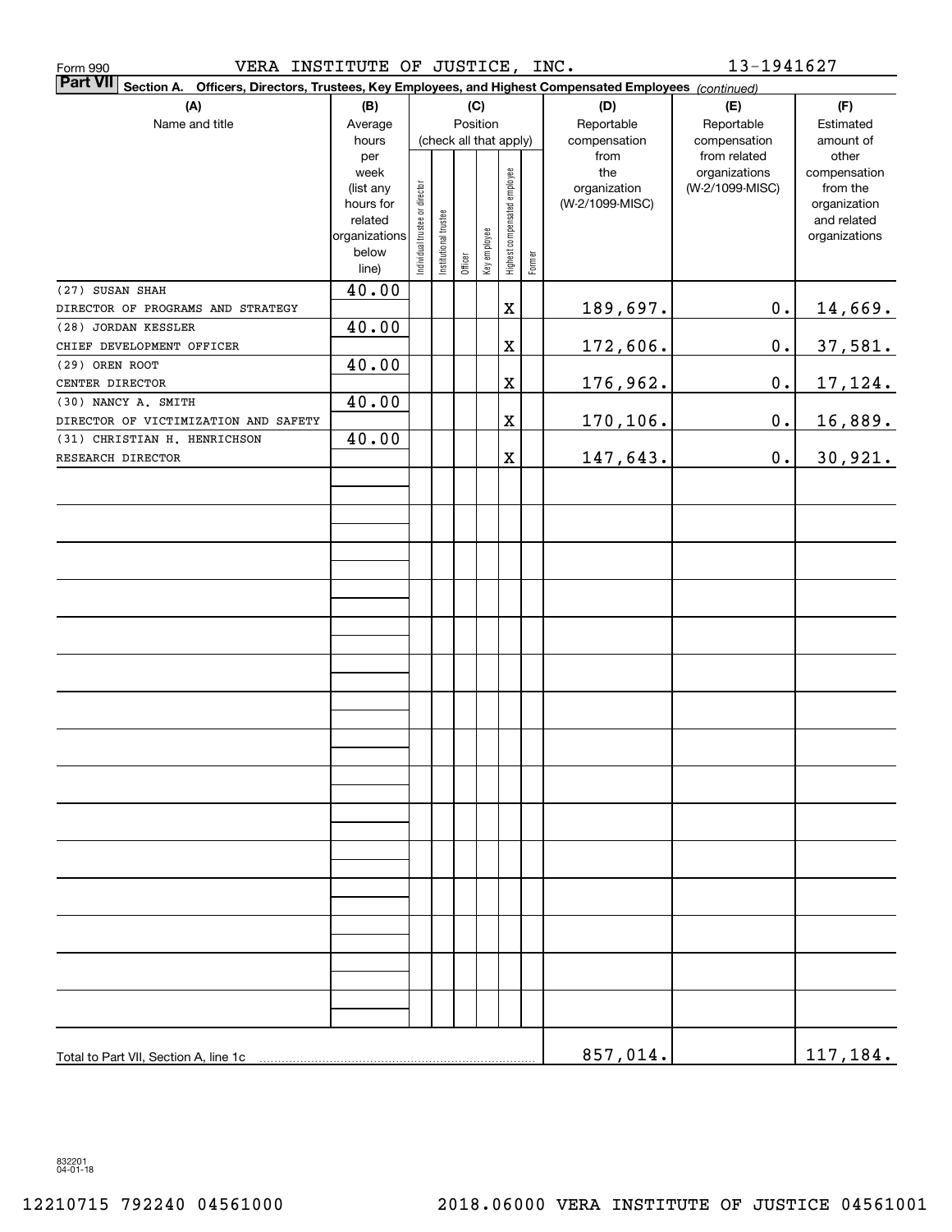Form 990 VERA INSTITUTE OF JUSTICE, INC. 13-1941627

**Part VII Section A. Officers, Directors, Trustees, Key Employees, and Highest Compensated Employees** *(continued)*

| (A) Name and title | (B) Average hours per week (list any hours for related organizations below line) | (C) Position: Individual trustee or director | Institutional trustee | Officer | Key employee | Highest compensated employee | Former | (D) Reportable compensation from the organization (W-2/1099-MISC) | (E) Reportable compensation from related organizations (W-2/1099-MISC) | (F) Estimated amount of other compensation from the organization and related organizations |
|---|---|---|---|---|---|---|---|---|---|---|
| (27) SUSAN SHAH<br>DIRECTOR OF PROGRAMS AND STRATEGY | 40.00 | | | | | X | | 189,697. | 0. | 14,669. |
| (28) JORDAN KESSLER<br>CHIEF DEVELOPMENT OFFICER | 40.00 | | | | | X | | 172,606. | 0. | 37,581. |
| (29) OREN ROOT<br>CENTER DIRECTOR | 40.00 | | | | | X | | 176,962. | 0. | 17,124. |
| (30) NANCY A. SMITH<br>DIRECTOR OF VICTIMIZATION AND SAFETY | 40.00 | | | | | X | | 170,106. | 0. | 16,889. |
| (31) CHRISTIAN H. HENRICHSON<br>RESEARCH DIRECTOR | 40.00 | | | | | X | | 147,643. | 0. | 30,921. |
| Total to Part VII, Section A, line 1c | | | | | | | | 857,014. | | 117,184. |

832201 04-01-18

12210715 792240 04561000 2018.06000 VERA INSTITUTE OF JUSTICE 04561001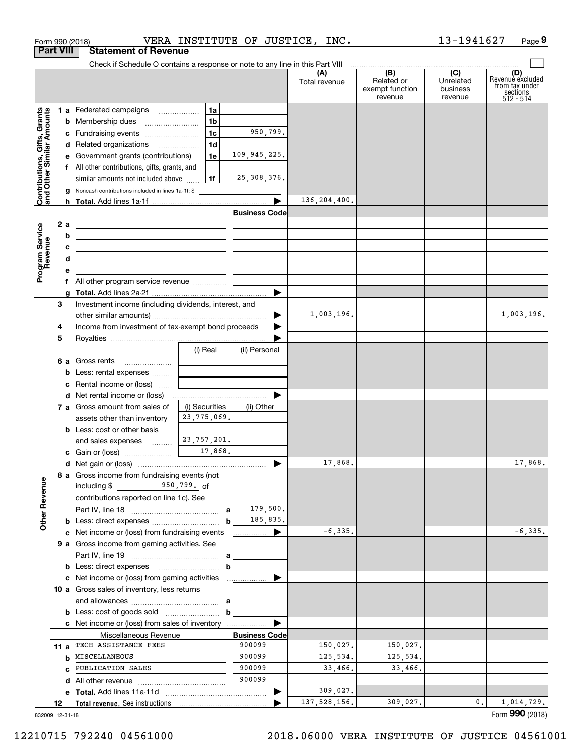Form 990 (2018) VERA INSTITUTE OF JUSTICE, INC. 13-1941627 Page 9

## Part VIII Statement of Revenue

Check if Schedule O contains a response or note to any line in this Part VIII

| | | | | (A) Total revenue | (B) Related or exempt function revenue | (C) Unrelated business revenue | (D) Revenue excluded from tax under sections 512 - 514 |
|---|---|---|---|---|---|---|---|
| **Contributions, Gifts, Grants and Other Similar Amounts** | 1 a Federated campaigns | 1a | | | | | |
| | b Membership dues | 1b | | | | | |
| | c Fundraising events | 1c | 950,799. | | | | |
| | d Related organizations | 1d | | | | | |
| | e Government grants (contributions) | 1e | 109,945,225. | | | | |
| | f All other contributions, gifts, grants, and similar amounts not included above | 1f | 25,308,376. | | | | |
| | g Noncash contributions included in lines 1a-1f: $ | | | | | | |
| | h **Total.** Add lines 1a-1f | | | 136,204,400. | | | |
| **Program Service Revenue** | | | Business Code | | | | |
| | 2 a | | | | | | |
| | b | | | | | | |
| | c | | | | | | |
| | d | | | | | | |
| | e | | | | | | |
| | f All other program service revenue | | | | | | |
| | g **Total.** Add lines 2a-2f | | | | | | |
| | 3 Investment income (including dividends, interest, and other similar amounts) | | | 1,003,196. | | | 1,003,196. |
| | 4 Income from investment of tax-exempt bond proceeds | | | | | | |
| | 5 Royalties | | | | | | |
| | | (i) Real | (ii) Personal | | | | |
| | 6 a Gross rents | | | | | | |
| | b Less: rental expenses | | | | | | |
| | c Rental income or (loss) | | | | | | |
| | d Net rental income or (loss) | | | | | | |
| | | (i) Securities | (ii) Other | | | | |
| | 7 a Gross amount from sales of assets other than inventory | 23,775,069. | | | | | |
| | b Less: cost or other basis and sales expenses | 23,757,201. | | | | | |
| | c Gain or (loss) | 17,868. | | | | | |
| | d Net gain or (loss) | | | 17,868. | | | 17,868. |
| **Other Revenue** | 8 a Gross income from fundraising events (not including $ 950,799. of contributions reported on line 1c). See Part IV, line 18 | a | 179,500. | | | | |
| | b Less: direct expenses | b | 185,835. | | | | |
| | c Net income or (loss) from fundraising events | | | -6,335. | | | -6,335. |
| | 9 a Gross income from gaming activities. See Part IV, line 19 | a | | | | | |
| | b Less: direct expenses | b | | | | | |
| | c Net income or (loss) from gaming activities | | | | | | |
| | 10 a Gross sales of inventory, less returns and allowances | a | | | | | |
| | b Less: cost of goods sold | b | | | | | |
| | c Net income or (loss) from sales of inventory | | | | | | |
| | Miscellaneous Revenue | | Business Code | | | | |
| | 11 a TECH ASSISTANCE FEES | | 900099 | 150,027. | 150,027. | | |
| | b MISCELLANEOUS | | 900099 | 125,534. | 125,534. | | |
| | c PUBLICATION SALES | | 900099 | 33,466. | 33,466. | | |
| | d All other revenue | | 900099 | | | | |
| | e **Total.** Add lines 11a-11d | | | 309,027. | | | |
| | 12 **Total revenue.** See instructions | | | 137,528,156. | 309,027. | 0. | 1,014,729. |

832009 12-31-18

Form **990** (2018)

12210715 792240 04561000 2018.06000 VERA INSTITUTE OF JUSTICE 04561001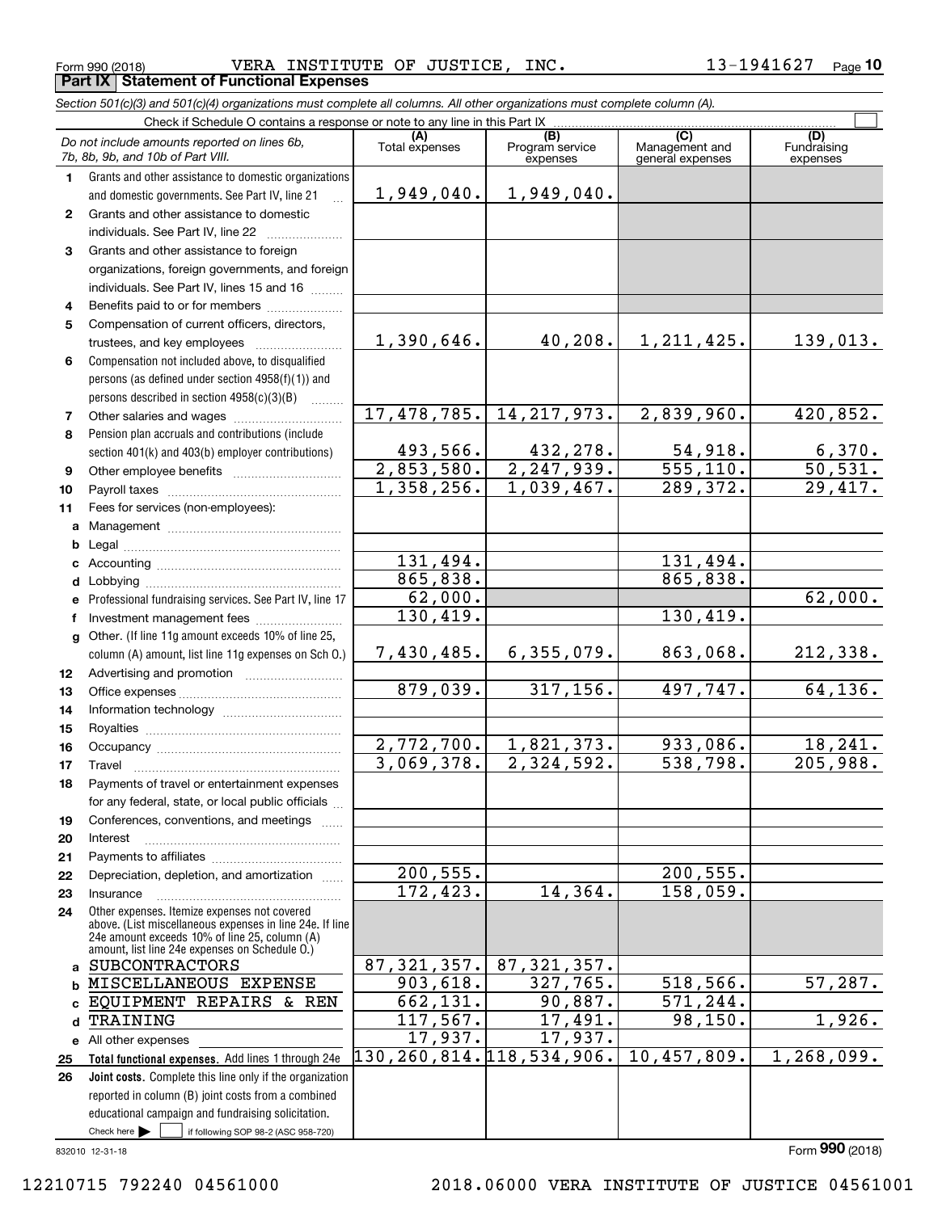Form 990 (2018) VERA INSTITUTE OF JUSTICE, INC. 13-1941627 Page 10

## Part IX Statement of Functional Expenses

*Section 501(c)(3) and 501(c)(4) organizations must complete all columns. All other organizations must complete column (A).*

Check if Schedule O contains a response or note to any line in this Part IX ☐

| | *Do not include amounts reported on lines 6b, 7b, 8b, 9b, and 10b of Part VIII.* | (A) Total expenses | (B) Program service expenses | (C) Management and general expenses | (D) Fundraising expenses |
|---|---|---|---|---|---|
| 1 | Grants and other assistance to domestic organizations and domestic governments. See Part IV, line 21 | 1,949,040. | 1,949,040. | | |
| 2 | Grants and other assistance to domestic individuals. See Part IV, line 22 | | | | |
| 3 | Grants and other assistance to foreign organizations, foreign governments, and foreign individuals. See Part IV, lines 15 and 16 | | | | |
| 4 | Benefits paid to or for members | | | | |
| 5 | Compensation of current officers, directors, trustees, and key employees | 1,390,646. | 40,208. | 1,211,425. | 139,013. |
| 6 | Compensation not included above, to disqualified persons (as defined under section 4958(f)(1)) and persons described in section 4958(c)(3)(B) | | | | |
| 7 | Other salaries and wages | 17,478,785. | 14,217,973. | 2,839,960. | 420,852. |
| 8 | Pension plan accruals and contributions (include section 401(k) and 403(b) employer contributions) | 493,566. | 432,278. | 54,918. | 6,370. |
| 9 | Other employee benefits | 2,853,580. | 2,247,939. | 555,110. | 50,531. |
| 10 | Payroll taxes | 1,358,256. | 1,039,467. | 289,372. | 29,417. |
| 11 | Fees for services (non-employees): | | | | |
| a | Management | | | | |
| b | Legal | | | | |
| c | Accounting | 131,494. | | 131,494. | |
| d | Lobbying | 865,838. | | 865,838. | |
| e | Professional fundraising services. See Part IV, line 17 | 62,000. | | | 62,000. |
| f | Investment management fees | 130,419. | | 130,419. | |
| g | Other. (If line 11g amount exceeds 10% of line 25, column (A) amount, list line 11g expenses on Sch O.) | 7,430,485. | 6,355,079. | 863,068. | 212,338. |
| 12 | Advertising and promotion | | | | |
| 13 | Office expenses | 879,039. | 317,156. | 497,747. | 64,136. |
| 14 | Information technology | | | | |
| 15 | Royalties | | | | |
| 16 | Occupancy | 2,772,700. | 1,821,373. | 933,086. | 18,241. |
| 17 | Travel | 3,069,378. | 2,324,592. | 538,798. | 205,988. |
| 18 | Payments of travel or entertainment expenses for any federal, state, or local public officials | | | | |
| 19 | Conferences, conventions, and meetings | | | | |
| 20 | Interest | | | | |
| 21 | Payments to affiliates | | | | |
| 22 | Depreciation, depletion, and amortization | 200,555. | | 200,555. | |
| 23 | Insurance | 172,423. | 14,364. | 158,059. | |
| 24 | Other expenses. Itemize expenses not covered above. (List miscellaneous expenses in line 24e. If line 24e amount exceeds 10% of line 25, column (A) amount, list line 24e expenses on Schedule O.) | | | | |
| a | SUBCONTRACTORS | 87,321,357. | 87,321,357. | | |
| b | MISCELLANEOUS EXPENSE | 903,618. | 327,765. | 518,566. | 57,287. |
| c | EQUIPMENT REPAIRS & REN | 662,131. | 90,887. | 571,244. | |
| d | TRAINING | 117,567. | 17,491. | 98,150. | 1,926. |
| e | All other expenses | 17,937. | 17,937. | | |
| 25 | **Total functional expenses.** Add lines 1 through 24e | 130,260,814. | 118,534,906. | 10,457,809. | 1,268,099. |
| 26 | **Joint costs.** Complete this line only if the organization reported in column (B) joint costs from a combined educational campaign and fundraising solicitation. Check here ▶ ☐ if following SOP 98-2 (ASC 958-720) | | | | |

832010 12-31-18 Form **990** (2018)

12210715 792240 04561000 2018.06000 VERA INSTITUTE OF JUSTICE 04561001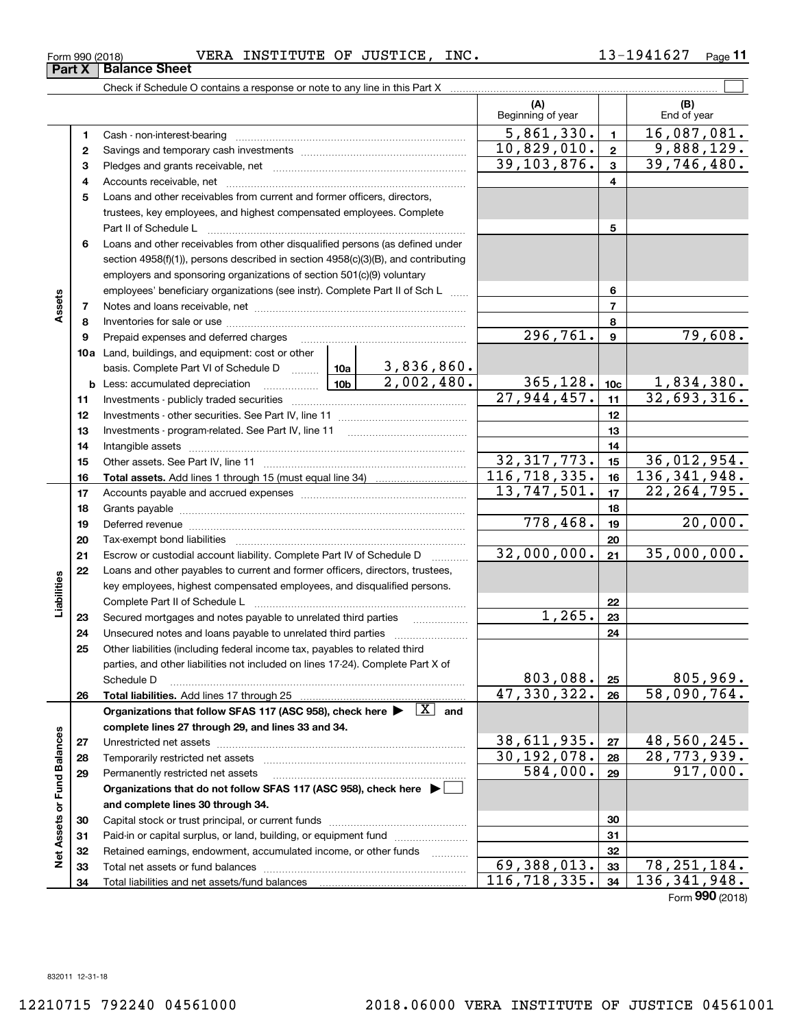Form 990 (2018) VERA INSTITUTE OF JUSTICE, INC. 13-1941627 Page 11

## Part X Balance Sheet

Check if Schedule O contains a response or note to any line in this Part X

| | | | (A) Beginning of year | | (B) End of year |
|---|---|---|---|---|---|
| **Assets** | 1 | Cash - non-interest-bearing | 5,861,330. | 1 | 16,087,081. |
| | 2 | Savings and temporary cash investments | 10,829,010. | 2 | 9,888,129. |
| | 3 | Pledges and grants receivable, net | 39,103,876. | 3 | 39,746,480. |
| | 4 | Accounts receivable, net | | 4 | |
| | 5 | Loans and other receivables from current and former officers, directors, trustees, key employees, and highest compensated employees. Complete Part II of Schedule L | | 5 | |
| | 6 | Loans and other receivables from other disqualified persons (as defined under section 4958(f)(1)), persons described in section 4958(c)(3)(B), and contributing employers and sponsoring organizations of section 501(c)(9) voluntary employees' beneficiary organizations (see instr). Complete Part II of Sch L | | 6 | |
| | 7 | Notes and loans receivable, net | | 7 | |
| | 8 | Inventories for sale or use | | 8 | |
| | 9 | Prepaid expenses and deferred charges | 296,761. | 9 | 79,608. |
| | 10a | Land, buildings, and equipment: cost or other basis. Complete Part VI of Schedule D — 10a: 3,836,860. | | | |
| | b | Less: accumulated depreciation — 10b: 2,002,480. | 365,128. | 10c | 1,834,380. |
| | 11 | Investments - publicly traded securities | 27,944,457. | 11 | 32,693,316. |
| | 12 | Investments - other securities. See Part IV, line 11 | | 12 | |
| | 13 | Investments - program-related. See Part IV, line 11 | | 13 | |
| | 14 | Intangible assets | | 14 | |
| | 15 | Other assets. See Part IV, line 11 | 32,317,773. | 15 | 36,012,954. |
| | 16 | **Total assets.** Add lines 1 through 15 (must equal line 34) | 116,718,335. | 16 | 136,341,948. |
| **Liabilities** | 17 | Accounts payable and accrued expenses | 13,747,501. | 17 | 22,264,795. |
| | 18 | Grants payable | | 18 | |
| | 19 | Deferred revenue | 778,468. | 19 | 20,000. |
| | 20 | Tax-exempt bond liabilities | | 20 | |
| | 21 | Escrow or custodial account liability. Complete Part IV of Schedule D | 32,000,000. | 21 | 35,000,000. |
| | 22 | Loans and other payables to current and former officers, directors, trustees, key employees, highest compensated employees, and disqualified persons. Complete Part II of Schedule L | | 22 | |
| | 23 | Secured mortgages and notes payable to unrelated third parties | 1,265. | 23 | |
| | 24 | Unsecured notes and loans payable to unrelated third parties | | 24 | |
| | 25 | Other liabilities (including federal income tax, payables to related third parties, and other liabilities not included on lines 17-24). Complete Part X of Schedule D | 803,088. | 25 | 805,969. |
| | 26 | **Total liabilities.** Add lines 17 through 25 | 47,330,322. | 26 | 58,090,764. |
| **Net Assets or Fund Balances** | | **Organizations that follow SFAS 117 (ASC 958), check here ▶ [X] and complete lines 27 through 29, and lines 33 and 34.** | | | |
| | 27 | Unrestricted net assets | 38,611,935. | 27 | 48,560,245. |
| | 28 | Temporarily restricted net assets | 30,192,078. | 28 | 28,773,939. |
| | 29 | Permanently restricted net assets | 584,000. | 29 | 917,000. |
| | | **Organizations that do not follow SFAS 117 (ASC 958), check here ▶ [ ] and complete lines 30 through 34.** | | | |
| | 30 | Capital stock or trust principal, or current funds | | 30 | |
| | 31 | Paid-in or capital surplus, or land, building, or equipment fund | | 31 | |
| | 32 | Retained earnings, endowment, accumulated income, or other funds | | 32 | |
| | 33 | Total net assets or fund balances | 69,388,013. | 33 | 78,251,184. |
| | 34 | Total liabilities and net assets/fund balances | 116,718,335. | 34 | 136,341,948. |

Form 990 (2018)

832011 12-31-18

12210715 792240 04561000 2018.06000 VERA INSTITUTE OF JUSTICE 04561001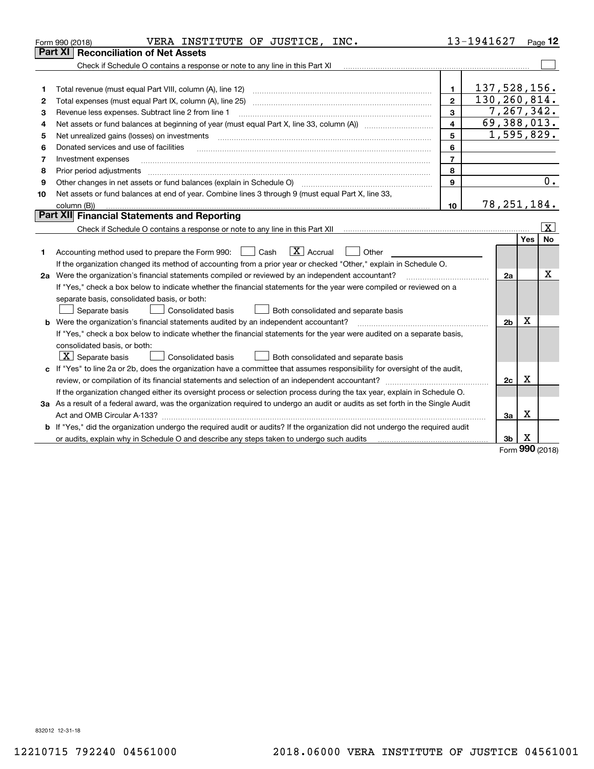Form 990 (2018) VERA INSTITUTE OF JUSTICE, INC. 13-1941627

## Part XI Reconciliation of Net Assets

Check if Schedule O contains a response or note to any line in this Part XI ☐

| | | | |
|---|---|---|---|
| 1 | Total revenue (must equal Part VIII, column (A), line 12) | 1 | 137,528,156. |
| 2 | Total expenses (must equal Part IX, column (A), line 25) | 2 | 130,260,814. |
| 3 | Revenue less expenses. Subtract line 2 from line 1 | 3 | 7,267,342. |
| 4 | Net assets or fund balances at beginning of year (must equal Part X, line 33, column (A)) | 4 | 69,388,013. |
| 5 | Net unrealized gains (losses) on investments | 5 | 1,595,829. |
| 6 | Donated services and use of facilities | 6 | |
| 7 | Investment expenses | 7 | |
| 8 | Prior period adjustments | 8 | |
| 9 | Other changes in net assets or fund balances (explain in Schedule O) | 9 | 0. |
| 10 | Net assets or fund balances at end of year. Combine lines 3 through 9 (must equal Part X, line 33, column (B)) | 10 | 78,251,184. |

## Part XII Financial Statements and Reporting

Check if Schedule O contains a response or note to any line in this Part XII ☒

| | | | Yes | No |
|---|---|---|---|---|
| 1 | Accounting method used to prepare the Form 990: ☐ Cash ☒ Accrual ☐ Other<br>If the organization changed its method of accounting from a prior year or checked "Other," explain in Schedule O. | | | |
| 2a | Were the organization's financial statements compiled or reviewed by an independent accountant?<br>If "Yes," check a box below to indicate whether the financial statements for the year were compiled or reviewed on a separate basis, consolidated basis, or both:<br>☐ Separate basis ☐ Consolidated basis ☐ Both consolidated and separate basis | 2a | | X |
| b | Were the organization's financial statements audited by an independent accountant?<br>If "Yes," check a box below to indicate whether the financial statements for the year were audited on a separate basis, consolidated basis, or both:<br>☒ Separate basis ☐ Consolidated basis ☐ Both consolidated and separate basis | 2b | X | |
| c | If "Yes" to line 2a or 2b, does the organization have a committee that assumes responsibility for oversight of the audit, review, or compilation of its financial statements and selection of an independent accountant?<br>If the organization changed either its oversight process or selection process during the tax year, explain in Schedule O. | 2c | X | |
| 3a | As a result of a federal award, was the organization required to undergo an audit or audits as set forth in the Single Audit Act and OMB Circular A-133? | 3a | X | |
| b | If "Yes," did the organization undergo the required audit or audits? If the organization did not undergo the required audit or audits, explain why in Schedule O and describe any steps taken to undergo such audits | 3b | X | |

Form 990 (2018)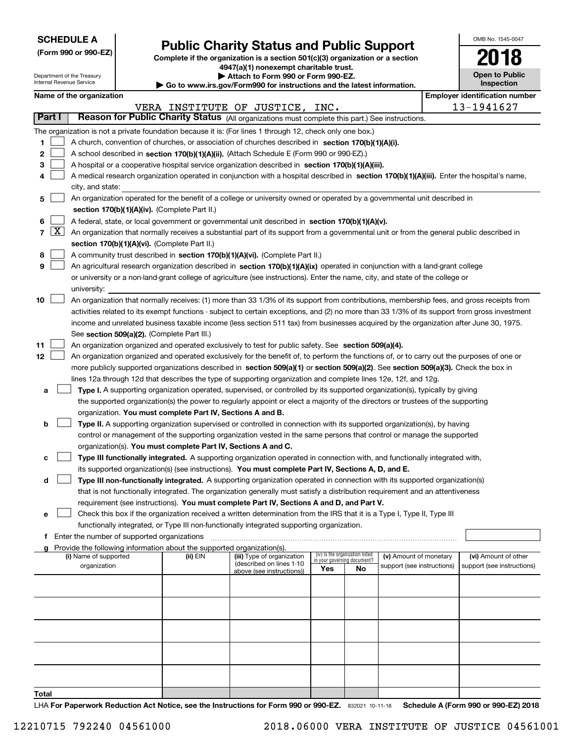**SCHEDULE A**
**(Form 990 or 990-EZ)**

Department of the Treasury
Internal Revenue Service

# Public Charity Status and Public Support

**Complete if the organization is a section 501(c)(3) organization or a section 4947(a)(1) nonexempt charitable trust.**
**▶ Attach to Form 990 or Form 990-EZ.**
**▶ Go to www.irs.gov/Form990 for instructions and the latest information.**

OMB No. 1545-0047
**2018**
**Open to Public Inspection**

**Name of the organization**
VERA INSTITUTE OF JUSTICE, INC.

**Employer identification number**
13-1941627

## Part I Reason for Public Charity Status (All organizations must complete this part.) See instructions.

The organization is not a private foundation because it is: (For lines 1 through 12, check only one box.)

1 ☐ A church, convention of churches, or association of churches described in **section 170(b)(1)(A)(i).**

2 ☐ A school described in **section 170(b)(1)(A)(ii).** (Attach Schedule E (Form 990 or 990-EZ).)

3 ☐ A hospital or a cooperative hospital service organization described in **section 170(b)(1)(A)(iii).**

4 ☐ A medical research organization operated in conjunction with a hospital described in **section 170(b)(1)(A)(iii).** Enter the hospital's name, city, and state:

5 ☐ An organization operated for the benefit of a college or university owned or operated by a governmental unit described in **section 170(b)(1)(A)(iv).** (Complete Part II.)

6 ☐ A federal, state, or local government or governmental unit described in **section 170(b)(1)(A)(v).**

7 ☒ An organization that normally receives a substantial part of its support from a governmental unit or from the general public described in **section 170(b)(1)(A)(vi).** (Complete Part II.)

8 ☐ A community trust described in **section 170(b)(1)(A)(vi).** (Complete Part II.)

9 ☐ An agricultural research organization described in **section 170(b)(1)(A)(ix)** operated in conjunction with a land-grant college or university or a non-land-grant college of agriculture (see instructions). Enter the name, city, and state of the college or university:

10 ☐ An organization that normally receives: (1) more than 33 1/3% of its support from contributions, membership fees, and gross receipts from activities related to its exempt functions - subject to certain exceptions, and (2) no more than 33 1/3% of its support from gross investment income and unrelated business taxable income (less section 511 tax) from businesses acquired by the organization after June 30, 1975. See **section 509(a)(2).** (Complete Part III.)

11 ☐ An organization organized and operated exclusively to test for public safety. See **section 509(a)(4).**

12 ☐ An organization organized and operated exclusively for the benefit of, to perform the functions of, or to carry out the purposes of one or more publicly supported organizations described in **section 509(a)(1)** or **section 509(a)(2)**. See **section 509(a)(3).** Check the box in lines 12a through 12d that describes the type of supporting organization and complete lines 12e, 12f, and 12g.

a ☐ **Type I.** A supporting organization operated, supervised, or controlled by its supported organization(s), typically by giving the supported organization(s) the power to regularly appoint or elect a majority of the directors or trustees of the supporting organization. **You must complete Part IV, Sections A and B.**

b ☐ **Type II.** A supporting organization supervised or controlled in connection with its supported organization(s), by having control or management of the supporting organization vested in the same persons that control or manage the supported organization(s). **You must complete Part IV, Sections A and C.**

c ☐ **Type III functionally integrated.** A supporting organization operated in connection with, and functionally integrated with, its supported organization(s) (see instructions). **You must complete Part IV, Sections A, D, and E.**

d ☐ **Type III non-functionally integrated.** A supporting organization operated in connection with its supported organization(s) that is not functionally integrated. The organization generally must satisfy a distribution requirement and an attentiveness requirement (see instructions). **You must complete Part IV, Sections A and D, and Part V.**

e ☐ Check this box if the organization received a written determination from the IRS that it is a Type I, Type II, Type III functionally integrated, or Type III non-functionally integrated supporting organization.

f Enter the number of supported organizations

g Provide the following information about the supported organization(s).

| (i) Name of supported organization | (ii) EIN | (iii) Type of organization (described on lines 1-10 above (see instructions)) | (iv) Is the organization listed in your governing document? Yes | No | (v) Amount of monetary support (see instructions) | (vi) Amount of other support (see instructions) |
|---|---|---|---|---|---|---|
| | | | | | | |
| | | | | | | |
| | | | | | | |
| | | | | | | |
| | | | | | | |
| **Total** | | | | | | |

LHA **For Paperwork Reduction Act Notice, see the Instructions for Form 990 or 990-EZ.** 832021 10-11-18 **Schedule A (Form 990 or 990-EZ) 2018**

12210715 792240 04561000 2018.06000 VERA INSTITUTE OF JUSTICE 04561001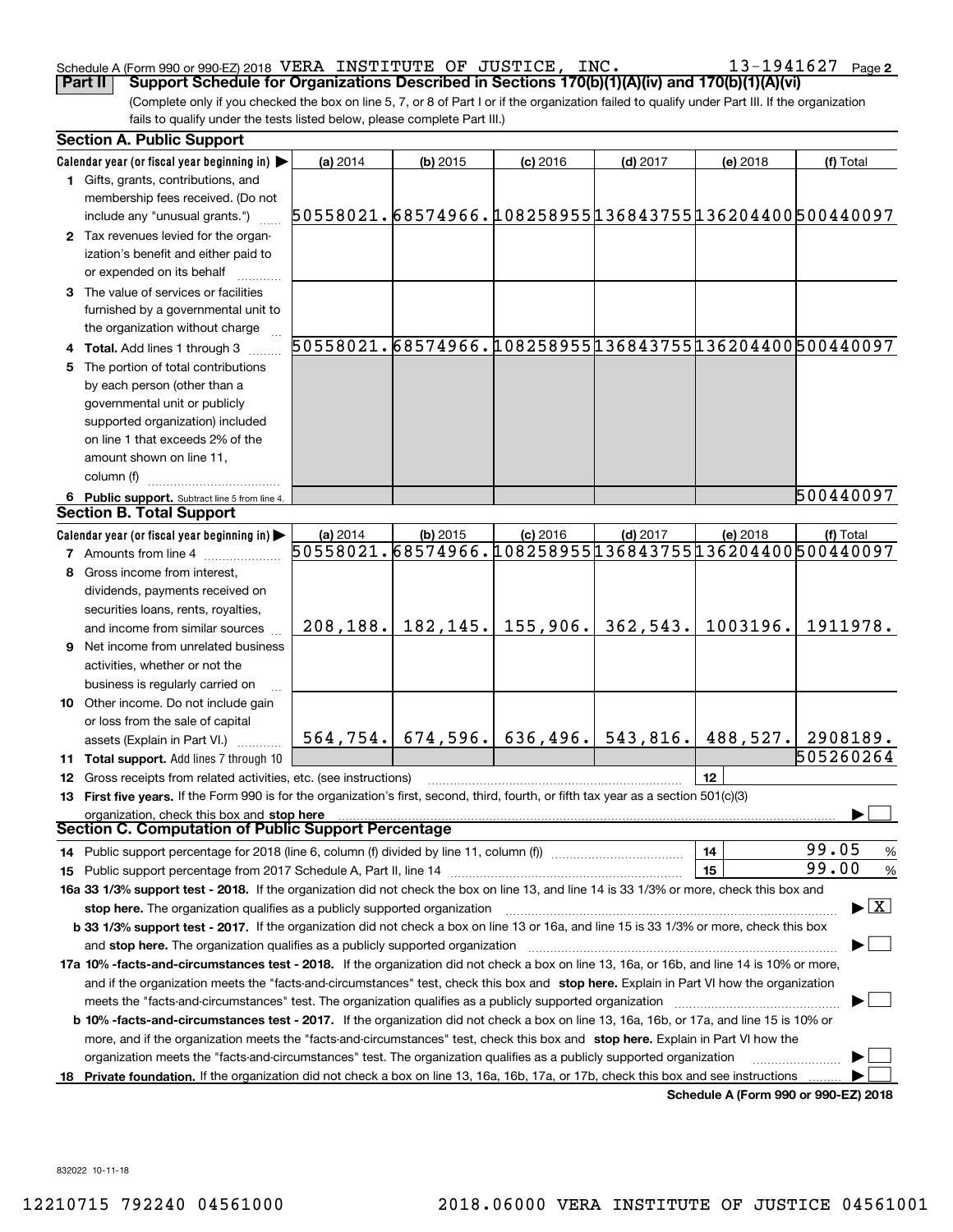Schedule A (Form 990 or 990-EZ) 2018 VERA INSTITUTE OF JUSTICE, INC. 13-1941627

## Part II Support Schedule for Organizations Described in Sections 170(b)(1)(A)(iv) and 170(b)(1)(A)(vi)

(Complete only if you checked the box on line 5, 7, or 8 of Part I or if the organization failed to qualify under Part III. If the organization fails to qualify under the tests listed below, please complete Part III.)

### Section A. Public Support

| Calendar year (or fiscal year beginning in) | (a) 2014 | (b) 2015 | (c) 2016 | (d) 2017 | (e) 2018 | (f) Total |
|---|---|---|---|---|---|---|
| 1 Gifts, grants, contributions, and membership fees received. (Do not include any "unusual grants.") | 50558021. | 68574966. | 108258955 | 136843755 | 136204400 | 500440097 |
| 2 Tax revenues levied for the organization's benefit and either paid to or expended on its behalf | | | | | | |
| 3 The value of services or facilities furnished by a governmental unit to the organization without charge | | | | | | |
| 4 Total. Add lines 1 through 3 | 50558021. | 68574966. | 108258955 | 136843755 | 136204400 | 500440097 |
| 5 The portion of total contributions by each person (other than a governmental unit or publicly supported organization) included on line 1 that exceeds 2% of the amount shown on line 11, column (f) | | | | | | |
| 6 Public support. Subtract line 5 from line 4. | | | | | | 500440097 |

### Section B. Total Support

| Calendar year (or fiscal year beginning in) | (a) 2014 | (b) 2015 | (c) 2016 | (d) 2017 | (e) 2018 | (f) Total |
|---|---|---|---|---|---|---|
| 7 Amounts from line 4 | 50558021. | 68574966. | 108258955 | 136843755 | 136204400 | 500440097 |
| 8 Gross income from interest, dividends, payments received on securities loans, rents, royalties, and income from similar sources | 208,188. | 182,145. | 155,906. | 362,543. | 1003196. | 1911978. |
| 9 Net income from unrelated business activities, whether or not the business is regularly carried on | | | | | | |
| 10 Other income. Do not include gain or loss from the sale of capital assets (Explain in Part VI.) | 564,754. | 674,596. | 636,496. | 543,816. | 488,527. | 2908189. |
| 11 Total support. Add lines 7 through 10 | | | | | | 505260264 |

12 Gross receipts from related activities, etc. (see instructions) | 12 |

13 **First five years.** If the Form 990 is for the organization's first, second, third, fourth, or fifth tax year as a section 501(c)(3) organization, check this box and **stop here** ☐

### Section C. Computation of Public Support Percentage

14 Public support percentage for 2018 (line 6, column (f) divided by line 11, column (f)) | 14 | 99.05 %

15 Public support percentage from 2017 Schedule A, Part II, line 14 | 15 | 99.00 %

**16a 33 1/3% support test - 2018.** If the organization did not check the box on line 13, and line 14 is 33 1/3% or more, check this box and **stop here.** The organization qualifies as a publicly supported organization ☒

**b 33 1/3% support test - 2017.** If the organization did not check a box on line 13 or 16a, and line 15 is 33 1/3% or more, check this box and **stop here.** The organization qualifies as a publicly supported organization ☐

**17a 10% -facts-and-circumstances test - 2018.** If the organization did not check a box on line 13, 16a, or 16b, and line 14 is 10% or more, and if the organization meets the "facts-and-circumstances" test, check this box and **stop here.** Explain in Part VI how the organization meets the "facts-and-circumstances" test. The organization qualifies as a publicly supported organization ☐

**b 10% -facts-and-circumstances test - 2017.** If the organization did not check a box on line 13, 16a, 16b, or 17a, and line 15 is 10% or more, and if the organization meets the "facts-and-circumstances" test, check this box and **stop here.** Explain in Part VI how the organization meets the "facts-and-circumstances" test. The organization qualifies as a publicly supported organization ☐

**18 Private foundation.** If the organization did not check a box on line 13, 16a, 16b, 17a, or 17b, check this box and see instructions ☐

**Schedule A (Form 990 or 990-EZ) 2018**

832022 10-11-18

12210715 792240 04561000 2018.06000 VERA INSTITUTE OF JUSTICE 04561001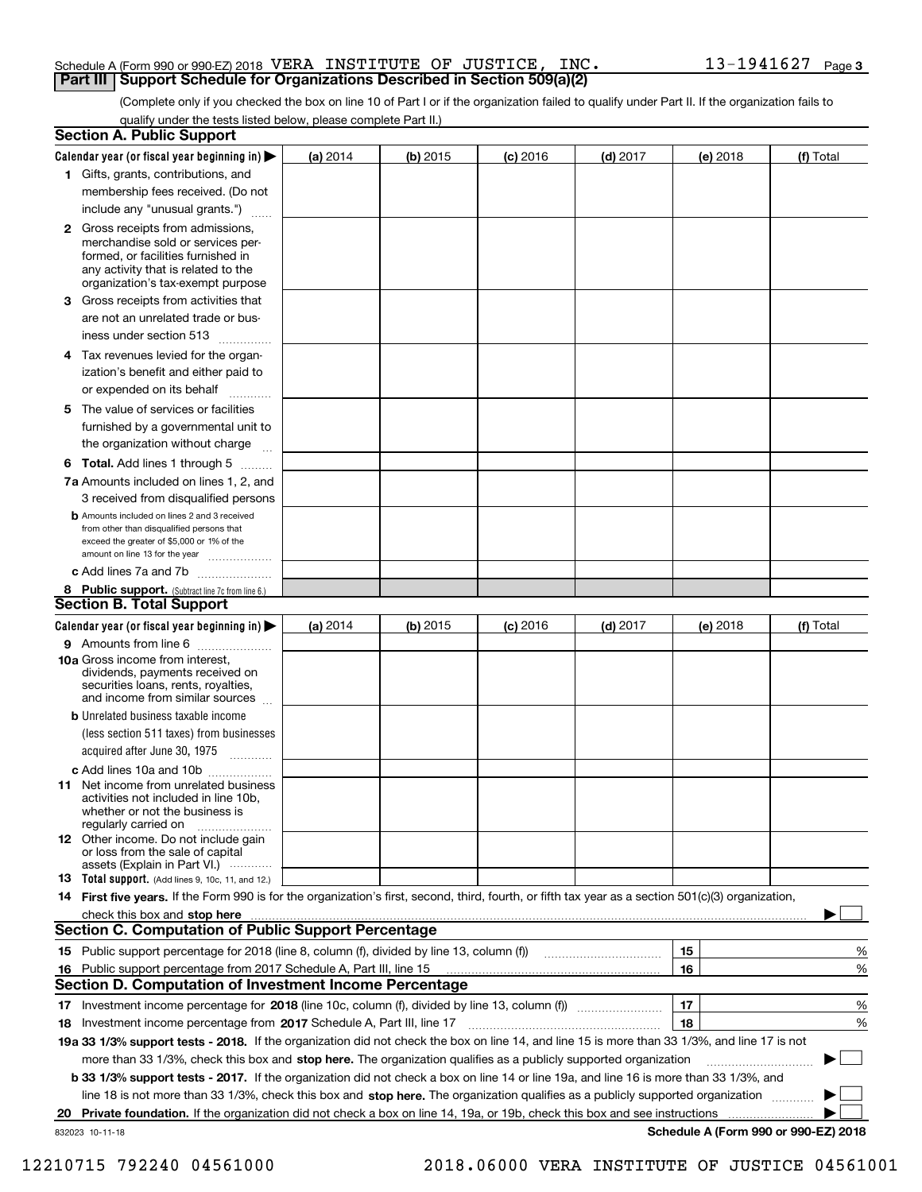Schedule A (Form 990 or 990-EZ) 2018 VERA INSTITUTE OF JUSTICE, INC. 13-1941627

## Part III | Support Schedule for Organizations Described in Section 509(a)(2)

(Complete only if you checked the box on line 10 of Part I or if the organization failed to qualify under Part II. If the organization fails to qualify under the tests listed below, please complete Part II.)

### Section A. Public Support

| Calendar year (or fiscal year beginning in) ▶ | (a) 2014 | (b) 2015 | (c) 2016 | (d) 2017 | (e) 2018 | (f) Total |
|---|---|---|---|---|---|---|
| **1** Gifts, grants, contributions, and membership fees received. (Do not include any "unusual grants.") | | | | | | |
| **2** Gross receipts from admissions, merchandise sold or services performed, or facilities furnished in any activity that is related to the organization's tax-exempt purpose | | | | | | |
| **3** Gross receipts from activities that are not an unrelated trade or business under section 513 | | | | | | |
| **4** Tax revenues levied for the organization's benefit and either paid to or expended on its behalf | | | | | | |
| **5** The value of services or facilities furnished by a governmental unit to the organization without charge | | | | | | |
| **6 Total.** Add lines 1 through 5 | | | | | | |
| **7a** Amounts included on lines 1, 2, and 3 received from disqualified persons | | | | | | |
| **b** Amounts included on lines 2 and 3 received from other than disqualified persons that exceed the greater of $5,000 or 1% of the amount on line 13 for the year | | | | | | |
| **c** Add lines 7a and 7b | | | | | | |
| **8 Public support.** (Subtract line 7c from line 6.) | | | | | | |

### Section B. Total Support

| Calendar year (or fiscal year beginning in) ▶ | (a) 2014 | (b) 2015 | (c) 2016 | (d) 2017 | (e) 2018 | (f) Total |
|---|---|---|---|---|---|---|
| **9** Amounts from line 6 | | | | | | |
| **10a** Gross income from interest, dividends, payments received on securities loans, rents, royalties, and income from similar sources | | | | | | |
| **b** Unrelated business taxable income (less section 511 taxes) from businesses acquired after June 30, 1975 | | | | | | |
| **c** Add lines 10a and 10b | | | | | | |
| **11** Net income from unrelated business activities not included in line 10b, whether or not the business is regularly carried on | | | | | | |
| **12** Other income. Do not include gain or loss from the sale of capital assets (Explain in Part VI.) | | | | | | |
| **13 Total support.** (Add lines 9, 10c, 11, and 12.) | | | | | | |

**14 First five years.** If the Form 990 is for the organization's first, second, third, fourth, or fifth tax year as a section 501(c)(3) organization, check this box and **stop here** ▶ ☐

### Section C. Computation of Public Support Percentage

| | | | |
|---|---|---|---|
| **15** | Public support percentage for 2018 (line 8, column (f), divided by line 13, column (f)) | 15 | % |
| **16** | Public support percentage from 2017 Schedule A, Part III, line 15 | 16 | % |

### Section D. Computation of Investment Income Percentage

| | | | |
|---|---|---|---|
| **17** | Investment income percentage for **2018** (line 10c, column (f), divided by line 13, column (f)) | 17 | % |
| **18** | Investment income percentage from **2017** Schedule A, Part III, line 17 | 18 | % |

**19a 33 1/3% support tests - 2018.** If the organization did not check the box on line 14, and line 15 is more than 33 1/3%, and line 17 is not more than 33 1/3%, check this box and **stop here.** The organization qualifies as a publicly supported organization ▶ ☐

**b 33 1/3% support tests - 2017.** If the organization did not check a box on line 14 or line 19a, and line 16 is more than 33 1/3%, and line 18 is not more than 33 1/3%, check this box and **stop here.** The organization qualifies as a publicly supported organization ▶ ☐

**20 Private foundation.** If the organization did not check a box on line 14, 19a, or 19b, check this box and see instructions ▶ ☐

832023 10-11-18

**Schedule A (Form 990 or 990-EZ) 2018**

12210715 792240 04561000 2018.06000 VERA INSTITUTE OF JUSTICE 04561001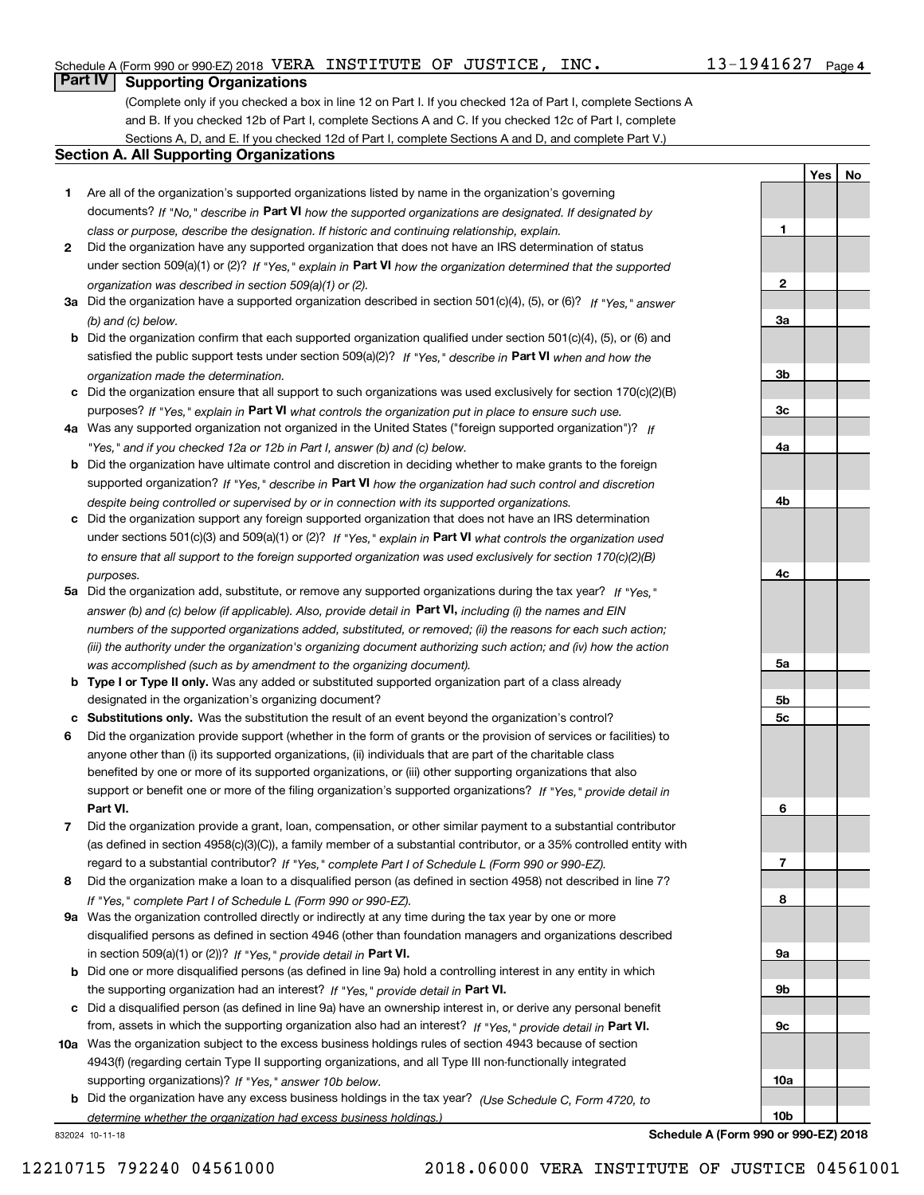## Part IV Supporting Organizations

(Complete only if you checked a box in line 12 on Part I. If you checked 12a of Part I, complete Sections A and B. If you checked 12b of Part I, complete Sections A and C. If you checked 12c of Part I, complete Sections A, D, and E. If you checked 12d of Part I, complete Sections A and D, and complete Part V.)

### Section A. All Supporting Organizations

| | | Line | Yes | No |
|---|---|---|---|---|
| **1** | Are all of the organization's supported organizations listed by name in the organization's governing documents? *If "No," describe in* **Part VI** *how the supported organizations are designated. If designated by class or purpose, describe the designation. If historic and continuing relationship, explain.* | 1 | | |
| **2** | Did the organization have any supported organization that does not have an IRS determination of status under section 509(a)(1) or (2)? *If "Yes," explain in* **Part VI** *how the organization determined that the supported organization was described in section 509(a)(1) or (2).* | 2 | | |
| **3a** | Did the organization have a supported organization described in section 501(c)(4), (5), or (6)? *If "Yes," answer (b) and (c) below.* | 3a | | |
| **b** | Did the organization confirm that each supported organization qualified under section 501(c)(4), (5), or (6) and satisfied the public support tests under section 509(a)(2)? *If "Yes," describe in* **Part VI** *when and how the organization made the determination.* | 3b | | |
| **c** | Did the organization ensure that all support to such organizations was used exclusively for section 170(c)(2)(B) purposes? *If "Yes," explain in* **Part VI** *what controls the organization put in place to ensure such use.* | 3c | | |
| **4a** | Was any supported organization not organized in the United States ("foreign supported organization")? *If "Yes," and if you checked 12a or 12b in Part I, answer (b) and (c) below.* | 4a | | |
| **b** | Did the organization have ultimate control and discretion in deciding whether to make grants to the foreign supported organization? *If "Yes," describe in* **Part VI** *how the organization had such control and discretion despite being controlled or supervised by or in connection with its supported organizations.* | 4b | | |
| **c** | Did the organization support any foreign supported organization that does not have an IRS determination under sections 501(c)(3) and 509(a)(1) or (2)? *If "Yes," explain in* **Part VI** *what controls the organization used to ensure that all support to the foreign supported organization was used exclusively for section 170(c)(2)(B) purposes.* | 4c | | |
| **5a** | Did the organization add, substitute, or remove any supported organizations during the tax year? *If "Yes," answer (b) and (c) below (if applicable). Also, provide detail in* **Part VI,** *including (i) the names and EIN numbers of the supported organizations added, substituted, or removed; (ii) the reasons for each such action; (iii) the authority under the organization's organizing document authorizing such action; and (iv) how the action was accomplished (such as by amendment to the organizing document).* | 5a | | |
| **b** | **Type I or Type II only.** Was any added or substituted supported organization part of a class already designated in the organization's organizing document? | 5b | | |
| **c** | **Substitutions only.** Was the substitution the result of an event beyond the organization's control? | 5c | | |
| **6** | Did the organization provide support (whether in the form of grants or the provision of services or facilities) to anyone other than (i) its supported organizations, (ii) individuals that are part of the charitable class benefited by one or more of its supported organizations, or (iii) other supporting organizations that also support or benefit one or more of the filing organization's supported organizations? *If "Yes," provide detail in* **Part VI.** | 6 | | |
| **7** | Did the organization provide a grant, loan, compensation, or other similar payment to a substantial contributor (as defined in section 4958(c)(3)(C)), a family member of a substantial contributor, or a 35% controlled entity with regard to a substantial contributor? *If "Yes," complete Part I of Schedule L (Form 990 or 990-EZ).* | 7 | | |
| **8** | Did the organization make a loan to a disqualified person (as defined in section 4958) not described in line 7? *If "Yes," complete Part I of Schedule L (Form 990 or 990-EZ).* | 8 | | |
| **9a** | Was the organization controlled directly or indirectly at any time during the tax year by one or more disqualified persons as defined in section 4946 (other than foundation managers and organizations described in section 509(a)(1) or (2))? *If "Yes," provide detail in* **Part VI.** | 9a | | |
| **b** | Did one or more disqualified persons (as defined in line 9a) hold a controlling interest in any entity in which the supporting organization had an interest? *If "Yes," provide detail in* **Part VI.** | 9b | | |
| **c** | Did a disqualified person (as defined in line 9a) have an ownership interest in, or derive any personal benefit from, assets in which the supporting organization also had an interest? *If "Yes," provide detail in* **Part VI.** | 9c | | |
| **10a** | Was the organization subject to the excess business holdings rules of section 4943 because of section 4943(f) (regarding certain Type II supporting organizations, and all Type III non-functionally integrated supporting organizations)? *If "Yes," answer 10b below.* | 10a | | |
| **b** | Did the organization have any excess business holdings in the tax year? *(Use Schedule C, Form 4720, to determine whether the organization had excess business holdings.)* | 10b | | |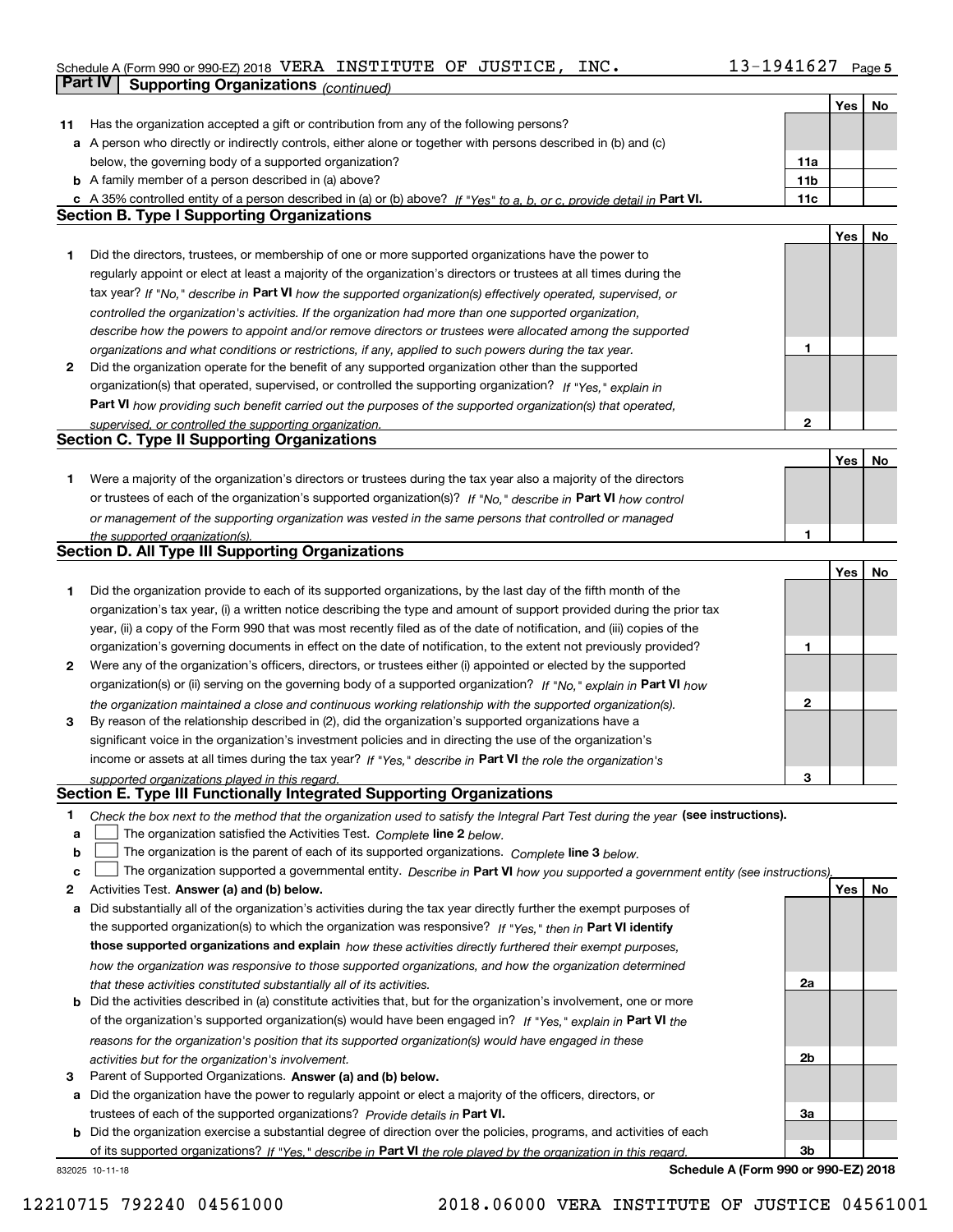Schedule A (Form 990 or 990-EZ) 2018 VERA INSTITUTE OF JUSTICE, INC. 13-1941627 Page 5

## Part IV Supporting Organizations *(continued)*

| | | | Yes | No |
|---|---|---|---|---|
| 11 | Has the organization accepted a gift or contribution from any of the following persons? | | | |
| a | A person who directly or indirectly controls, either alone or together with persons described in (b) and (c) below, the governing body of a supported organization? | 11a | | |
| b | A family member of a person described in (a) above? | 11b | | |
| c | A 35% controlled entity of a person described in (a) or (b) above? *If "Yes" to a, b, or c, provide detail in* **Part VI.** | 11c | | |

### Section B. Type I Supporting Organizations

| | | | Yes | No |
|---|---|---|---|---|
| 1 | Did the directors, trustees, or membership of one or more supported organizations have the power to regularly appoint or elect at least a majority of the organization's directors or trustees at all times during the tax year? *If "No," describe in* **Part VI** *how the supported organization(s) effectively operated, supervised, or controlled the organization's activities. If the organization had more than one supported organization, describe how the powers to appoint and/or remove directors or trustees were allocated among the supported organizations and what conditions or restrictions, if any, applied to such powers during the tax year.* | 1 | | |
| 2 | Did the organization operate for the benefit of any supported organization other than the supported organization(s) that operated, supervised, or controlled the supporting organization? *If "Yes," explain in* **Part VI** *how providing such benefit carried out the purposes of the supported organization(s) that operated, supervised, or controlled the supporting organization.* | 2 | | |

### Section C. Type II Supporting Organizations

| | | | Yes | No |
|---|---|---|---|---|
| 1 | Were a majority of the organization's directors or trustees during the tax year also a majority of the directors or trustees of each of the organization's supported organization(s)? *If "No," describe in* **Part VI** *how control or management of the supporting organization was vested in the same persons that controlled or managed the supported organization(s).* | 1 | | |

### Section D. All Type III Supporting Organizations

| | | | Yes | No |
|---|---|---|---|---|
| 1 | Did the organization provide to each of its supported organizations, by the last day of the fifth month of the organization's tax year, (i) a written notice describing the type and amount of support provided during the prior tax year, (ii) a copy of the Form 990 that was most recently filed as of the date of notification, and (iii) copies of the organization's governing documents in effect on the date of notification, to the extent not previously provided? | 1 | | |
| 2 | Were any of the organization's officers, directors, or trustees either (i) appointed or elected by the supported organization(s) or (ii) serving on the governing body of a supported organization? *If "No," explain in* **Part VI** *how the organization maintained a close and continuous working relationship with the supported organization(s).* | 2 | | |
| 3 | By reason of the relationship described in (2), did the organization's supported organizations have a significant voice in the organization's investment policies and in directing the use of the organization's income or assets at all times during the tax year? *If "Yes," describe in* **Part VI** *the role the organization's supported organizations played in this regard.* | 3 | | |

### Section E. Type III Functionally Integrated Supporting Organizations

1 *Check the box next to the method that the organization used to satisfy the Integral Part Test during the year* **(see instructions).**

- a ☐ The organization satisfied the Activities Test. *Complete* **line 2** *below.*
- b ☐ The organization is the parent of each of its supported organizations. *Complete* **line 3** *below.*
- c ☐ The organization supported a governmental entity. *Describe in* **Part VI** *how you supported a government entity (see instructions).*

| | | | Yes | No |
|---|---|---|---|---|
| 2 | Activities Test. **Answer (a) and (b) below.** | | | |
| a | Did substantially all of the organization's activities during the tax year directly further the exempt purposes of the supported organization(s) to which the organization was responsive? *If "Yes," then in* **Part VI identify those supported organizations and explain** *how these activities directly furthered their exempt purposes, how the organization was responsive to those supported organizations, and how the organization determined that these activities constituted substantially all of its activities.* | 2a | | |
| b | Did the activities described in (a) constitute activities that, but for the organization's involvement, one or more of the organization's supported organization(s) would have been engaged in? *If "Yes," explain in* **Part VI** *the reasons for the organization's position that its supported organization(s) would have engaged in these activities but for the organization's involvement.* | 2b | | |
| 3 | Parent of Supported Organizations. **Answer (a) and (b) below.** | | | |
| a | Did the organization have the power to regularly appoint or elect a majority of the officers, directors, or trustees of each of the supported organizations? *Provide details in* **Part VI.** | 3a | | |
| b | Did the organization exercise a substantial degree of direction over the policies, programs, and activities of each of its supported organizations? *If "Yes," describe in* **Part VI** *the role played by the organization in this regard.* | 3b | | |

832025 10-11-18 **Schedule A (Form 990 or 990-EZ) 2018**

12210715 792240 04561000 2018.06000 VERA INSTITUTE OF JUSTICE 04561001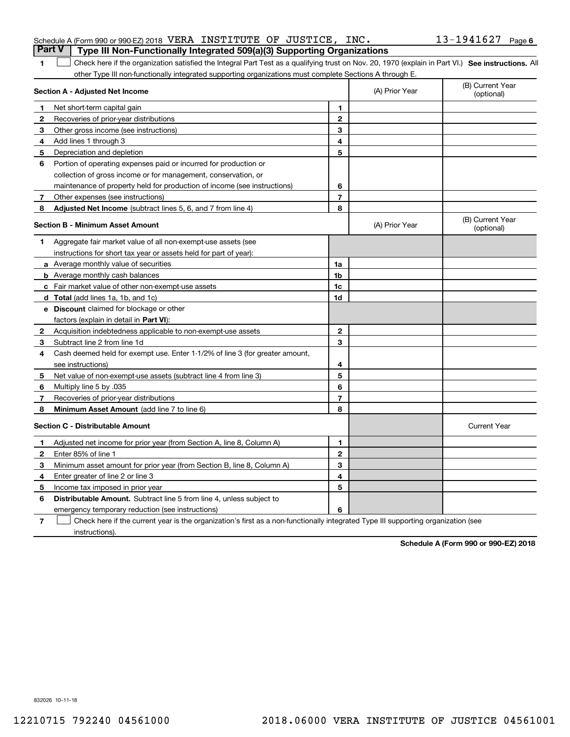Schedule A (Form 990 or 990-EZ) 2018 VERA INSTITUTE OF JUSTICE, INC. 13-1941627 Page 6

## Part V Type III Non-Functionally Integrated 509(a)(3) Supporting Organizations

1 ☐ Check here if the organization satisfied the Integral Part Test as a qualifying trust on Nov. 20, 1970 (explain in Part VI.) **See instructions.** All other Type III non-functionally integrated supporting organizations must complete Sections A through E.

| Section A - Adjusted Net Income | | | (A) Prior Year | (B) Current Year (optional) |
|---|---|---|---|---|
| 1 | Net short-term capital gain | 1 | | |
| 2 | Recoveries of prior-year distributions | 2 | | |
| 3 | Other gross income (see instructions) | 3 | | |
| 4 | Add lines 1 through 3 | 4 | | |
| 5 | Depreciation and depletion | 5 | | |
| 6 | Portion of operating expenses paid or incurred for production or collection of gross income or for management, conservation, or maintenance of property held for production of income (see instructions) | 6 | | |
| 7 | Other expenses (see instructions) | 7 | | |
| 8 | **Adjusted Net Income** (subtract lines 5, 6, and 7 from line 4) | 8 | | |

| Section B - Minimum Asset Amount | | | (A) Prior Year | (B) Current Year (optional) |
|---|---|---|---|---|
| 1 | Aggregate fair market value of all non-exempt-use assets (see instructions for short tax year or assets held for part of year): | | | |
| a | Average monthly value of securities | 1a | | |
| b | Average monthly cash balances | 1b | | |
| c | Fair market value of other non-exempt-use assets | 1c | | |
| d | **Total** (add lines 1a, 1b, and 1c) | 1d | | |
| e | **Discount** claimed for blockage or other factors (explain in detail in **Part VI**): | | | |
| 2 | Acquisition indebtedness applicable to non-exempt-use assets | 2 | | |
| 3 | Subtract line 2 from line 1d | 3 | | |
| 4 | Cash deemed held for exempt use. Enter 1-1/2% of line 3 (for greater amount, see instructions) | 4 | | |
| 5 | Net value of non-exempt-use assets (subtract line 4 from line 3) | 5 | | |
| 6 | Multiply line 5 by .035 | 6 | | |
| 7 | Recoveries of prior-year distributions | 7 | | |
| 8 | **Minimum Asset Amount** (add line 7 to line 6) | 8 | | |

| Section C - Distributable Amount | | | | Current Year |
|---|---|---|---|---|
| 1 | Adjusted net income for prior year (from Section A, line 8, Column A) | 1 | | |
| 2 | Enter 85% of line 1 | 2 | | |
| 3 | Minimum asset amount for prior year (from Section B, line 8, Column A) | 3 | | |
| 4 | Enter greater of line 2 or line 3 | 4 | | |
| 5 | Income tax imposed in prior year | 5 | | |
| 6 | **Distributable Amount.** Subtract line 5 from line 4, unless subject to emergency temporary reduction (see instructions) | 6 | | |

7 ☐ Check here if the current year is the organization's first as a non-functionally integrated Type III supporting organization (see instructions).

**Schedule A (Form 990 or 990-EZ) 2018**

832026 10-11-18

12210715 792240 04561000 2018.06000 VERA INSTITUTE OF JUSTICE 04561001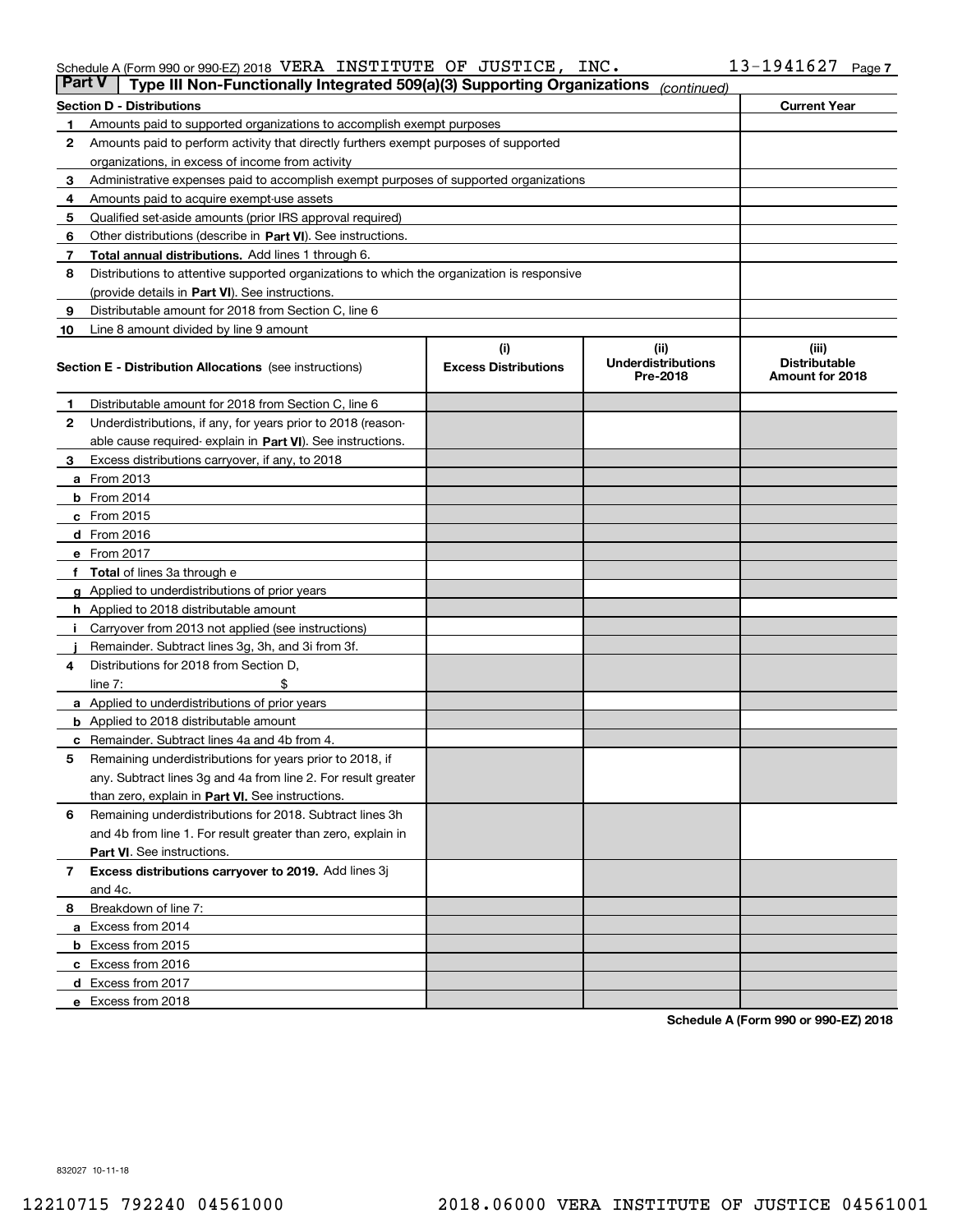Schedule A (Form 990 or 990-EZ) 2018 VERA INSTITUTE OF JUSTICE, INC. 13-1941627

## Part V | Type III Non-Functionally Integrated 509(a)(3) Supporting Organizations *(continued)*

| **Section D - Distributions** | | **Current Year** |
|---|---|---|
| 1 | Amounts paid to supported organizations to accomplish exempt purposes | |
| 2 | Amounts paid to perform activity that directly furthers exempt purposes of supported organizations, in excess of income from activity | |
| 3 | Administrative expenses paid to accomplish exempt purposes of supported organizations | |
| 4 | Amounts paid to acquire exempt-use assets | |
| 5 | Qualified set-aside amounts (prior IRS approval required) | |
| 6 | Other distributions (describe in **Part VI**). See instructions. | |
| 7 | **Total annual distributions.** Add lines 1 through 6. | |
| 8 | Distributions to attentive supported organizations to which the organization is responsive (provide details in **Part VI**). See instructions. | |
| 9 | Distributable amount for 2018 from Section C, line 6 | |
| 10 | Line 8 amount divided by line 9 amount | |

| **Section E - Distribution Allocations** (see instructions) | (i) Excess Distributions | (ii) Underdistributions Pre-2018 | (iii) Distributable Amount for 2018 |
|---|---|---|---|
| **1** Distributable amount for 2018 from Section C, line 6 | | | |
| **2** Underdistributions, if any, for years prior to 2018 (reasonable cause required- explain in **Part VI**). See instructions. | | | |
| **3** Excess distributions carryover, if any, to 2018 | | | |
| **a** From 2013 | | | |
| **b** From 2014 | | | |
| **c** From 2015 | | | |
| **d** From 2016 | | | |
| **e** From 2017 | | | |
| **f Total** of lines 3a through e | | | |
| **g** Applied to underdistributions of prior years | | | |
| **h** Applied to 2018 distributable amount | | | |
| **i** Carryover from 2013 not applied (see instructions) | | | |
| **j** Remainder. Subtract lines 3g, 3h, and 3i from 3f. | | | |
| **4** Distributions for 2018 from Section D, line 7: $ | | | |
| **a** Applied to underdistributions of prior years | | | |
| **b** Applied to 2018 distributable amount | | | |
| **c** Remainder. Subtract lines 4a and 4b from 4. | | | |
| **5** Remaining underdistributions for years prior to 2018, if any. Subtract lines 3g and 4a from line 2. For result greater than zero, explain in **Part VI.** See instructions. | | | |
| **6** Remaining underdistributions for 2018. Subtract lines 3h and 4b from line 1. For result greater than zero, explain in **Part VI**. See instructions. | | | |
| **7 Excess distributions carryover to 2019.** Add lines 3j and 4c. | | | |
| **8** Breakdown of line 7: | | | |
| **a** Excess from 2014 | | | |
| **b** Excess from 2015 | | | |
| **c** Excess from 2016 | | | |
| **d** Excess from 2017 | | | |
| **e** Excess from 2018 | | | |

**Schedule A (Form 990 or 990-EZ) 2018**

832027 10-11-18

12210715 792240 04561000 2018.06000 VERA INSTITUTE OF JUSTICE 04561001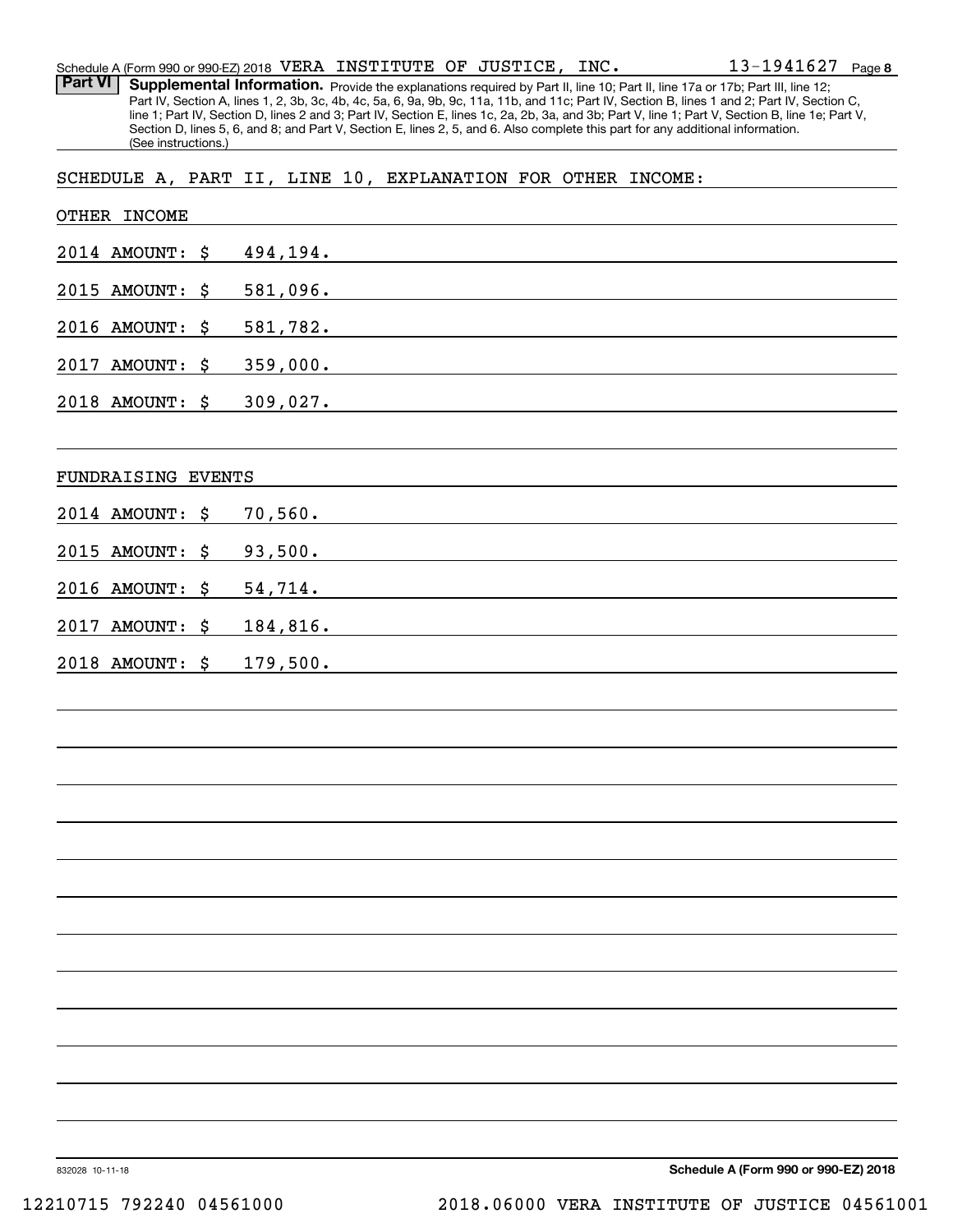Schedule A (Form 990 or 990-EZ) 2018 VERA INSTITUTE OF JUSTICE, INC. 13-1941627

**Part VI** **Supplemental Information.** Provide the explanations required by Part II, line 10; Part II, line 17a or 17b; Part III, line 12; Part IV, Section A, lines 1, 2, 3b, 3c, 4b, 4c, 5a, 6, 9a, 9b, 9c, 11a, 11b, and 11c; Part IV, Section B, lines 1 and 2; Part IV, Section C, line 1; Part IV, Section D, lines 2 and 3; Part IV, Section E, lines 1c, 2a, 2b, 3a, and 3b; Part V, line 1; Part V, Section B, line 1e; Part V, Section D, lines 5, 6, and 8; and Part V, Section E, lines 2, 5, and 6. Also complete this part for any additional information. (See instructions.)

SCHEDULE A, PART II, LINE 10, EXPLANATION FOR OTHER INCOME:

OTHER INCOME

2014 AMOUNT: $ 494,194.

2015 AMOUNT: $ 581,096.

2016 AMOUNT: $ 581,782.

2017 AMOUNT: $ 359,000.

2018 AMOUNT: $ 309,027.

FUNDRAISING EVENTS

2014 AMOUNT: $ 70,560.

2015 AMOUNT: $ 93,500.

2016 AMOUNT: $ 54,714.

2017 AMOUNT: $ 184,816.

2018 AMOUNT: $ 179,500.

832028 10-11-18

**Schedule A (Form 990 or 990-EZ) 2018**

12210715 792240 04561000 2018.06000 VERA INSTITUTE OF JUSTICE 04561001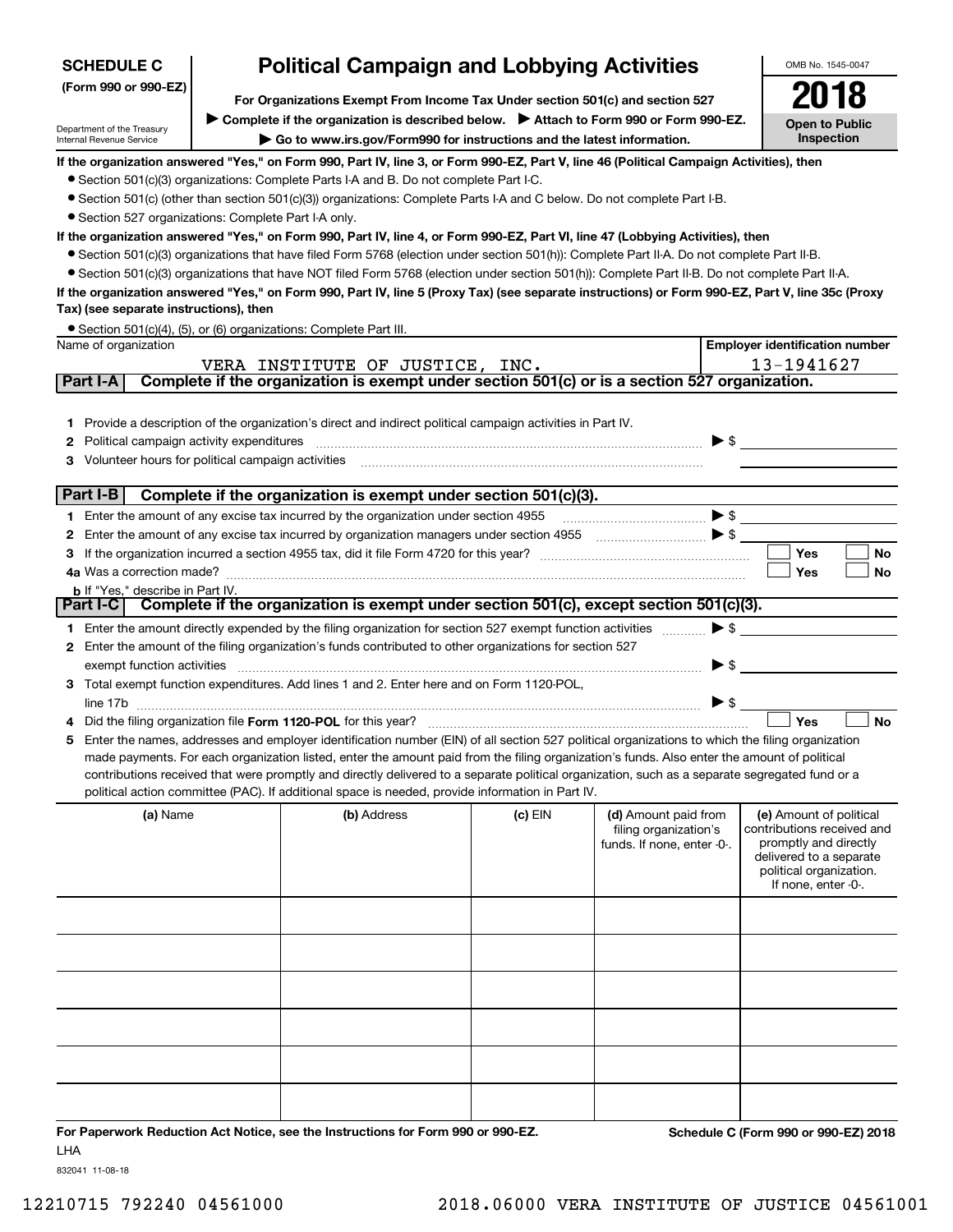**SCHEDULE C** **(Form 990 or 990-EZ)**

Department of the Treasury Internal Revenue Service

# Political Campaign and Lobbying Activities

**For Organizations Exempt From Income Tax Under section 501(c) and section 527**

▶ **Complete if the organization is described below.** ▶ **Attach to Form 990 or Form 990-EZ.**

▶ **Go to www.irs.gov/Form990 for instructions and the latest information.**

OMB No. 1545-0047

**2018**

**Open to Public Inspection**

**If the organization answered "Yes," on Form 990, Part IV, line 3, or Form 990-EZ, Part V, line 46 (Political Campaign Activities), then**

- Section 501(c)(3) organizations: Complete Parts I-A and B. Do not complete Part I-C.
- Section 501(c) (other than section 501(c)(3)) organizations: Complete Parts I-A and C below. Do not complete Part I-B.
- Section 527 organizations: Complete Part I-A only.

**If the organization answered "Yes," on Form 990, Part IV, line 4, or Form 990-EZ, Part VI, line 47 (Lobbying Activities), then**

- Section 501(c)(3) organizations that have filed Form 5768 (election under section 501(h)): Complete Part II-A. Do not complete Part II-B.
- Section 501(c)(3) organizations that have NOT filed Form 5768 (election under section 501(h)): Complete Part II-B. Do not complete Part II-A.

**If the organization answered "Yes," on Form 990, Part IV, line 5 (Proxy Tax) (see separate instructions) or Form 990-EZ, Part V, line 35c (Proxy Tax) (see separate instructions), then**

- Section 501(c)(4), (5), or (6) organizations: Complete Part III.

| Name of organization | Employer identification number |
|---|---|
| VERA INSTITUTE OF JUSTICE, INC. | 13-1941627 |

## Part I-A Complete if the organization is exempt under section 501(c) or is a section 527 organization.

1. Provide a description of the organization's direct and indirect political campaign activities in Part IV.
2. Political campaign activity expenditures ▶ $
3. Volunteer hours for political campaign activities

## Part I-B Complete if the organization is exempt under section 501(c)(3).

1. Enter the amount of any excise tax incurred by the organization under section 4955 ▶ $
2. Enter the amount of any excise tax incurred by organization managers under section 4955 ▶ $
3. If the organization incurred a section 4955 tax, did it file Form 4720 for this year? ☐ Yes ☐ No

4a. Was a correction made? ☐ Yes ☐ No

b. If "Yes," describe in Part IV.

## Part I-C Complete if the organization is exempt under section 501(c), except section 501(c)(3).

1. Enter the amount directly expended by the filing organization for section 527 exempt function activities ▶ $
2. Enter the amount of the filing organization's funds contributed to other organizations for section 527 exempt function activities ▶ $
3. Total exempt function expenditures. Add lines 1 and 2. Enter here and on Form 1120-POL, line 17b ▶ $
4. Did the filing organization file **Form 1120-POL** for this year? ☐ Yes ☐ No
5. Enter the names, addresses and employer identification number (EIN) of all section 527 political organizations to which the filing organization made payments. For each organization listed, enter the amount paid from the filing organization's funds. Also enter the amount of political contributions received that were promptly and directly delivered to a separate political organization, such as a separate segregated fund or a political action committee (PAC). If additional space is needed, provide information in Part IV.

| (a) Name | (b) Address | (c) EIN | (d) Amount paid from filing organization's funds. If none, enter -0-. | (e) Amount of political contributions received and promptly and directly delivered to a separate political organization. If none, enter -0-. |
|---|---|---|---|---|
| | | | | |
| | | | | |
| | | | | |
| | | | | |
| | | | | |
| | | | | |

**For Paperwork Reduction Act Notice, see the Instructions for Form 990 or 990-EZ.** LHA

**Schedule C (Form 990 or 990-EZ) 2018**

832041 11-08-18

12210715 792240 04561000 2018.06000 VERA INSTITUTE OF JUSTICE 04561001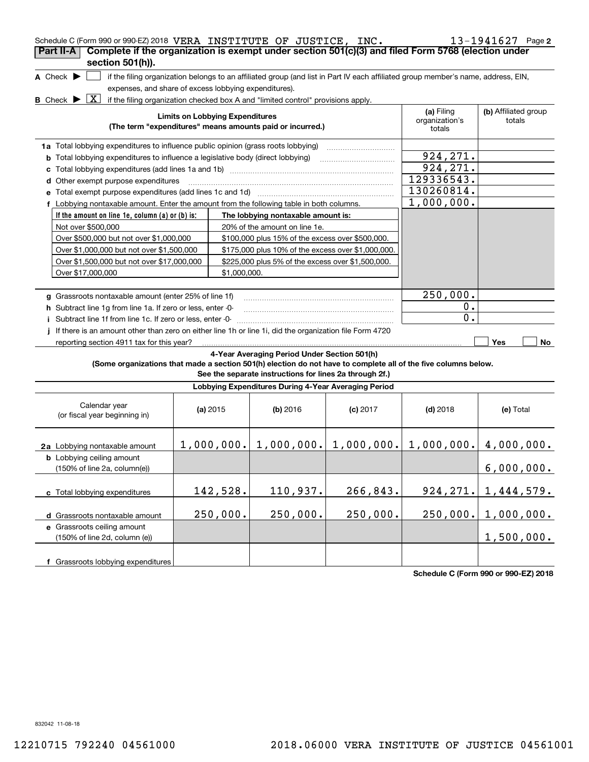Schedule C (Form 990 or 990-EZ) 2018 VERA INSTITUTE OF JUSTICE, INC. 13-1941627 Page 2

## Part II-A Complete if the organization is exempt under section 501(c)(3) and filed Form 5768 (election under section 501(h)).

**A** Check ▶ [ ] if the filing organization belongs to an affiliated group (and list in Part IV each affiliated group member's name, address, EIN, expenses, and share of excess lobbying expenditures).

**B** Check ▶ [X] if the filing organization checked box A and "limited control" provisions apply.

| Limits on Lobbying Expenditures (The term "expenditures" means amounts paid or incurred.) | (a) Filing organization's totals | (b) Affiliated group totals |
|---|---|---|
| **1a** Total lobbying expenditures to influence public opinion (grass roots lobbying) | | |
| **b** Total lobbying expenditures to influence a legislative body (direct lobbying) | 924,271. | |
| **c** Total lobbying expenditures (add lines 1a and 1b) | 924,271. | |
| **d** Other exempt purpose expenditures | 129336543. | |
| **e** Total exempt purpose expenditures (add lines 1c and 1d) | 130260814. | |
| **f** Lobbying nontaxable amount. Enter the amount from the following table in both columns. | 1,000,000. | |

| If the amount on line 1e, column (a) or (b) is: | The lobbying nontaxable amount is: |
|---|---|
| Not over $500,000 | 20% of the amount on line 1e. |
| Over $500,000 but not over $1,000,000 | $100,000 plus 15% of the excess over $500,000. |
| Over $1,000,000 but not over $1,500,000 | $175,000 plus 10% of the excess over $1,000,000. |
| Over $1,500,000 but not over $17,000,000 | $225,000 plus 5% of the excess over $1,500,000. |
| Over $17,000,000 | $1,000,000. |

| | (a) Filing organization's totals | (b) Affiliated group totals |
|---|---|---|
| **g** Grassroots nontaxable amount (enter 25% of line 1f) | 250,000. | |
| **h** Subtract line 1g from line 1a. If zero or less, enter -0- | 0. | |
| **i** Subtract line 1f from line 1c. If zero or less, enter -0- | 0. | |
| **j** If there is an amount other than zero on either line 1h or line 1i, did the organization file Form 4720 reporting section 4911 tax for this year? | [ ] Yes | [ ] No |

**4-Year Averaging Period Under Section 501(h)**

**(Some organizations that made a section 501(h) election do not have to complete all of the five columns below. See the separate instructions for lines 2a through 2f.)**

| Lobbying Expenditures During 4-Year Averaging Period | | | | | |
|---|---|---|---|---|---|
| Calendar year (or fiscal year beginning in) | (a) 2015 | (b) 2016 | (c) 2017 | (d) 2018 | (e) Total |
| **2a** Lobbying nontaxable amount | 1,000,000. | 1,000,000. | 1,000,000. | 1,000,000. | 4,000,000. |
| **b** Lobbying ceiling amount (150% of line 2a, column(e)) | | | | | 6,000,000. |
| **c** Total lobbying expenditures | 142,528. | 110,937. | 266,843. | 924,271. | 1,444,579. |
| **d** Grassroots nontaxable amount | 250,000. | 250,000. | 250,000. | 250,000. | 1,000,000. |
| **e** Grassroots ceiling amount (150% of line 2d, column (e)) | | | | | 1,500,000. |
| **f** Grassroots lobbying expenditures | | | | | |

**Schedule C (Form 990 or 990-EZ) 2018**

832042 11-08-18

12210715 792240 04561000 2018.06000 VERA INSTITUTE OF JUSTICE 04561001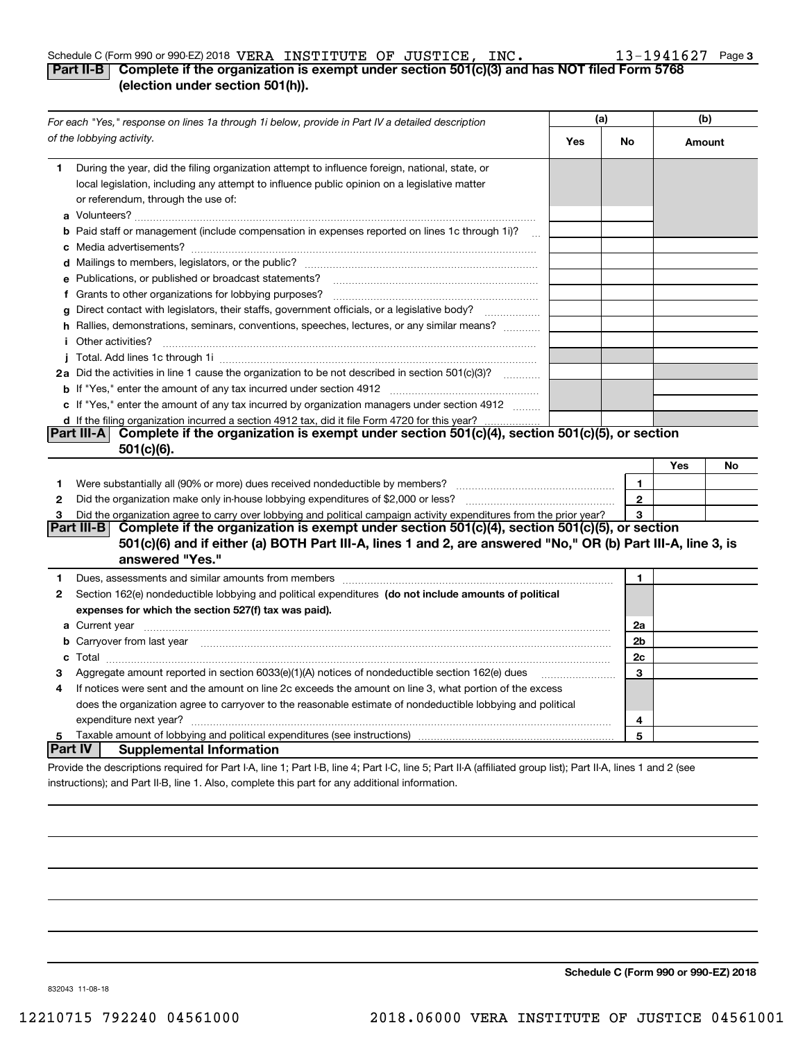Schedule C (Form 990 or 990-EZ) 2018 VERA INSTITUTE OF JUSTICE, INC. 13-1941627 Page 3

## Part II-B Complete if the organization is exempt under section 501(c)(3) and has NOT filed Form 5768 (election under section 501(h)).

| For each "Yes," response on lines 1a through 1i below, provide in Part IV a detailed description of the lobbying activity. | (a) Yes | (a) No | (b) Amount |
|---|---|---|---|
| **1** During the year, did the filing organization attempt to influence foreign, national, state, or local legislation, including any attempt to influence public opinion on a legislative matter or referendum, through the use of: | | | |
| **a** Volunteers? | | | |
| **b** Paid staff or management (include compensation in expenses reported on lines 1c through 1i)? | | | |
| **c** Media advertisements? | | | |
| **d** Mailings to members, legislators, or the public? | | | |
| **e** Publications, or published or broadcast statements? | | | |
| **f** Grants to other organizations for lobbying purposes? | | | |
| **g** Direct contact with legislators, their staffs, government officials, or a legislative body? | | | |
| **h** Rallies, demonstrations, seminars, conventions, speeches, lectures, or any similar means? | | | |
| **i** Other activities? | | | |
| **j** Total. Add lines 1c through 1i | | | |
| **2a** Did the activities in line 1 cause the organization to be not described in section 501(c)(3)? | | | |
| **b** If "Yes," enter the amount of any tax incurred under section 4912 | | | |
| **c** If "Yes," enter the amount of any tax incurred by organization managers under section 4912 | | | |
| **d** If the filing organization incurred a section 4912 tax, did it file Form 4720 for this year? | | | |

## Part III-A Complete if the organization is exempt under section 501(c)(4), section 501(c)(5), or section 501(c)(6).

| | | | Yes | No |
|---|---|---|---|---|
| **1** | Were substantially all (90% or more) dues received nondeductible by members? | 1 | | |
| **2** | Did the organization make only in-house lobbying expenditures of $2,000 or less? | 2 | | |
| **3** | Did the organization agree to carry over lobbying and political campaign activity expenditures from the prior year? | 3 | | |

## Part III-B Complete if the organization is exempt under section 501(c)(4), section 501(c)(5), or section 501(c)(6) and if either (a) BOTH Part III-A, lines 1 and 2, are answered "No," OR (b) Part III-A, line 3, is answered "Yes."

| | | | |
|---|---|---|---|
| **1** | Dues, assessments and similar amounts from members | 1 | |
| **2** | Section 162(e) nondeductible lobbying and political expenditures **(do not include amounts of political expenses for which the section 527(f) tax was paid).** | | |
| **a** | Current year | 2a | |
| **b** | Carryover from last year | 2b | |
| **c** | Total | 2c | |
| **3** | Aggregate amount reported in section 6033(e)(1)(A) notices of nondeductible section 162(e) dues | 3 | |
| **4** | If notices were sent and the amount on line 2c exceeds the amount on line 3, what portion of the excess does the organization agree to carryover to the reasonable estimate of nondeductible lobbying and political expenditure next year? | 4 | |
| **5** | Taxable amount of lobbying and political expenditures (see instructions) | 5 | |

## Part IV Supplemental Information

Provide the descriptions required for Part I-A, line 1; Part I-B, line 4; Part I-C, line 5; Part II-A (affiliated group list); Part II-A, lines 1 and 2 (see instructions); and Part II-B, line 1. Also, complete this part for any additional information.

**Schedule C (Form 990 or 990-EZ) 2018**

832043 11-08-18

12210715 792240 04561000 2018.06000 VERA INSTITUTE OF JUSTICE 04561001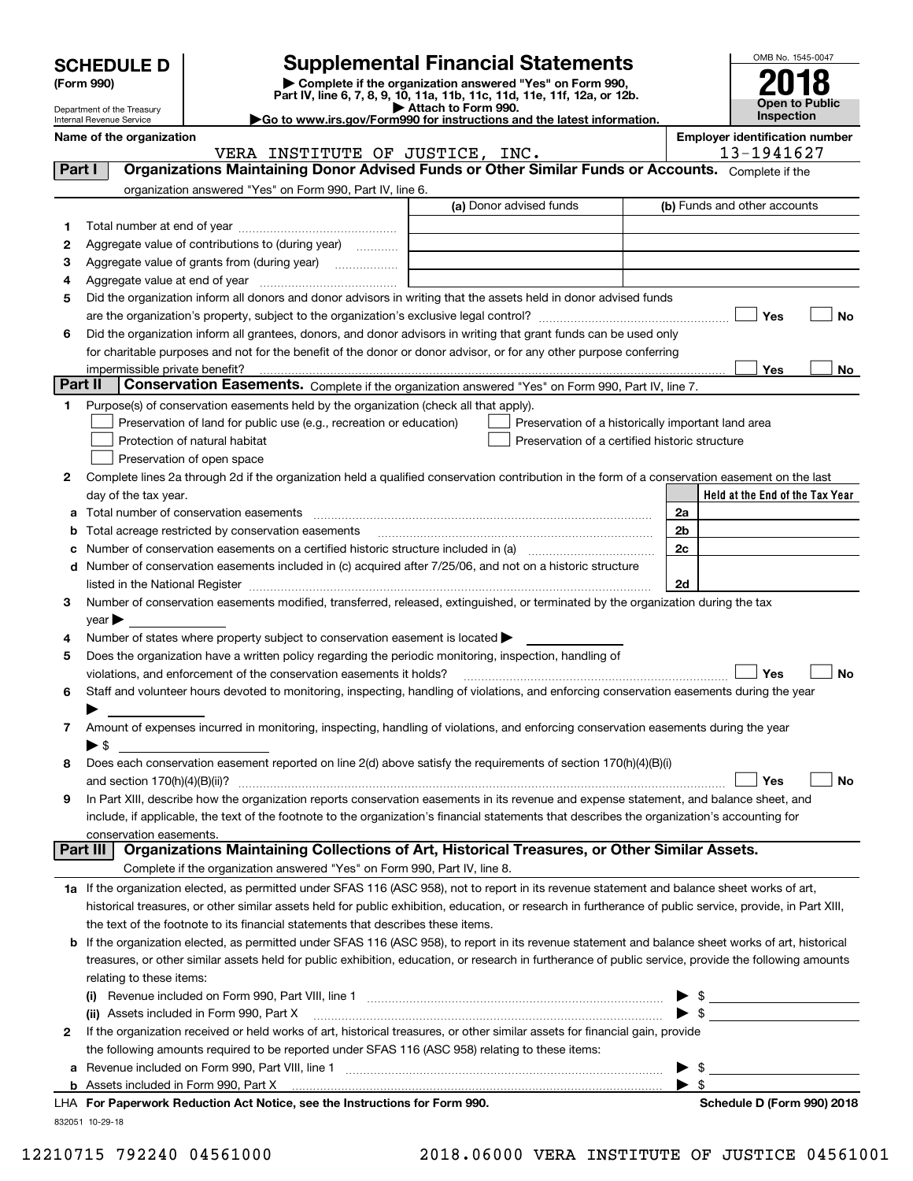# SCHEDULE D (Form 990)

Department of the Treasury
Internal Revenue Service

## Supplemental Financial Statements

▶ Complete if the organization answered "Yes" on Form 990, Part IV, line 6, 7, 8, 9, 10, 11a, 11b, 11c, 11d, 11e, 11f, 12a, or 12b.
▶ Attach to Form 990.
▶Go to www.irs.gov/Form990 for instructions and the latest information.

OMB No. 1545-0047

**2018**

**Open to Public Inspection**

**Name of the organization**
VERA INSTITUTE OF JUSTICE, INC.

**Employer identification number**
13-1941627

## Part I Organizations Maintaining Donor Advised Funds or Other Similar Funds or Accounts.

Complete if the organization answered "Yes" on Form 990, Part IV, line 6.

| | | (a) Donor advised funds | (b) Funds and other accounts |
|---|---|---|---|
| 1 | Total number at end of year | | |
| 2 | Aggregate value of contributions to (during year) | | |
| 3 | Aggregate value of grants from (during year) | | |
| 4 | Aggregate value at end of year | | |

5 Did the organization inform all donors and donor advisors in writing that the assets held in donor advised funds are the organization's property, subject to the organization's exclusive legal control? ☐ Yes ☐ No

6 Did the organization inform all grantees, donors, and donor advisors in writing that grant funds can be used only for charitable purposes and not for the benefit of the donor or donor advisor, or for any other purpose conferring impermissible private benefit? ☐ Yes ☐ No

## Part II Conservation Easements.

Complete if the organization answered "Yes" on Form 990, Part IV, line 7.

1 Purpose(s) of conservation easements held by the organization (check all that apply).

- ☐ Preservation of land for public use (e.g., recreation or education)
- ☐ Protection of natural habitat
- ☐ Preservation of open space
- ☐ Preservation of a historically important land area
- ☐ Preservation of a certified historic structure

2 Complete lines 2a through 2d if the organization held a qualified conservation contribution in the form of a conservation easement on the last day of the tax year.

| | | | Held at the End of the Tax Year |
|---|---|---|---|
| a | Total number of conservation easements | 2a | |
| b | Total acreage restricted by conservation easements | 2b | |
| c | Number of conservation easements on a certified historic structure included in (a) | 2c | |
| d | Number of conservation easements included in (c) acquired after 7/25/06, and not on a historic structure listed in the National Register | 2d | |

3 Number of conservation easements modified, transferred, released, extinguished, or terminated by the organization during the tax year ▶

4 Number of states where property subject to conservation easement is located ▶

5 Does the organization have a written policy regarding the periodic monitoring, inspection, handling of violations, and enforcement of the conservation easements it holds? ☐ Yes ☐ No

6 Staff and volunteer hours devoted to monitoring, inspecting, handling of violations, and enforcing conservation easements during the year ▶

7 Amount of expenses incurred in monitoring, inspecting, handling of violations, and enforcing conservation easements during the year ▶ $

8 Does each conservation easement reported on line 2(d) above satisfy the requirements of section 170(h)(4)(B)(i) and section 170(h)(4)(B)(ii)? ☐ Yes ☐ No

9 In Part XIII, describe how the organization reports conservation easements in its revenue and expense statement, and balance sheet, and include, if applicable, the text of the footnote to the organization's financial statements that describes the organization's accounting for conservation easements.

## Part III Organizations Maintaining Collections of Art, Historical Treasures, or Other Similar Assets.

Complete if the organization answered "Yes" on Form 990, Part IV, line 8.

1a If the organization elected, as permitted under SFAS 116 (ASC 958), not to report in its revenue statement and balance sheet works of art, historical treasures, or other similar assets held for public exhibition, education, or research in furtherance of public service, provide, in Part XIII, the text of the footnote to its financial statements that describes these items.

b If the organization elected, as permitted under SFAS 116 (ASC 958), to report in its revenue statement and balance sheet works of art, historical treasures, or other similar assets held for public exhibition, education, or research in furtherance of public service, provide the following amounts relating to these items:

(i) Revenue included on Form 990, Part VIII, line 1 ▶ $

(ii) Assets included in Form 990, Part X ▶ $

2 If the organization received or held works of art, historical treasures, or other similar assets for financial gain, provide the following amounts required to be reported under SFAS 116 (ASC 958) relating to these items:

a Revenue included on Form 990, Part VIII, line 1 ▶ $

b Assets included in Form 990, Part X ▶ $

LHA For Paperwork Reduction Act Notice, see the Instructions for Form 990. Schedule D (Form 990) 2018

832051 10-29-18

12210715 792240 04561000 2018.06000 VERA INSTITUTE OF JUSTICE 04561001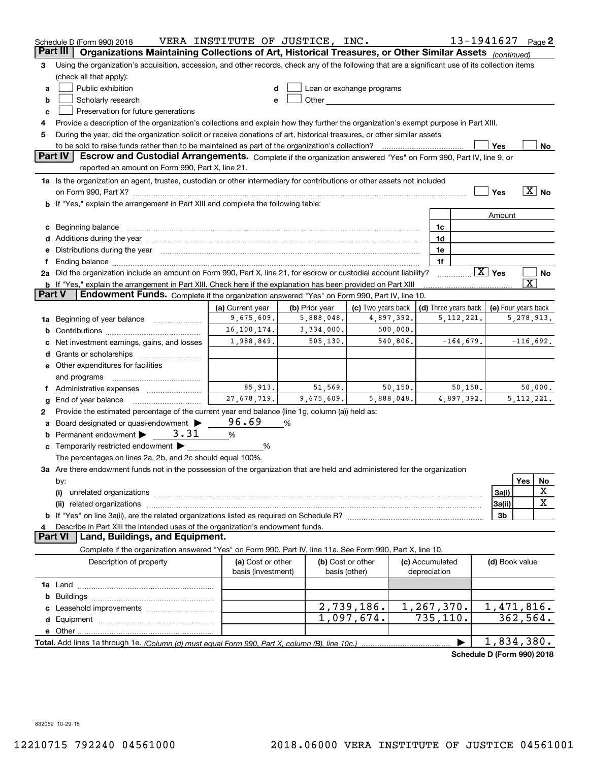Schedule D (Form 990) 2018 VERA INSTITUTE OF JUSTICE, INC. 13-1941627 Page 2

## Part III Organizations Maintaining Collections of Art, Historical Treasures, or Other Similar Assets *(continued)*

3 Using the organization's acquisition, accession, and other records, check any of the following that are a significant use of its collection items (check all that apply):

a ☐ Public exhibition
b ☐ Scholarly research
c ☐ Preservation for future generations
d ☐ Loan or exchange programs
e ☐ Other

4 Provide a description of the organization's collections and explain how they further the organization's exempt purpose in Part XIII.

5 During the year, did the organization solicit or receive donations of art, historical treasures, or other similar assets to be sold to raise funds rather than to be maintained as part of the organization's collection? ☐ Yes ☐ No

## Part IV Escrow and Custodial Arrangements.

Complete if the organization answered "Yes" on Form 990, Part IV, line 9, or reported an amount on Form 990, Part X, line 21.

1a Is the organization an agent, trustee, custodian or other intermediary for contributions or other assets not included on Form 990, Part X? ☐ Yes ☒ No

b If "Yes," explain the arrangement in Part XIII and complete the following table:

| | | Amount |
|---|---|---|
| c Beginning balance | 1c | |
| d Additions during the year | 1d | |
| e Distributions during the year | 1e | |
| f Ending balance | 1f | |

2a Did the organization include an amount on Form 990, Part X, line 21, for escrow or custodial account liability? ☒ Yes ☐ No

b If "Yes," explain the arrangement in Part XIII. Check here if the explanation has been provided on Part XIII ☒

## Part V Endowment Funds.

Complete if the organization answered "Yes" on Form 990, Part IV, line 10.

| | (a) Current year | (b) Prior year | (c) Two years back | (d) Three years back | (e) Four years back |
|---|---|---|---|---|---|
| 1a Beginning of year balance | 9,675,609. | 5,888,048. | 4,897,392. | 5,112,221. | 5,278,913. |
| b Contributions | 16,100,174. | 3,334,000. | 500,000. | | |
| c Net investment earnings, gains, and losses | 1,988,849. | 505,130. | 540,806. | -164,679. | -116,692. |
| d Grants or scholarships | | | | | |
| e Other expenditures for facilities and programs | | | | | |
| f Administrative expenses | 85,913. | 51,569. | 50,150. | 50,150. | 50,000. |
| g End of year balance | 27,678,719. | 9,675,609. | 5,888,048. | 4,897,392. | 5,112,221. |

2 Provide the estimated percentage of the current year end balance (line 1g, column (a)) held as:

a Board designated or quasi-endowment ▶ 96.69 %
b Permanent endowment ▶ 3.31 %
c Temporarily restricted endowment ▶ %

The percentages on lines 2a, 2b, and 2c should equal 100%.

3a Are there endowment funds not in the possession of the organization that are held and administered for the organization by:

| | | Yes | No |
|---|---|---|---|
| (i) unrelated organizations | 3a(i) | | X |
| (ii) related organizations | 3a(ii) | | X |
| b If "Yes" on line 3a(ii), are the related organizations listed as required on Schedule R? | 3b | | |

4 Describe in Part XIII the intended uses of the organization's endowment funds.

## Part VI Land, Buildings, and Equipment.

Complete if the organization answered "Yes" on Form 990, Part IV, line 11a. See Form 990, Part X, line 10.

| Description of property | (a) Cost or other basis (investment) | (b) Cost or other basis (other) | (c) Accumulated depreciation | (d) Book value |
|---|---|---|---|---|
| 1a Land | | | | |
| b Buildings | | | | |
| c Leasehold improvements | | 2,739,186. | 1,267,370. | 1,471,816. |
| d Equipment | | 1,097,674. | 735,110. | 362,564. |
| e Other | | | | |
| **Total.** Add lines 1a through 1e. *(Column (d) must equal Form 990, Part X, column (B), line 10c.)* | | | ▶ | 1,834,380. |

**Schedule D (Form 990) 2018**

832052 10-29-18

12210715 792240 04561000 2018.06000 VERA INSTITUTE OF JUSTICE 04561001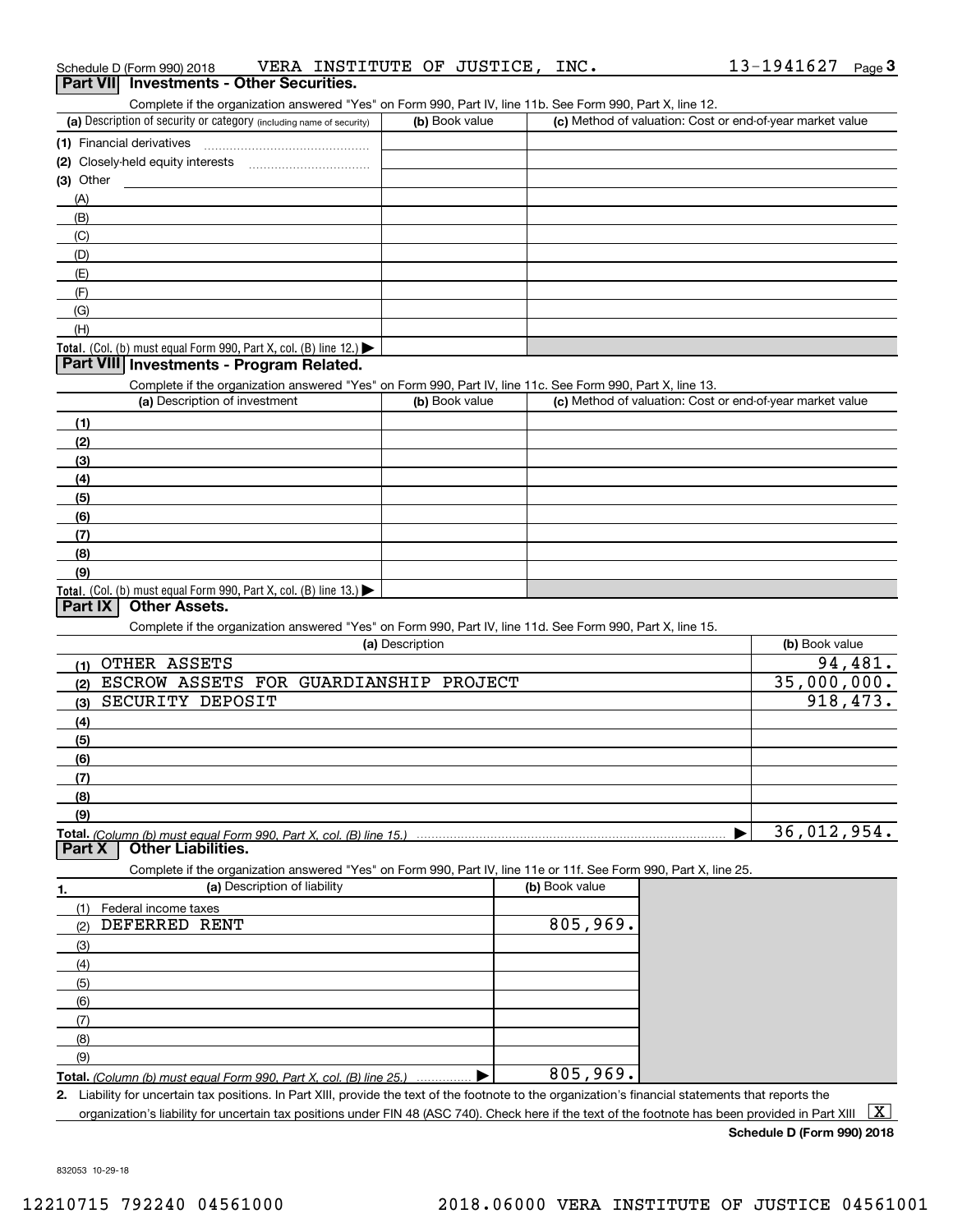Schedule D (Form 990) 2018 VERA INSTITUTE OF JUSTICE, INC. 13-1941627 Page 3

## Part VII Investments - Other Securities.

Complete if the organization answered "Yes" on Form 990, Part IV, line 11b. See Form 990, Part X, line 12.

| (a) Description of security or category (including name of security) | (b) Book value | (c) Method of valuation: Cost or end-of-year market value |
|---|---|---|
| (1) Financial derivatives | | |
| (2) Closely-held equity interests | | |
| (3) Other | | |
| (A) | | |
| (B) | | |
| (C) | | |
| (D) | | |
| (E) | | |
| (F) | | |
| (G) | | |
| (H) | | |
| **Total.** (Col. (b) must equal Form 990, Part X, col. (B) line 12.) | | |

## Part VIII Investments - Program Related.

Complete if the organization answered "Yes" on Form 990, Part IV, line 11c. See Form 990, Part X, line 13.

| (a) Description of investment | (b) Book value | (c) Method of valuation: Cost or end-of-year market value |
|---|---|---|
| (1) | | |
| (2) | | |
| (3) | | |
| (4) | | |
| (5) | | |
| (6) | | |
| (7) | | |
| (8) | | |
| (9) | | |
| **Total.** (Col. (b) must equal Form 990, Part X, col. (B) line 13.) | | |

## Part IX Other Assets.

Complete if the organization answered "Yes" on Form 990, Part IV, line 11d. See Form 990, Part X, line 15.

| (a) Description | (b) Book value |
|---|---|
| (1) OTHER ASSETS | 94,481. |
| (2) ESCROW ASSETS FOR GUARDIANSHIP PROJECT | 35,000,000. |
| (3) SECURITY DEPOSIT | 918,473. |
| (4) | |
| (5) | |
| (6) | |
| (7) | |
| (8) | |
| (9) | |
| **Total.** *(Column (b) must equal Form 990, Part X, col. (B) line 15.)* | 36,012,954. |

## Part X Other Liabilities.

Complete if the organization answered "Yes" on Form 990, Part IV, line 11e or 11f. See Form 990, Part X, line 25.

| 1. (a) Description of liability | (b) Book value |
|---|---|
| (1) Federal income taxes | |
| (2) DEFERRED RENT | 805,969. |
| (3) | |
| (4) | |
| (5) | |
| (6) | |
| (7) | |
| (8) | |
| (9) | |
| **Total.** *(Column (b) must equal Form 990, Part X, col. (B) line 25.)* | 805,969. |

**2.** Liability for uncertain tax positions. In Part XIII, provide the text of the footnote to the organization's financial statements that reports the organization's liability for uncertain tax positions under FIN 48 (ASC 740). Check here if the text of the footnote has been provided in Part XIII [X]

**Schedule D (Form 990) 2018**

832053 10-29-18

12210715 792240 04561000 2018.06000 VERA INSTITUTE OF JUSTICE 04561001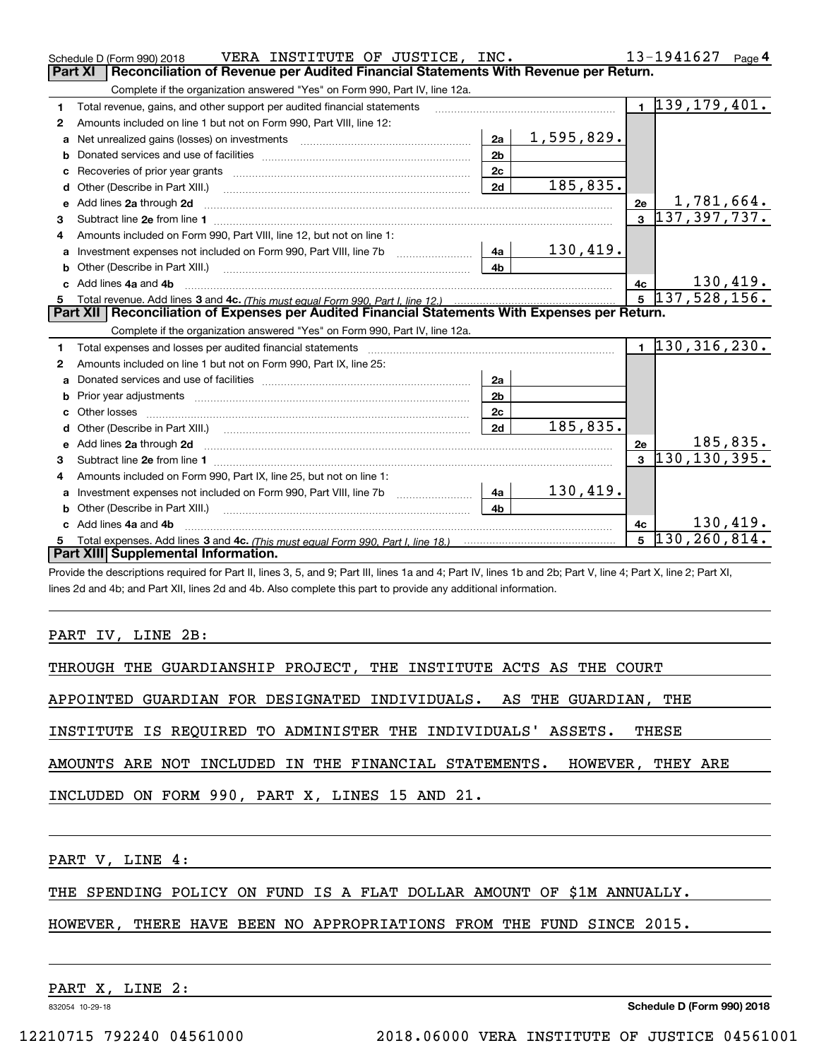Schedule D (Form 990) 2018 VERA INSTITUTE OF JUSTICE, INC. 13-1941627 Page 4

## Part XI Reconciliation of Revenue per Audited Financial Statements With Revenue per Return.

Complete if the organization answered "Yes" on Form 990, Part IV, line 12a.

| | | | | | |
|---|---|---|---|---|---|
| 1 | Total revenue, gains, and other support per audited financial statements | | | 1 | 139,179,401. |
| 2 | Amounts included on line 1 but not on Form 990, Part VIII, line 12: | | | | |
| a | Net unrealized gains (losses) on investments | 2a | 1,595,829. | | |
| b | Donated services and use of facilities | 2b | | | |
| c | Recoveries of prior year grants | 2c | | | |
| d | Other (Describe in Part XIII.) | 2d | 185,835. | | |
| e | Add lines 2a through 2d | | | 2e | 1,781,664. |
| 3 | Subtract line 2e from line 1 | | | 3 | 137,397,737. |
| 4 | Amounts included on Form 990, Part VIII, line 12, but not on line 1: | | | | |
| a | Investment expenses not included on Form 990, Part VIII, line 7b | 4a | 130,419. | | |
| b | Other (Describe in Part XIII.) | 4b | | | |
| c | Add lines 4a and 4b | | | 4c | 130,419. |
| 5 | Total revenue. Add lines 3 and 4c. *(This must equal Form 990, Part I, line 12.)* | | | 5 | 137,528,156. |

## Part XII Reconciliation of Expenses per Audited Financial Statements With Expenses per Return.

Complete if the organization answered "Yes" on Form 990, Part IV, line 12a.

| | | | | | |
|---|---|---|---|---|---|
| 1 | Total expenses and losses per audited financial statements | | | 1 | 130,316,230. |
| 2 | Amounts included on line 1 but not on Form 990, Part IX, line 25: | | | | |
| a | Donated services and use of facilities | 2a | | | |
| b | Prior year adjustments | 2b | | | |
| c | Other losses | 2c | | | |
| d | Other (Describe in Part XIII.) | 2d | 185,835. | | |
| e | Add lines 2a through 2d | | | 2e | 185,835. |
| 3 | Subtract line 2e from line 1 | | | 3 | 130,130,395. |
| 4 | Amounts included on Form 990, Part IX, line 25, but not on line 1: | | | | |
| a | Investment expenses not included on Form 990, Part VIII, line 7b | 4a | 130,419. | | |
| b | Other (Describe in Part XIII.) | 4b | | | |
| c | Add lines 4a and 4b | | | 4c | 130,419. |
| 5 | Total expenses. Add lines 3 and 4c. *(This must equal Form 990, Part I, line 18.)* | | | 5 | 130,260,814. |

## Part XIII Supplemental Information.

Provide the descriptions required for Part II, lines 3, 5, and 9; Part III, lines 1a and 4; Part IV, lines 1b and 2b; Part V, line 4; Part X, line 2; Part XI, lines 2d and 4b; and Part XII, lines 2d and 4b. Also complete this part to provide any additional information.

PART IV, LINE 2B:

THROUGH THE GUARDIANSHIP PROJECT, THE INSTITUTE ACTS AS THE COURT APPOINTED GUARDIAN FOR DESIGNATED INDIVIDUALS. AS THE GUARDIAN, THE INSTITUTE IS REQUIRED TO ADMINISTER THE INDIVIDUALS' ASSETS. THESE AMOUNTS ARE NOT INCLUDED IN THE FINANCIAL STATEMENTS. HOWEVER, THEY ARE INCLUDED ON FORM 990, PART X, LINES 15 AND 21.

PART V, LINE 4:

THE SPENDING POLICY ON FUND IS A FLAT DOLLAR AMOUNT OF $1M ANNUALLY. HOWEVER, THERE HAVE BEEN NO APPROPRIATIONS FROM THE FUND SINCE 2015.

PART X, LINE 2:

832054 10-29-18 Schedule D (Form 990) 2018

12210715 792240 04561000 2018.06000 VERA INSTITUTE OF JUSTICE 04561001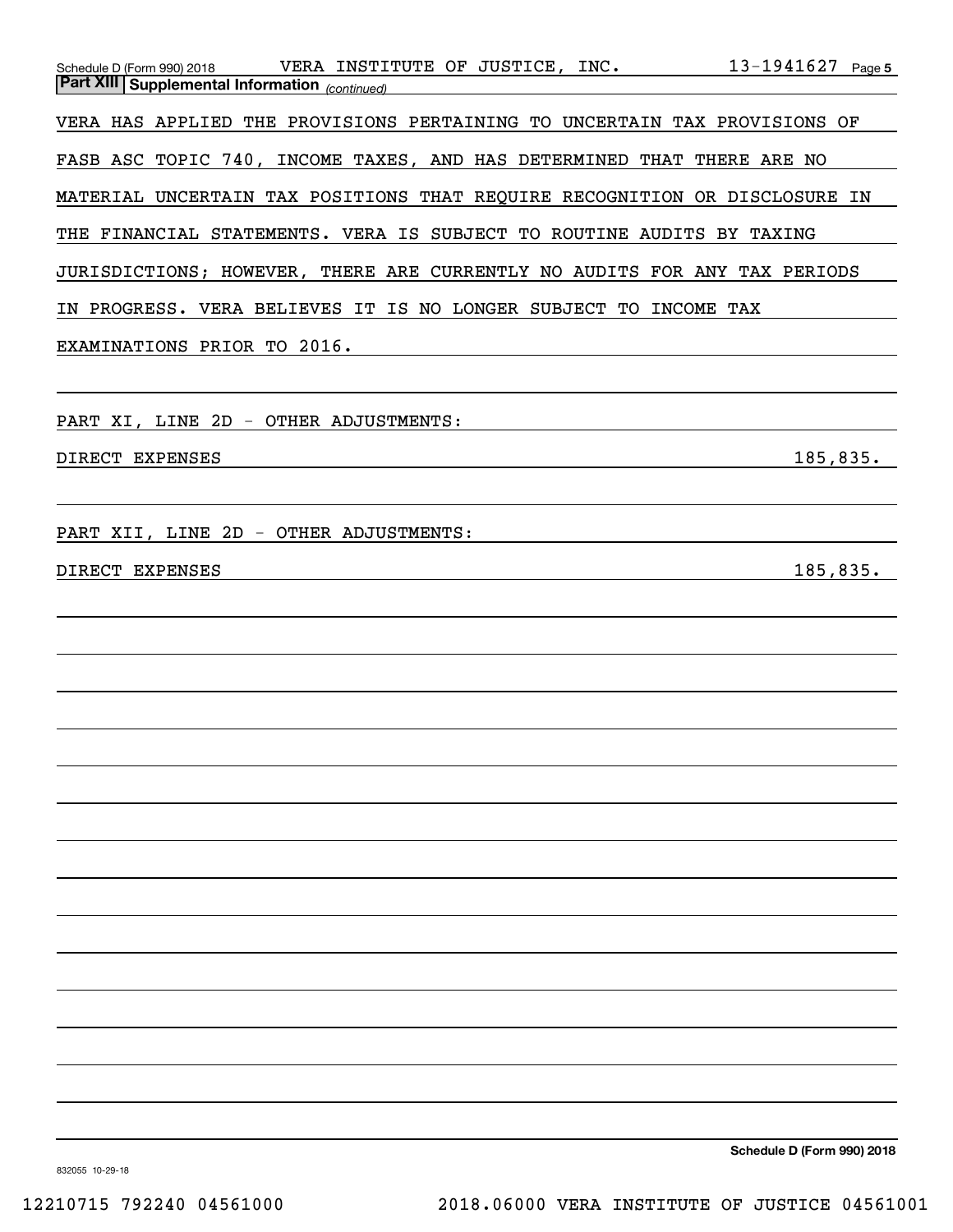Schedule D (Form 990) 2018 VERA INSTITUTE OF JUSTICE, INC. 13-1941627 Page 5

**Part XIII Supplemental Information** *(continued)*

VERA HAS APPLIED THE PROVISIONS PERTAINING TO UNCERTAIN TAX PROVISIONS OF FASB ASC TOPIC 740, INCOME TAXES, AND HAS DETERMINED THAT THERE ARE NO MATERIAL UNCERTAIN TAX POSITIONS THAT REQUIRE RECOGNITION OR DISCLOSURE IN THE FINANCIAL STATEMENTS. VERA IS SUBJECT TO ROUTINE AUDITS BY TAXING JURISDICTIONS; HOWEVER, THERE ARE CURRENTLY NO AUDITS FOR ANY TAX PERIODS IN PROGRESS. VERA BELIEVES IT IS NO LONGER SUBJECT TO INCOME TAX EXAMINATIONS PRIOR TO 2016.

PART XI, LINE 2D - OTHER ADJUSTMENTS:

| | |
|---|---|
| DIRECT EXPENSES | 185,835. |

PART XII, LINE 2D - OTHER ADJUSTMENTS:

| | |
|---|---|
| DIRECT EXPENSES | 185,835. |

Schedule D (Form 990) 2018

832055 10-29-18

12210715 792240 04561000 2018.06000 VERA INSTITUTE OF JUSTICE 04561001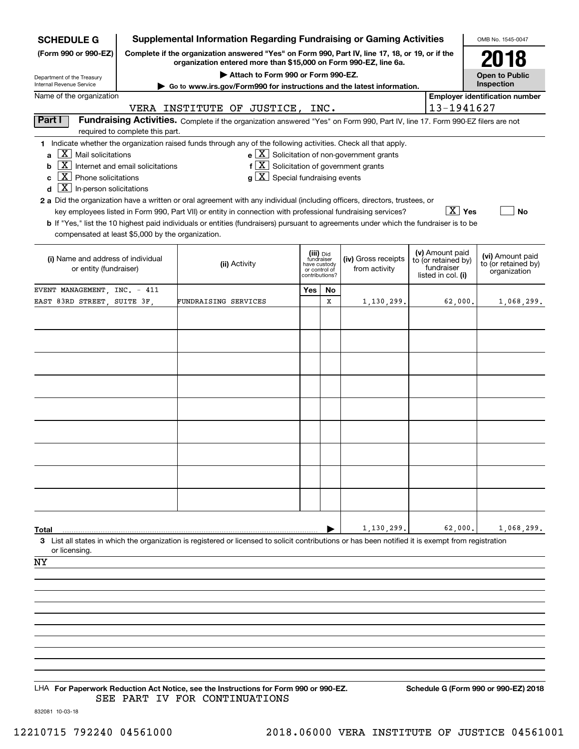**SCHEDULE G**
**(Form 990 or 990-EZ)**

Department of the Treasury
Internal Revenue Service

# Supplemental Information Regarding Fundraising or Gaming Activities

**Complete if the organization answered "Yes" on Form 990, Part IV, line 17, 18, or 19, or if the organization entered more than $15,000 on Form 990-EZ, line 6a.**

**▶ Attach to Form 990 or Form 990-EZ.**

**▶ Go to www.irs.gov/Form990 for instructions and the latest information.**

OMB No. 1545-0047

**2018**

**Open to Public Inspection**

Name of the organization: VERA INSTITUTE OF JUSTICE, INC.

**Employer identification number:** 13-1941627

**Part I** **Fundraising Activities.** Complete if the organization answered "Yes" on Form 990, Part IV, line 17. Form 990-EZ filers are not required to complete this part.

**1** Indicate whether the organization raised funds through any of the following activities. Check all that apply.

- **a** [X] Mail solicitations
- **b** [X] Internet and email solicitations
- **c** [X] Phone solicitations
- **d** [X] In-person solicitations
- **e** [X] Solicitation of non-government grants
- **f** [X] Solicitation of government grants
- **g** [X] Special fundraising events

**2 a** Did the organization have a written or oral agreement with any individual (including officers, directors, trustees, or key employees listed in Form 990, Part VII) or entity in connection with professional fundraising services? [X] **Yes** [ ] **No**

**b** If "Yes," list the 10 highest paid individuals or entities (fundraisers) pursuant to agreements under which the fundraiser is to be compensated at least $5,000 by the organization.

| (i) Name and address of individual or entity (fundraiser) | (ii) Activity | (iii) Did fundraiser have custody or control of contributions? Yes | No | (iv) Gross receipts from activity | (v) Amount paid to (or retained by) fundraiser listed in col. (i) | (vi) Amount paid to (or retained by) organization |
|---|---|---|---|---|---|---|
| EVENT MANAGEMENT, INC. - 411 EAST 83RD STREET, SUITE 3F, | FUNDRAISING SERVICES | | X | 1,130,299. | 62,000. | 1,068,299. |
| | | | | | | |
| | | | | | | |
| | | | | | | |
| | | | | | | |
| | | | | | | |
| | | | | | | |
| | | | | | | |
| | | | | | | |
| | | | | | | |
| **Total** | | | ▶ | 1,130,299. | 62,000. | 1,068,299. |

**3** List all states in which the organization is registered or licensed to solicit contributions or has been notified it is exempt from registration or licensing.

NY

LHA **For Paperwork Reduction Act Notice, see the Instructions for Form 990 or 990-EZ.** **Schedule G (Form 990 or 990-EZ) 2018**

SEE PART IV FOR CONTINUATIONS

832081 10-03-18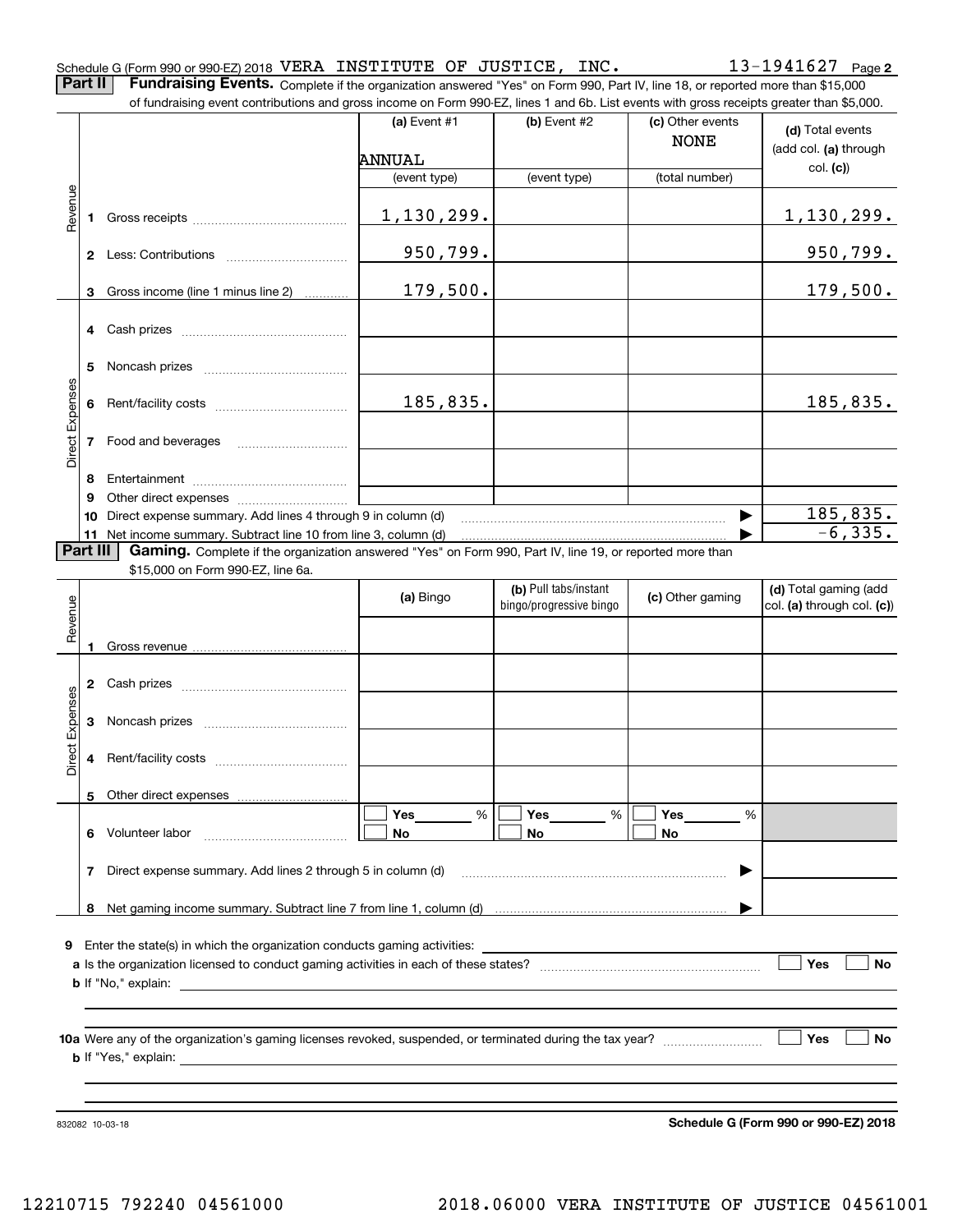Schedule G (Form 990 or 990-EZ) 2018 VERA INSTITUTE OF JUSTICE, INC. 13-1941627 Page 2

**Part II** **Fundraising Events.** Complete if the organization answered "Yes" on Form 990, Part IV, line 18, or reported more than $15,000 of fundraising event contributions and gross income on Form 990-EZ, lines 1 and 6b. List events with gross receipts greater than $5,000.

| | | (a) Event #1 | (b) Event #2 | (c) Other events | (d) Total events (add col. (a) through col. (c)) |
|---|---|---|---|---|---|
| | | ANNUAL | | NONE | |
| | | (event type) | (event type) | (total number) | |
| Revenue | 1 Gross receipts | 1,130,299. | | | 1,130,299. |
| | 2 Less: Contributions | 950,799. | | | 950,799. |
| | 3 Gross income (line 1 minus line 2) | 179,500. | | | 179,500. |
| Direct Expenses | 4 Cash prizes | | | | |
| | 5 Noncash prizes | | | | |
| | 6 Rent/facility costs | 185,835. | | | 185,835. |
| | 7 Food and beverages | | | | |
| | 8 Entertainment | | | | |
| | 9 Other direct expenses | | | | |
| | 10 Direct expense summary. Add lines 4 through 9 in column (d) | | | ▶ | 185,835. |
| | 11 Net income summary. Subtract line 10 from line 3, column (d) | | | ▶ | -6,335. |

**Part III** **Gaming.** Complete if the organization answered "Yes" on Form 990, Part IV, line 19, or reported more than $15,000 on Form 990-EZ, line 6a.

| | | (a) Bingo | (b) Pull tabs/instant bingo/progressive bingo | (c) Other gaming | (d) Total gaming (add col. (a) through col. (c)) |
|---|---|---|---|---|---|
| Revenue | 1 Gross revenue | | | | |
| Direct Expenses | 2 Cash prizes | | | | |
| | 3 Noncash prizes | | | | |
| | 4 Rent/facility costs | | | | |
| | 5 Other direct expenses | | | | |
| | 6 Volunteer labor | ☐ Yes \_\_\_ % ☐ No | ☐ Yes \_\_\_ % ☐ No | ☐ Yes \_\_\_ % ☐ No | |
| | 7 Direct expense summary. Add lines 2 through 5 in column (d) | | | ▶ | |
| | 8 Net gaming income summary. Subtract line 7 from line 1, column (d) | | | ▶ | |

9 Enter the state(s) in which the organization conducts gaming activities:

a Is the organization licensed to conduct gaming activities in each of these states? ☐ Yes ☐ No

b If "No," explain:

10a Were any of the organization's gaming licenses revoked, suspended, or terminated during the tax year? ☐ Yes ☐ No

b If "Yes," explain:

832082 10-03-18

**Schedule G (Form 990 or 990-EZ) 2018**

12210715 792240 04561000 2018.06000 VERA INSTITUTE OF JUSTICE 04561001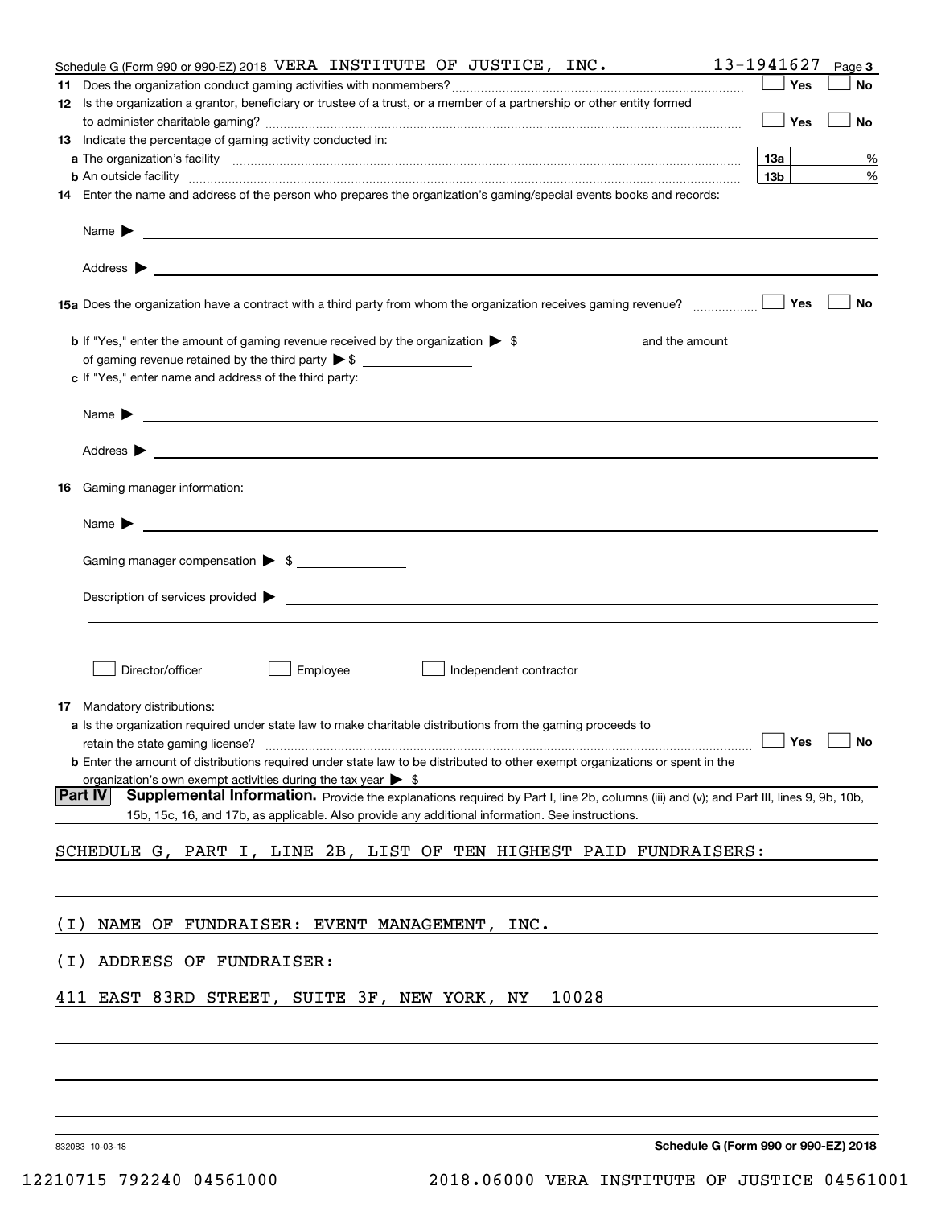Schedule G (Form 990 or 990-EZ) 2018 VERA INSTITUTE OF JUSTICE, INC. 13-1941627 Page 3

**11** Does the organization conduct gaming activities with nonmembers? ☐ Yes ☐ No

**12** Is the organization a grantor, beneficiary or trustee of a trust, or a member of a partnership or other entity formed to administer charitable gaming? ☐ Yes ☐ No

**13** Indicate the percentage of gaming activity conducted in:

**a** The organization's facility **13a** %

**b** An outside facility **13b** %

**14** Enter the name and address of the person who prepares the organization's gaming/special events books and records:

Name ▶

Address ▶

**15a** Does the organization have a contract with a third party from whom the organization receives gaming revenue? ☐ Yes ☐ No

**b** If "Yes," enter the amount of gaming revenue received by the organization ▶ $ ______ and the amount of gaming revenue retained by the third party ▶ $ ______

**c** If "Yes," enter name and address of the third party:

Name ▶

Address ▶

**16** Gaming manager information:

Name ▶

Gaming manager compensation ▶ $

Description of services provided ▶

☐ Director/officer ☐ Employee ☐ Independent contractor

**17** Mandatory distributions:

**a** Is the organization required under state law to make charitable distributions from the gaming proceeds to retain the state gaming license? ☐ Yes ☐ No

**b** Enter the amount of distributions required under state law to be distributed to other exempt organizations or spent in the organization's own exempt activities during the tax year ▶ $

**Part IV Supplemental Information.** Provide the explanations required by Part I, line 2b, columns (iii) and (v); and Part III, lines 9, 9b, 10b, 15b, 15c, 16, and 17b, as applicable. Also provide any additional information. See instructions.

SCHEDULE G, PART I, LINE 2B, LIST OF TEN HIGHEST PAID FUNDRAISERS:

(I) NAME OF FUNDRAISER: EVENT MANAGEMENT, INC.

(I) ADDRESS OF FUNDRAISER:

411 EAST 83RD STREET, SUITE 3F, NEW YORK, NY 10028

832083 10-03-18 **Schedule G (Form 990 or 990-EZ) 2018**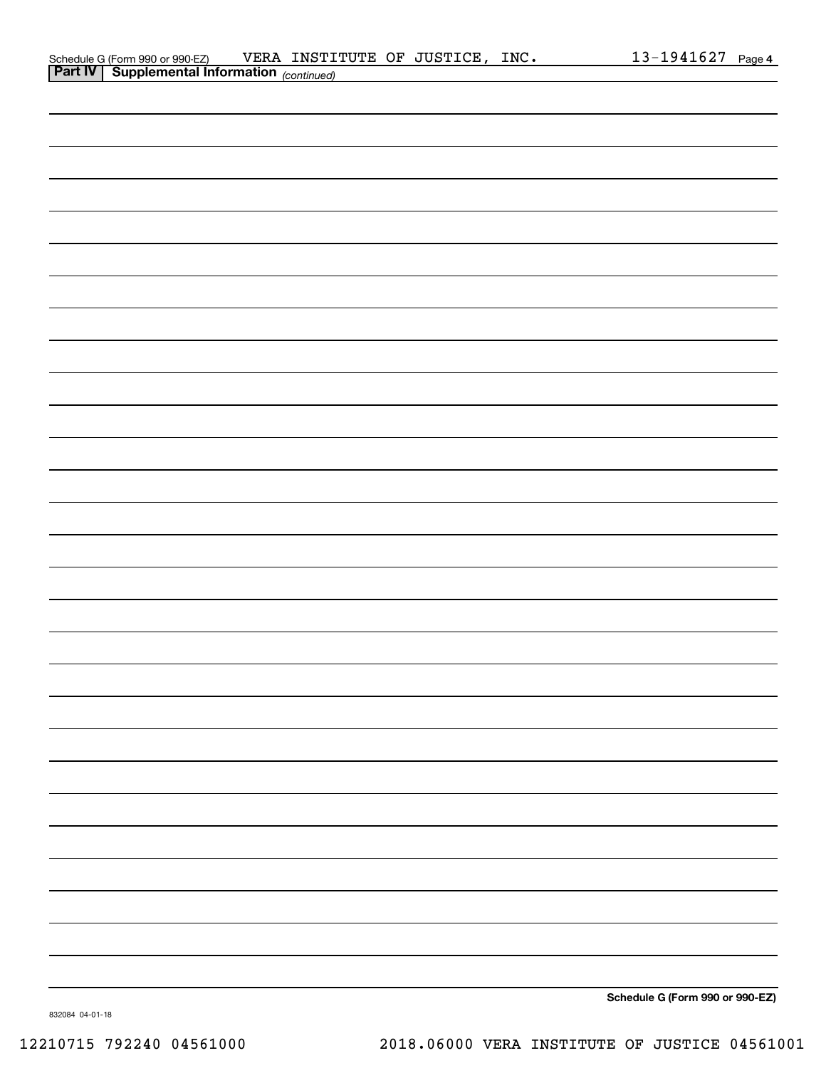Schedule G (Form 990 or 990-EZ) VERA INSTITUTE OF JUSTICE, INC. 13-1941627 Page 4

**Part IV | Supplemental Information** *(continued)*

**Schedule G (Form 990 or 990-EZ)**

832084 04-01-18

12210715 792240 04561000 2018.06000 VERA INSTITUTE OF JUSTICE 04561001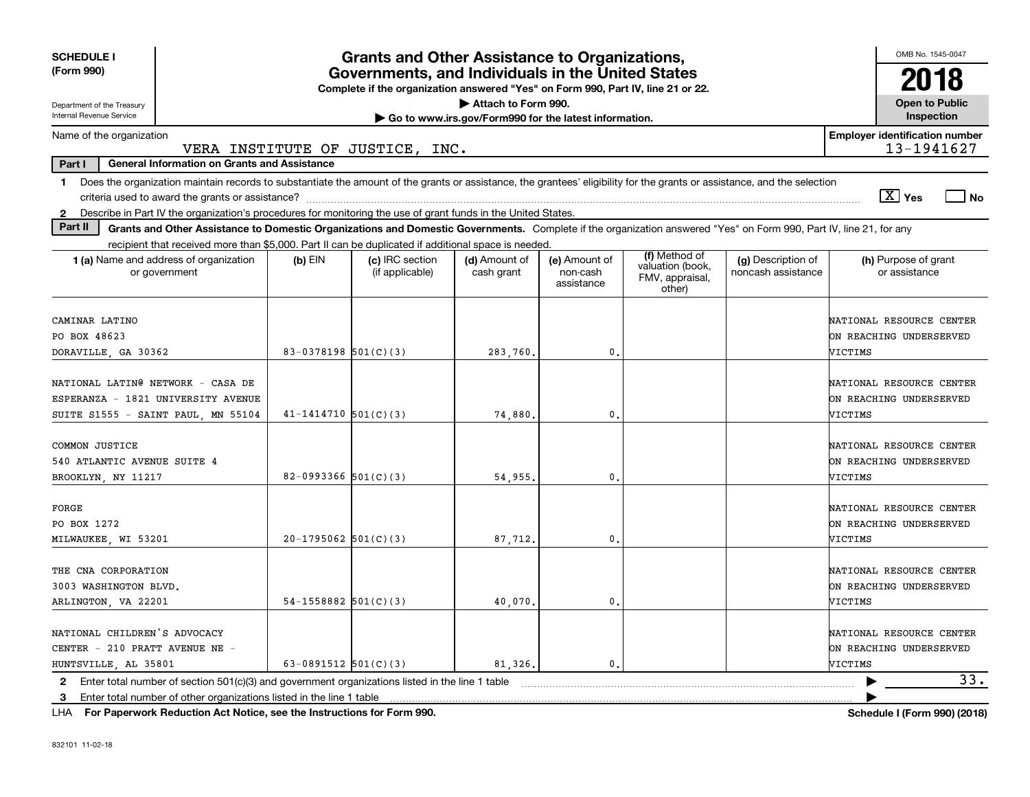**SCHEDULE I (Form 990)**

Department of the Treasury
Internal Revenue Service

# Grants and Other Assistance to Organizations, Governments, and Individuals in the United States

**Complete if the organization answered "Yes" on Form 990, Part IV, line 21 or 22.**

**▶ Attach to Form 990.**

**▶ Go to www.irs.gov/Form990 for the latest information.**

OMB No. 1545-0047

**2018**

**Open to Public Inspection**

Name of the organization: VERA INSTITUTE OF JUSTICE, INC.

**Employer identification number:** 13-1941627

**Part I — General Information on Grants and Assistance**

1 Does the organization maintain records to substantiate the amount of the grants or assistance, the grantees' eligibility for the grants or assistance, and the selection criteria used to award the grants or assistance? [X] Yes [ ] No

2 Describe in Part IV the organization's procedures for monitoring the use of grant funds in the United States.

**Part II — Grants and Other Assistance to Domestic Organizations and Domestic Governments.** Complete if the organization answered "Yes" on Form 990, Part IV, line 21, for any recipient that received more than $5,000. Part II can be duplicated if additional space is needed.

| 1 (a) Name and address of organization or government | (b) EIN | (c) IRC section (if applicable) | (d) Amount of cash grant | (e) Amount of non-cash assistance | (f) Method of valuation (book, FMV, appraisal, other) | (g) Description of noncash assistance | (h) Purpose of grant or assistance |
|---|---|---|---|---|---|---|---|
| CAMINAR LATINO<br>PO BOX 48623<br>DORAVILLE, GA 30362 | 83-0378198 | 501(C)(3) | 283,760. | 0. | | | NATIONAL RESOURCE CENTER ON REACHING UNDERSERVED VICTIMS |
| NATIONAL LATIN@ NETWORK - CASA DE ESPERANZA - 1821 UNIVERSITY AVENUE SUITE S1555 - SAINT PAUL, MN 55104 | 41-1414710 | 501(C)(3) | 74,880. | 0. | | | NATIONAL RESOURCE CENTER ON REACHING UNDERSERVED VICTIMS |
| COMMON JUSTICE<br>540 ATLANTIC AVENUE SUITE 4<br>BROOKLYN, NY 11217 | 82-0993366 | 501(C)(3) | 54,955. | 0. | | | NATIONAL RESOURCE CENTER ON REACHING UNDERSERVED VICTIMS |
| FORGE<br>PO BOX 1272<br>MILWAUKEE, WI 53201 | 20-1795062 | 501(C)(3) | 87,712. | 0. | | | NATIONAL RESOURCE CENTER ON REACHING UNDERSERVED VICTIMS |
| THE CNA CORPORATION<br>3003 WASHINGTON BLVD.<br>ARLINGTON, VA 22201 | 54-1558882 | 501(C)(3) | 40,070. | 0. | | | NATIONAL RESOURCE CENTER ON REACHING UNDERSERVED VICTIMS |
| NATIONAL CHILDREN'S ADVOCACY CENTER - 210 PRATT AVENUE NE - HUNTSVILLE, AL 35801 | 63-0891512 | 501(C)(3) | 81,326. | 0. | | | NATIONAL RESOURCE CENTER ON REACHING UNDERSERVED VICTIMS |

2 Enter total number of section 501(c)(3) and government organizations listed in the line 1 table ▶ 33.

3 Enter total number of other organizations listed in the line 1 table ▶

LHA **For Paperwork Reduction Act Notice, see the Instructions for Form 990.** **Schedule I (Form 990) (2018)**

832101 11-02-18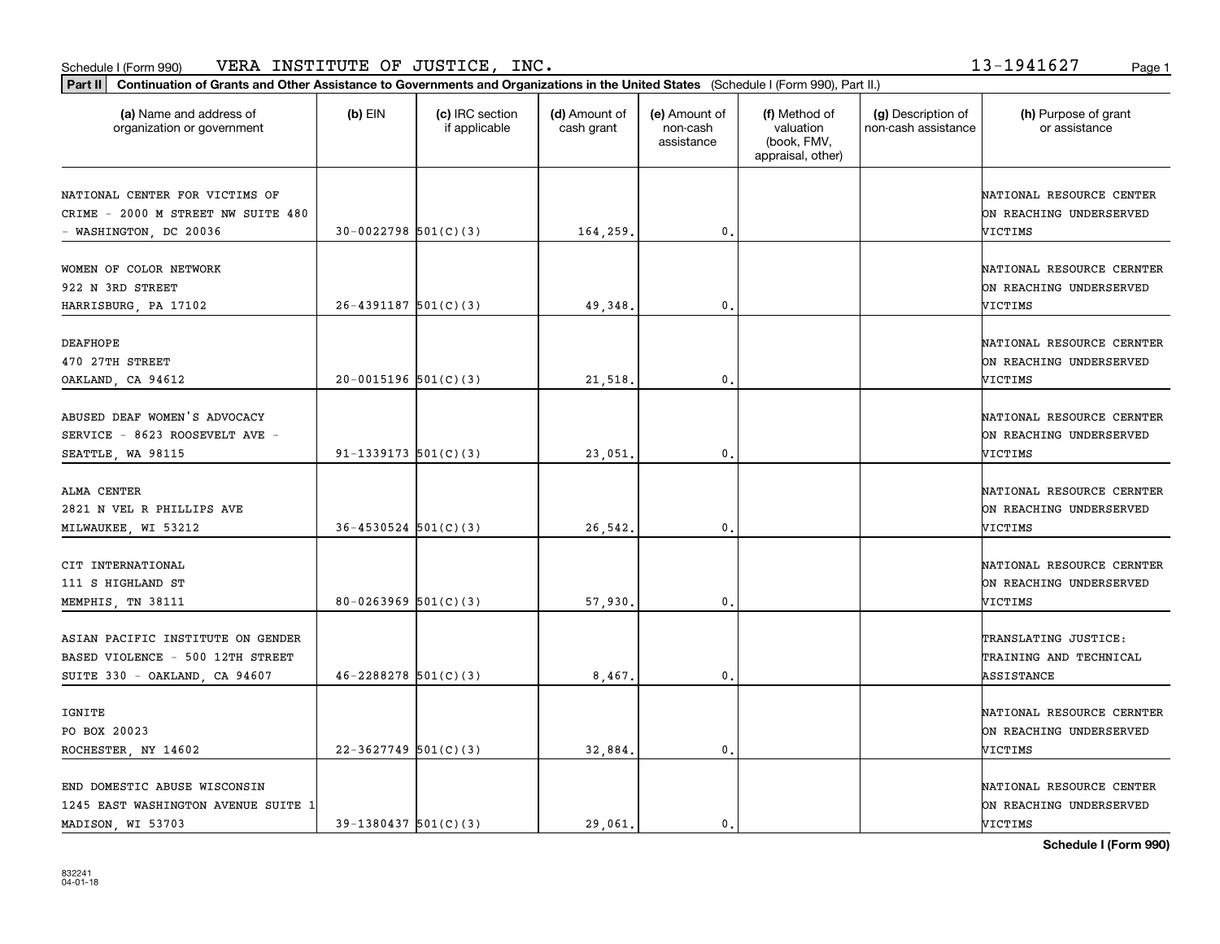Schedule I (Form 990) VERA INSTITUTE OF JUSTICE, INC. 13-1941627

**Part II** **Continuation of Grants and Other Assistance to Governments and Organizations in the United States** (Schedule I (Form 990), Part II.)

| (a) Name and address of organization or government | (b) EIN | (c) IRC section if applicable | (d) Amount of cash grant | (e) Amount of non-cash assistance | (f) Method of valuation (book, FMV, appraisal, other) | (g) Description of non-cash assistance | (h) Purpose of grant or assistance |
|---|---|---|---|---|---|---|---|
| NATIONAL CENTER FOR VICTIMS OF CRIME - 2000 M STREET NW SUITE 480 - WASHINGTON, DC 20036 | 30-0022798 | 501(C)(3) | 164,259. | 0. | | | NATIONAL RESOURCE CENTER ON REACHING UNDERSERVED VICTIMS |
| WOMEN OF COLOR NETWORK 922 N 3RD STREET HARRISBURG, PA 17102 | 26-4391187 | 501(C)(3) | 49,348. | 0. | | | NATIONAL RESOURCE CERNTER ON REACHING UNDERSERVED VICTIMS |
| DEAFHOPE 470 27TH STREET OAKLAND, CA 94612 | 20-0015196 | 501(C)(3) | 21,518. | 0. | | | NATIONAL RESOURCE CERNTER ON REACHING UNDERSERVED VICTIMS |
| ABUSED DEAF WOMEN'S ADVOCACY SERVICE - 8623 ROOSEVELT AVE - SEATTLE, WA 98115 | 91-1339173 | 501(C)(3) | 23,051. | 0. | | | NATIONAL RESOURCE CERNTER ON REACHING UNDERSERVED VICTIMS |
| ALMA CENTER 2821 N VEL R PHILLIPS AVE MILWAUKEE, WI 53212 | 36-4530524 | 501(C)(3) | 26,542. | 0. | | | NATIONAL RESOURCE CERNTER ON REACHING UNDERSERVED VICTIMS |
| CIT INTERNATIONAL 111 S HIGHLAND ST MEMPHIS, TN 38111 | 80-0263969 | 501(C)(3) | 57,930. | 0. | | | NATIONAL RESOURCE CERNTER ON REACHING UNDERSERVED VICTIMS |
| ASIAN PACIFIC INSTITUTE ON GENDER BASED VIOLENCE - 500 12TH STREET SUITE 330 - OAKLAND, CA 94607 | 46-2288278 | 501(C)(3) | 8,467. | 0. | | | TRANSLATING JUSTICE: TRAINING AND TECHNICAL ASSISTANCE |
| IGNITE PO BOX 20023 ROCHESTER, NY 14602 | 22-3627749 | 501(C)(3) | 32,884. | 0. | | | NATIONAL RESOURCE CERNTER ON REACHING UNDERSERVED VICTIMS |
| END DOMESTIC ABUSE WISCONSIN 1245 EAST WASHINGTON AVENUE SUITE 1 MADISON, WI 53703 | 39-1380437 | 501(C)(3) | 29,061. | 0. | | | NATIONAL RESOURCE CENTER ON REACHING UNDERSERVED VICTIMS |

**Schedule I (Form 990)**

832241 04-01-18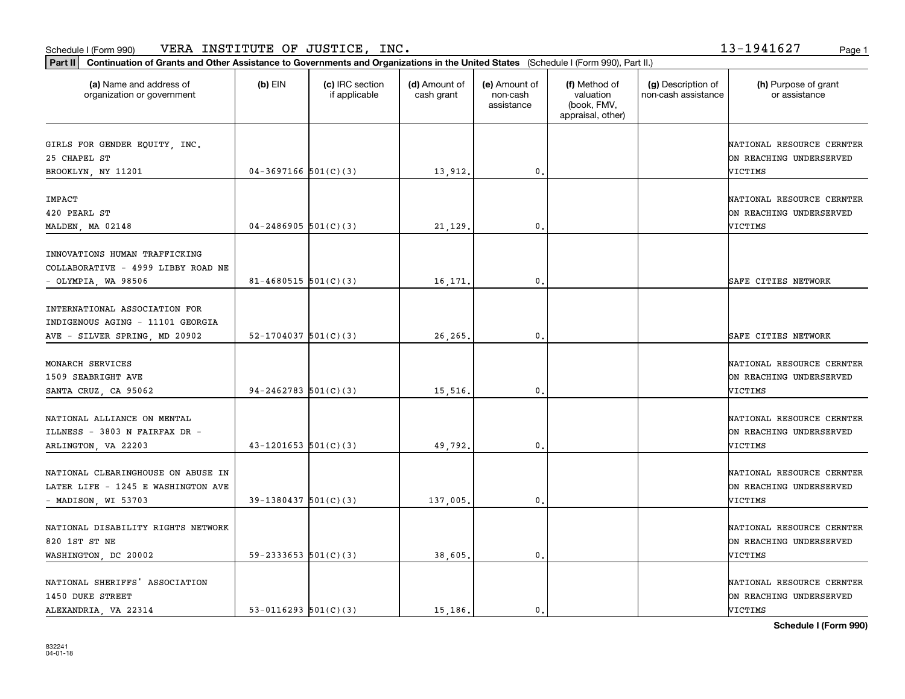Schedule I (Form 990) VERA INSTITUTE OF JUSTICE, INC. 13-1941627

**Part II Continuation of Grants and Other Assistance to Governments and Organizations in the United States** (Schedule I (Form 990), Part II.)

| (a) Name and address of organization or government | (b) EIN | (c) IRC section if applicable | (d) Amount of cash grant | (e) Amount of non-cash assistance | (f) Method of valuation (book, FMV, appraisal, other) | (g) Description of non-cash assistance | (h) Purpose of grant or assistance |
|---|---|---|---|---|---|---|---|
| GIRLS FOR GENDER EQUITY, INC. 25 CHAPEL ST BROOKLYN, NY 11201 | 04-3697166 | 501(C)(3) | 13,912. | 0. | | | NATIONAL RESOURCE CERNTER ON REACHING UNDERSERVED VICTIMS |
| IMPACT 420 PEARL ST MALDEN, MA 02148 | 04-2486905 | 501(C)(3) | 21,129. | 0. | | | NATIONAL RESOURCE CERNTER ON REACHING UNDERSERVED VICTIMS |
| INNOVATIONS HUMAN TRAFFICKING COLLABORATIVE - 4999 LIBBY ROAD NE - OLYMPIA, WA 98506 | 81-4680515 | 501(C)(3) | 16,171. | 0. | | | SAFE CITIES NETWORK |
| INTERNATIONAL ASSOCIATION FOR INDIGENOUS AGING - 11101 GEORGIA AVE - SILVER SPRING, MD 20902 | 52-1704037 | 501(C)(3) | 26,265. | 0. | | | SAFE CITIES NETWORK |
| MONARCH SERVICES 1509 SEABRIGHT AVE SANTA CRUZ, CA 95062 | 94-2462783 | 501(C)(3) | 15,516. | 0. | | | NATIONAL RESOURCE CERNTER ON REACHING UNDERSERVED VICTIMS |
| NATIONAL ALLIANCE ON MENTAL ILLNESS - 3803 N FAIRFAX DR - ARLINGTON, VA 22203 | 43-1201653 | 501(C)(3) | 49,792. | 0. | | | NATIONAL RESOURCE CERNTER ON REACHING UNDERSERVED VICTIMS |
| NATIONAL CLEARINGHOUSE ON ABUSE IN LATER LIFE - 1245 E WASHINGTON AVE - MADISON, WI 53703 | 39-1380437 | 501(C)(3) | 137,005. | 0. | | | NATIONAL RESOURCE CERNTER ON REACHING UNDERSERVED VICTIMS |
| NATIONAL DISABILITY RIGHTS NETWORK 820 1ST ST NE WASHINGTON, DC 20002 | 59-2333653 | 501(C)(3) | 38,605. | 0. | | | NATIONAL RESOURCE CERNTER ON REACHING UNDERSERVED VICTIMS |
| NATIONAL SHERIFFS' ASSOCIATION 1450 DUKE STREET ALEXANDRIA, VA 22314 | 53-0116293 | 501(C)(3) | 15,186. | 0. | | | NATIONAL RESOURCE CERNTER ON REACHING UNDERSERVED VICTIMS |

832241 04-01-18

**Schedule I (Form 990)**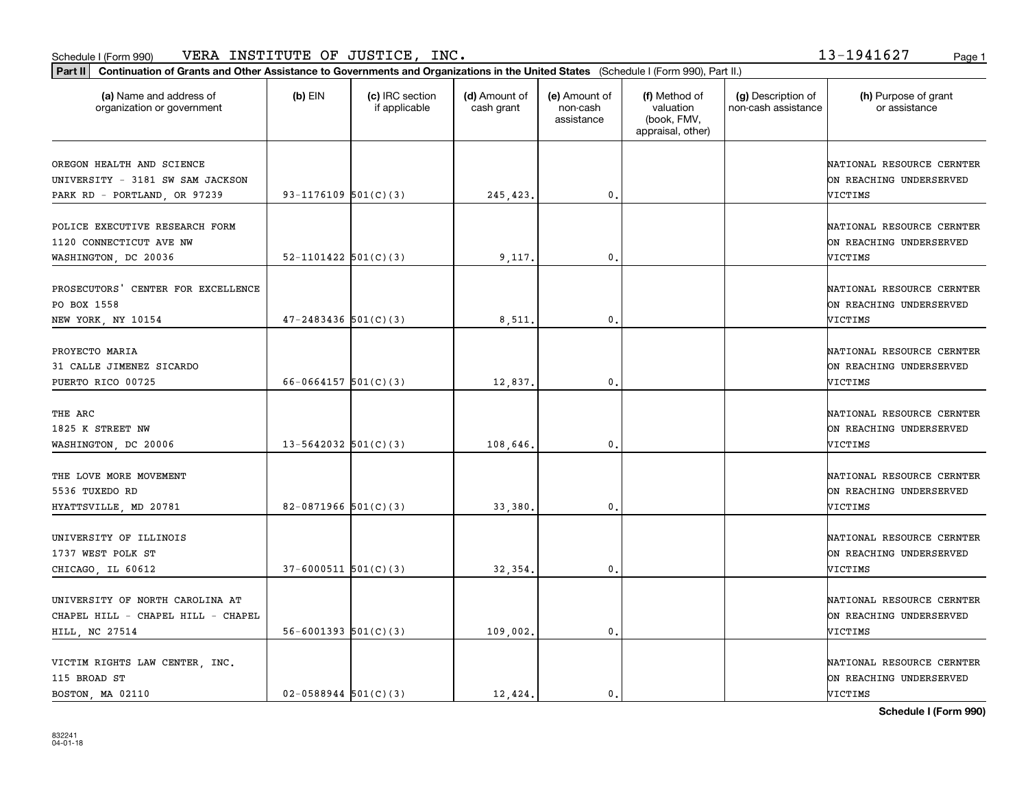Schedule I (Form 990) VERA INSTITUTE OF JUSTICE, INC. 13-1941627

**Part II** **Continuation of Grants and Other Assistance to Governments and Organizations in the United States** (Schedule I (Form 990), Part II.)

| (a) Name and address of organization or government | (b) EIN | (c) IRC section if applicable | (d) Amount of cash grant | (e) Amount of non-cash assistance | (f) Method of valuation (book, FMV, appraisal, other) | (g) Description of non-cash assistance | (h) Purpose of grant or assistance |
|---|---|---|---|---|---|---|---|
| OREGON HEALTH AND SCIENCE UNIVERSITY - 3181 SW SAM JACKSON PARK RD - PORTLAND, OR 97239 | 93-1176109 | 501(C)(3) | 245,423. | 0. | | | NATIONAL RESOURCE CERNTER ON REACHING UNDERSERVED VICTIMS |
| POLICE EXECUTIVE RESEARCH FORM 1120 CONNECTICUT AVE NW WASHINGTON, DC 20036 | 52-1101422 | 501(C)(3) | 9,117. | 0. | | | NATIONAL RESOURCE CERNTER ON REACHING UNDERSERVED VICTIMS |
| PROSECUTORS' CENTER FOR EXCELLENCE PO BOX 1558 NEW YORK, NY 10154 | 47-2483436 | 501(C)(3) | 8,511. | 0. | | | NATIONAL RESOURCE CERNTER ON REACHING UNDERSERVED VICTIMS |
| PROYECTO MARIA 31 CALLE JIMENEZ SICARDO PUERTO RICO 00725 | 66-0664157 | 501(C)(3) | 12,837. | 0. | | | NATIONAL RESOURCE CERNTER ON REACHING UNDERSERVED VICTIMS |
| THE ARC 1825 K STREET NW WASHINGTON, DC 20006 | 13-5642032 | 501(C)(3) | 108,646. | 0. | | | NATIONAL RESOURCE CERNTER ON REACHING UNDERSERVED VICTIMS |
| THE LOVE MORE MOVEMENT 5536 TUXEDO RD HYATTSVILLE, MD 20781 | 82-0871966 | 501(C)(3) | 33,380. | 0. | | | NATIONAL RESOURCE CERNTER ON REACHING UNDERSERVED VICTIMS |
| UNIVERSITY OF ILLINOIS 1737 WEST POLK ST CHICAGO, IL 60612 | 37-6000511 | 501(C)(3) | 32,354. | 0. | | | NATIONAL RESOURCE CERNTER ON REACHING UNDERSERVED VICTIMS |
| UNIVERSITY OF NORTH CAROLINA AT CHAPEL HILL - CHAPEL HILL - CHAPEL HILL, NC 27514 | 56-6001393 | 501(C)(3) | 109,002. | 0. | | | NATIONAL RESOURCE CERNTER ON REACHING UNDERSERVED VICTIMS |
| VICTIM RIGHTS LAW CENTER, INC. 115 BROAD ST BOSTON, MA 02110 | 02-0588944 | 501(C)(3) | 12,424. | 0. | | | NATIONAL RESOURCE CERNTER ON REACHING UNDERSERVED VICTIMS |

832241 04-01-18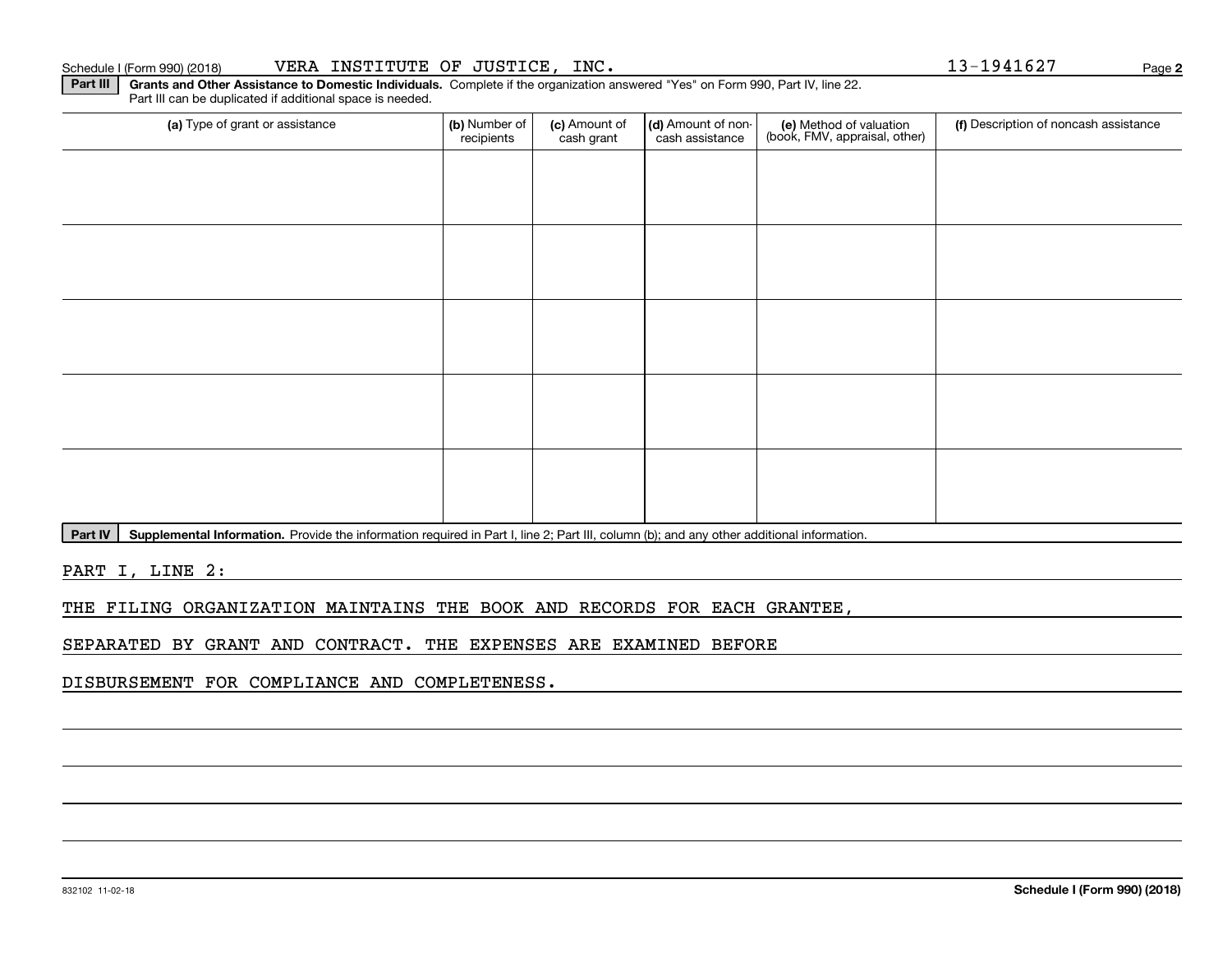Schedule I (Form 990) (2018) VERA INSTITUTE OF JUSTICE, INC. 13-1941627

**Part III** **Grants and Other Assistance to Domestic Individuals.** Complete if the organization answered "Yes" on Form 990, Part IV, line 22. Part III can be duplicated if additional space is needed.

| (a) Type of grant or assistance | (b) Number of recipients | (c) Amount of cash grant | (d) Amount of non-cash assistance | (e) Method of valuation (book, FMV, appraisal, other) | (f) Description of noncash assistance |
|---|---|---|---|---|---|
| | | | | | |
| | | | | | |
| | | | | | |
| | | | | | |
| | | | | | |

**Part IV** **Supplemental Information.** Provide the information required in Part I, line 2; Part III, column (b); and any other additional information.

PART I, LINE 2:

THE FILING ORGANIZATION MAINTAINS THE BOOK AND RECORDS FOR EACH GRANTEE, SEPARATED BY GRANT AND CONTRACT. THE EXPENSES ARE EXAMINED BEFORE DISBURSEMENT FOR COMPLIANCE AND COMPLETENESS.

832102 11-02-18 **Schedule I (Form 990) (2018)**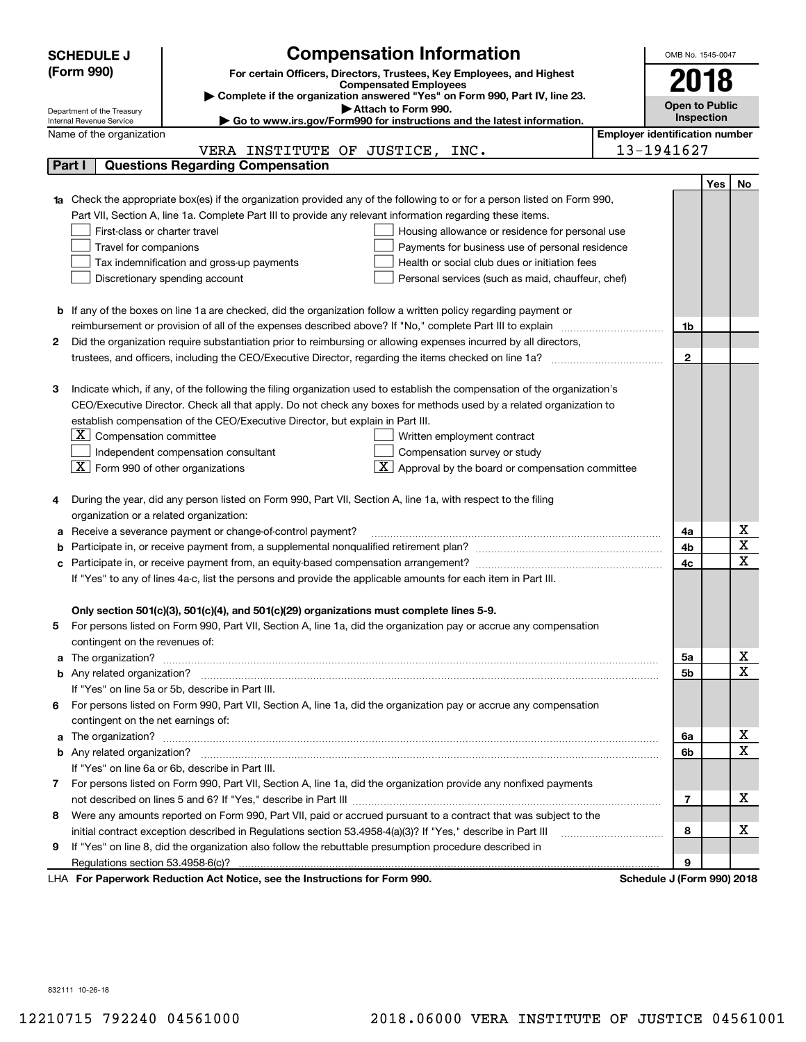**SCHEDULE J (Form 990)**

Department of the Treasury
Internal Revenue Service

# Compensation Information

**For certain Officers, Directors, Trustees, Key Employees, and Highest Compensated Employees**

▶ Complete if the organization answered "Yes" on Form 990, Part IV, line 23.
▶ Attach to Form 990.
▶ Go to www.irs.gov/Form990 for instructions and the latest information.

OMB No. 1545-0047

**2018**

**Open to Public Inspection**

Name of the organization: VERA INSTITUTE OF JUSTICE, INC.

Employer identification number: 13-1941627

## Part I Questions Regarding Compensation

| | | | Yes | No |
|---|---|---|---|---|
| **1a** | Check the appropriate box(es) if the organization provided any of the following to or for a person listed on Form 990, Part VII, Section A, line 1a. Complete Part III to provide any relevant information regarding these items.<br>☐ First-class or charter travel ☐ Housing allowance or residence for personal use<br>☐ Travel for companions ☐ Payments for business use of personal residence<br>☐ Tax indemnification and gross-up payments ☐ Health or social club dues or initiation fees<br>☐ Discretionary spending account ☐ Personal services (such as maid, chauffeur, chef) | | | |
| **b** | If any of the boxes on line 1a are checked, did the organization follow a written policy regarding payment or reimbursement or provision of all of the expenses described above? If "No," complete Part III to explain | 1b | | |
| **2** | Did the organization require substantiation prior to reimbursing or allowing expenses incurred by all directors, trustees, and officers, including the CEO/Executive Director, regarding the items checked on line 1a? | 2 | | |
| **3** | Indicate which, if any, of the following the filing organization used to establish the compensation of the organization's CEO/Executive Director. Check all that apply. Do not check any boxes for methods used by a related organization to establish compensation of the CEO/Executive Director, but explain in Part III.<br>☒ Compensation committee ☐ Written employment contract<br>☐ Independent compensation consultant ☐ Compensation survey or study<br>☒ Form 990 of other organizations ☒ Approval by the board or compensation committee | | | |
| **4** | During the year, did any person listed on Form 990, Part VII, Section A, line 1a, with respect to the filing organization or a related organization: | | | |
| **a** | Receive a severance payment or change-of-control payment? | 4a | | X |
| **b** | Participate in, or receive payment from, a supplemental nonqualified retirement plan? | 4b | | X |
| **c** | Participate in, or receive payment from, an equity-based compensation arrangement? | 4c | | X |
| | If "Yes" to any of lines 4a-c, list the persons and provide the applicable amounts for each item in Part III. | | | |
| | **Only section 501(c)(3), 501(c)(4), and 501(c)(29) organizations must complete lines 5-9.** | | | |
| **5** | For persons listed on Form 990, Part VII, Section A, line 1a, did the organization pay or accrue any compensation contingent on the revenues of: | | | |
| **a** | The organization? | 5a | | X |
| **b** | Any related organization? | 5b | | X |
| | If "Yes" on line 5a or 5b, describe in Part III. | | | |
| **6** | For persons listed on Form 990, Part VII, Section A, line 1a, did the organization pay or accrue any compensation contingent on the net earnings of: | | | |
| **a** | The organization? | 6a | | X |
| **b** | Any related organization? | 6b | | X |
| | If "Yes" on line 6a or 6b, describe in Part III. | | | |
| **7** | For persons listed on Form 990, Part VII, Section A, line 1a, did the organization provide any nonfixed payments not described on lines 5 and 6? If "Yes," describe in Part III | 7 | | X |
| **8** | Were any amounts reported on Form 990, Part VII, paid or accrued pursuant to a contract that was subject to the initial contract exception described in Regulations section 53.4958-4(a)(3)? If "Yes," describe in Part III | 8 | | X |
| **9** | If "Yes" on line 8, did the organization also follow the rebuttable presumption procedure described in Regulations section 53.4958-6(c)? | 9 | | |

LHA **For Paperwork Reduction Act Notice, see the Instructions for Form 990.** **Schedule J (Form 990) 2018**

832111 10-26-18

12210715 792240 04561000 2018.06000 VERA INSTITUTE OF JUSTICE 04561001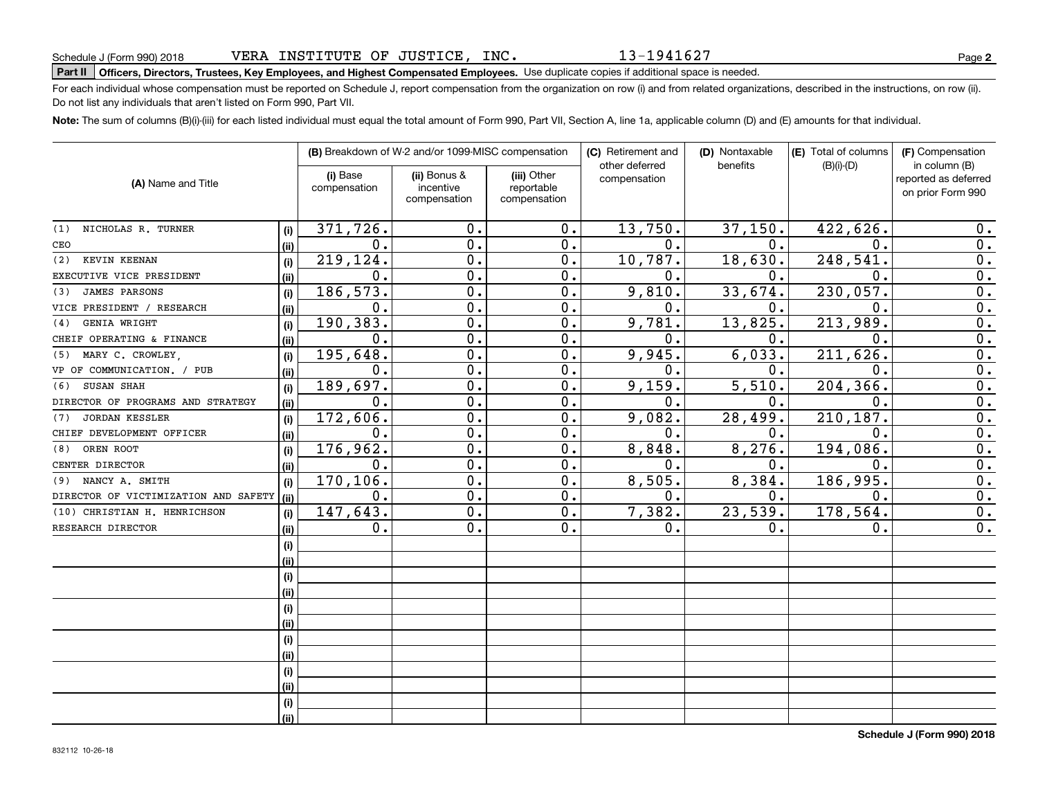Schedule J (Form 990) 2018 VERA INSTITUTE OF JUSTICE, INC. 13-1941627

**Part II** **Officers, Directors, Trustees, Key Employees, and Highest Compensated Employees.** Use duplicate copies if additional space is needed.

For each individual whose compensation must be reported on Schedule J, report compensation from the organization on row (i) and from related organizations, described in the instructions, on row (ii). Do not list any individuals that aren't listed on Form 990, Part VII.

**Note:** The sum of columns (B)(i)-(iii) for each listed individual must equal the total amount of Form 990, Part VII, Section A, line 1a, applicable column (D) and (E) amounts for that individual.

| (A) Name and Title | | (B) Breakdown of W-2 and/or 1099-MISC compensation | | | (C) Retirement and other deferred compensation | (D) Nontaxable benefits | (E) Total of columns (B)(i)-(D) | (F) Compensation in column (B) reported as deferred on prior Form 990 |
|---|---|---|---|---|---|---|---|---|
| | | (i) Base compensation | (ii) Bonus & incentive compensation | (iii) Other reportable compensation | | | | |
| (1) NICHOLAS R. TURNER | (i) | 371,726. | 0. | 0. | 13,750. | 37,150. | 422,626. | 0. |
| CEO | (ii) | 0. | 0. | 0. | 0. | 0. | 0. | 0. |
| (2) KEVIN KEENAN | (i) | 219,124. | 0. | 0. | 10,787. | 18,630. | 248,541. | 0. |
| EXECUTIVE VICE PRESIDENT | (ii) | 0. | 0. | 0. | 0. | 0. | 0. | 0. |
| (3) JAMES PARSONS | (i) | 186,573. | 0. | 0. | 9,810. | 33,674. | 230,057. | 0. |
| VICE PRESIDENT / RESEARCH | (ii) | 0. | 0. | 0. | 0. | 0. | 0. | 0. |
| (4) GENIA WRIGHT | (i) | 190,383. | 0. | 0. | 9,781. | 13,825. | 213,989. | 0. |
| CHEIF OPERATING & FINANCE | (ii) | 0. | 0. | 0. | 0. | 0. | 0. | 0. |
| (5) MARY C. CROWLEY, | (i) | 195,648. | 0. | 0. | 9,945. | 6,033. | 211,626. | 0. |
| VP OF COMMUNICATION. / PUB | (ii) | 0. | 0. | 0. | 0. | 0. | 0. | 0. |
| (6) SUSAN SHAH | (i) | 189,697. | 0. | 0. | 9,159. | 5,510. | 204,366. | 0. |
| DIRECTOR OF PROGRAMS AND STRATEGY | (ii) | 0. | 0. | 0. | 0. | 0. | 0. | 0. |
| (7) JORDAN KESSLER | (i) | 172,606. | 0. | 0. | 9,082. | 28,499. | 210,187. | 0. |
| CHIEF DEVELOPMENT OFFICER | (ii) | 0. | 0. | 0. | 0. | 0. | 0. | 0. |
| (8) OREN ROOT | (i) | 176,962. | 0. | 0. | 8,848. | 8,276. | 194,086. | 0. |
| CENTER DIRECTOR | (ii) | 0. | 0. | 0. | 0. | 0. | 0. | 0. |
| (9) NANCY A. SMITH | (i) | 170,106. | 0. | 0. | 8,505. | 8,384. | 186,995. | 0. |
| DIRECTOR OF VICTIMIZATION AND SAFETY | (ii) | 0. | 0. | 0. | 0. | 0. | 0. | 0. |
| (10) CHRISTIAN H. HENRICHSON | (i) | 147,643. | 0. | 0. | 7,382. | 23,539. | 178,564. | 0. |
| RESEARCH DIRECTOR | (ii) | 0. | 0. | 0. | 0. | 0. | 0. | 0. |
| | (i) | | | | | | | |
| | (ii) | | | | | | | |
| | (i) | | | | | | | |
| | (ii) | | | | | | | |
| | (i) | | | | | | | |
| | (ii) | | | | | | | |
| | (i) | | | | | | | |
| | (ii) | | | | | | | |
| | (i) | | | | | | | |
| | (ii) | | | | | | | |
| | (i) | | | | | | | |
| | (ii) | | | | | | | |

**Schedule J (Form 990) 2018**

832112 10-26-18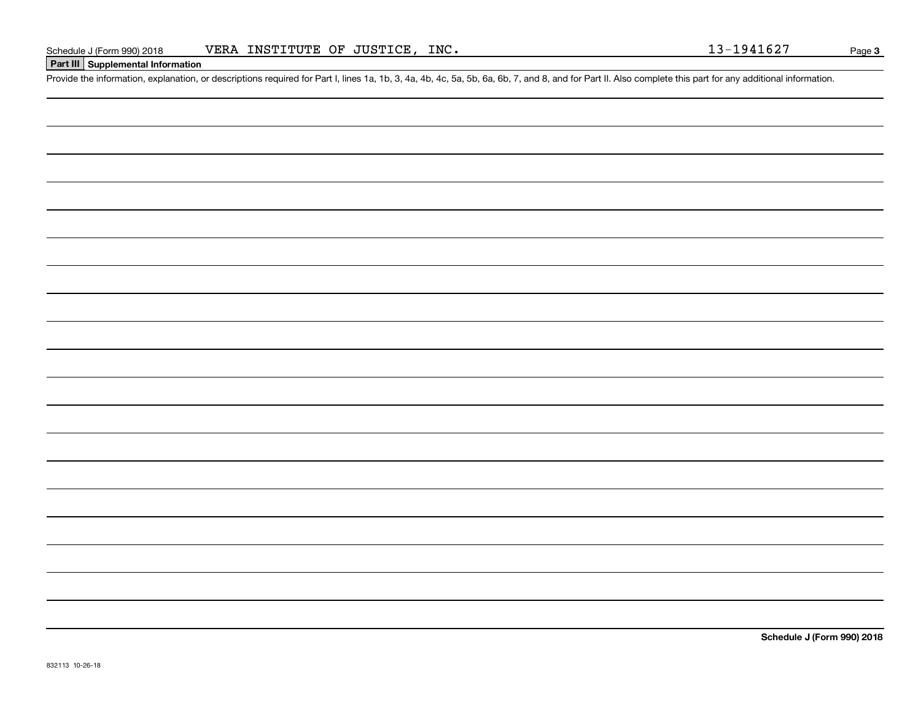Schedule J (Form 990) 2018 VERA INSTITUTE OF JUSTICE, INC. 13-1941627

## Part III Supplemental Information

Provide the information, explanation, or descriptions required for Part I, lines 1a, 1b, 3, 4a, 4b, 4c, 5a, 5b, 6a, 6b, 7, and 8, and for Part II. Also complete this part for any additional information.

**Schedule J (Form 990) 2018**

832113 10-26-18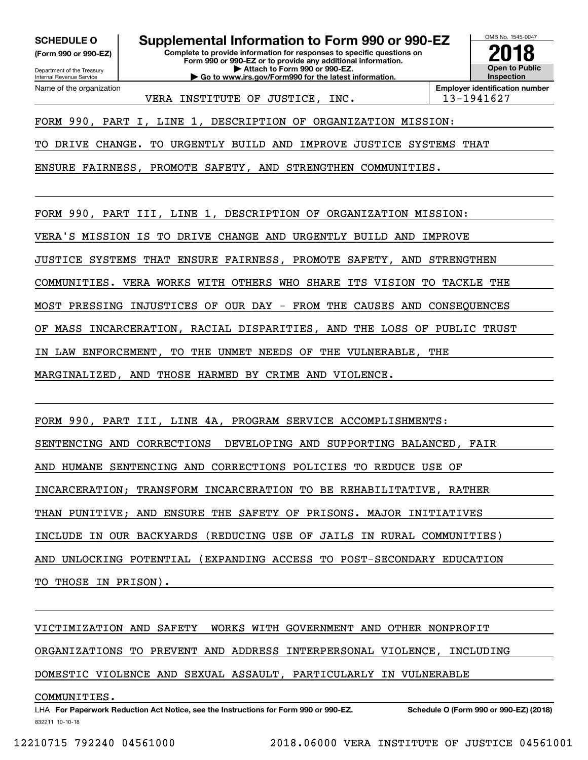**SCHEDULE O**
**(Form 990 or 990-EZ)**

Department of the Treasury
Internal Revenue Service

# Supplemental Information to Form 990 or 990-EZ

**Complete to provide information for responses to specific questions on Form 990 or 990-EZ or to provide any additional information.**
**▶ Attach to Form 990 or 990-EZ.**
**▶ Go to www.irs.gov/Form990 for the latest information.**

OMB No. 1545-0047

**2018**

**Open to Public Inspection**

| Name of the organization | Employer identification number |
|---|---|
| VERA INSTITUTE OF JUSTICE, INC. | 13-1941627 |

FORM 990, PART I, LINE 1, DESCRIPTION OF ORGANIZATION MISSION:

TO DRIVE CHANGE. TO URGENTLY BUILD AND IMPROVE JUSTICE SYSTEMS THAT ENSURE FAIRNESS, PROMOTE SAFETY, AND STRENGTHEN COMMUNITIES.

FORM 990, PART III, LINE 1, DESCRIPTION OF ORGANIZATION MISSION:

VERA'S MISSION IS TO DRIVE CHANGE AND URGENTLY BUILD AND IMPROVE JUSTICE SYSTEMS THAT ENSURE FAIRNESS, PROMOTE SAFETY, AND STRENGTHEN COMMUNITIES. VERA WORKS WITH OTHERS WHO SHARE ITS VISION TO TACKLE THE MOST PRESSING INJUSTICES OF OUR DAY - FROM THE CAUSES AND CONSEQUENCES OF MASS INCARCERATION, RACIAL DISPARITIES, AND THE LOSS OF PUBLIC TRUST IN LAW ENFORCEMENT, TO THE UNMET NEEDS OF THE VULNERABLE, THE MARGINALIZED, AND THOSE HARMED BY CRIME AND VIOLENCE.

FORM 990, PART III, LINE 4A, PROGRAM SERVICE ACCOMPLISHMENTS:

SENTENCING AND CORRECTIONS  DEVELOPING AND SUPPORTING BALANCED, FAIR AND HUMANE SENTENCING AND CORRECTIONS POLICIES TO REDUCE USE OF INCARCERATION; TRANSFORM INCARCERATION TO BE REHABILITATIVE, RATHER THAN PUNITIVE; AND ENSURE THE SAFETY OF PRISONS. MAJOR INITIATIVES INCLUDE IN OUR BACKYARDS (REDUCING USE OF JAILS IN RURAL COMMUNITIES) AND UNLOCKING POTENTIAL (EXPANDING ACCESS TO POST-SECONDARY EDUCATION TO THOSE IN PRISON).

VICTIMIZATION AND SAFETY  WORKS WITH GOVERNMENT AND OTHER NONPROFIT ORGANIZATIONS TO PREVENT AND ADDRESS INTERPERSONAL VIOLENCE, INCLUDING DOMESTIC VIOLENCE AND SEXUAL ASSAULT, PARTICULARLY IN VULNERABLE COMMUNITIES.

LHA **For Paperwork Reduction Act Notice, see the Instructions for Form 990 or 990-EZ.** **Schedule O (Form 990 or 990-EZ) (2018)**

832211 10-10-18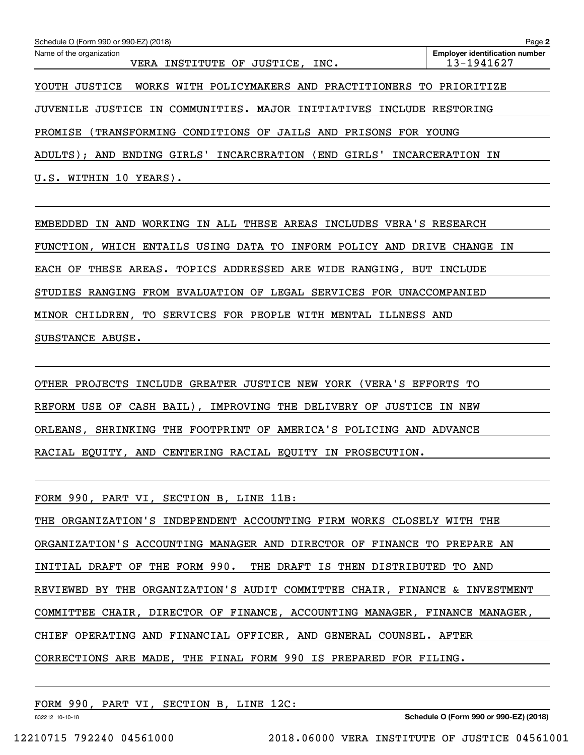Schedule O (Form 990 or 990-EZ) (2018)

Name of the organization: VERA INSTITUTE OF JUSTICE, INC.

Employer identification number: 13-1941627

YOUTH JUSTICE WORKS WITH POLICYMAKERS AND PRACTITIONERS TO PRIORITIZE JUVENILE JUSTICE IN COMMUNITIES. MAJOR INITIATIVES INCLUDE RESTORING PROMISE (TRANSFORMING CONDITIONS OF JAILS AND PRISONS FOR YOUNG ADULTS); AND ENDING GIRLS' INCARCERATION (END GIRLS' INCARCERATION IN U.S. WITHIN 10 YEARS).

EMBEDDED IN AND WORKING IN ALL THESE AREAS INCLUDES VERA'S RESEARCH FUNCTION, WHICH ENTAILS USING DATA TO INFORM POLICY AND DRIVE CHANGE IN EACH OF THESE AREAS. TOPICS ADDRESSED ARE WIDE RANGING, BUT INCLUDE STUDIES RANGING FROM EVALUATION OF LEGAL SERVICES FOR UNACCOMPANIED MINOR CHILDREN, TO SERVICES FOR PEOPLE WITH MENTAL ILLNESS AND SUBSTANCE ABUSE.

OTHER PROJECTS INCLUDE GREATER JUSTICE NEW YORK (VERA'S EFFORTS TO REFORM USE OF CASH BAIL), IMPROVING THE DELIVERY OF JUSTICE IN NEW ORLEANS, SHRINKING THE FOOTPRINT OF AMERICA'S POLICING AND ADVANCE RACIAL EQUITY, AND CENTERING RACIAL EQUITY IN PROSECUTION.

FORM 990, PART VI, SECTION B, LINE 11B:

THE ORGANIZATION'S INDEPENDENT ACCOUNTING FIRM WORKS CLOSELY WITH THE ORGANIZATION'S ACCOUNTING MANAGER AND DIRECTOR OF FINANCE TO PREPARE AN INITIAL DRAFT OF THE FORM 990. THE DRAFT IS THEN DISTRIBUTED TO AND REVIEWED BY THE ORGANIZATION'S AUDIT COMMITTEE CHAIR, FINANCE & INVESTMENT COMMITTEE CHAIR, DIRECTOR OF FINANCE, ACCOUNTING MANAGER, FINANCE MANAGER, CHIEF OPERATING AND FINANCIAL OFFICER, AND GENERAL COUNSEL. AFTER CORRECTIONS ARE MADE, THE FINAL FORM 990 IS PREPARED FOR FILING.

FORM 990, PART VI, SECTION B, LINE 12C: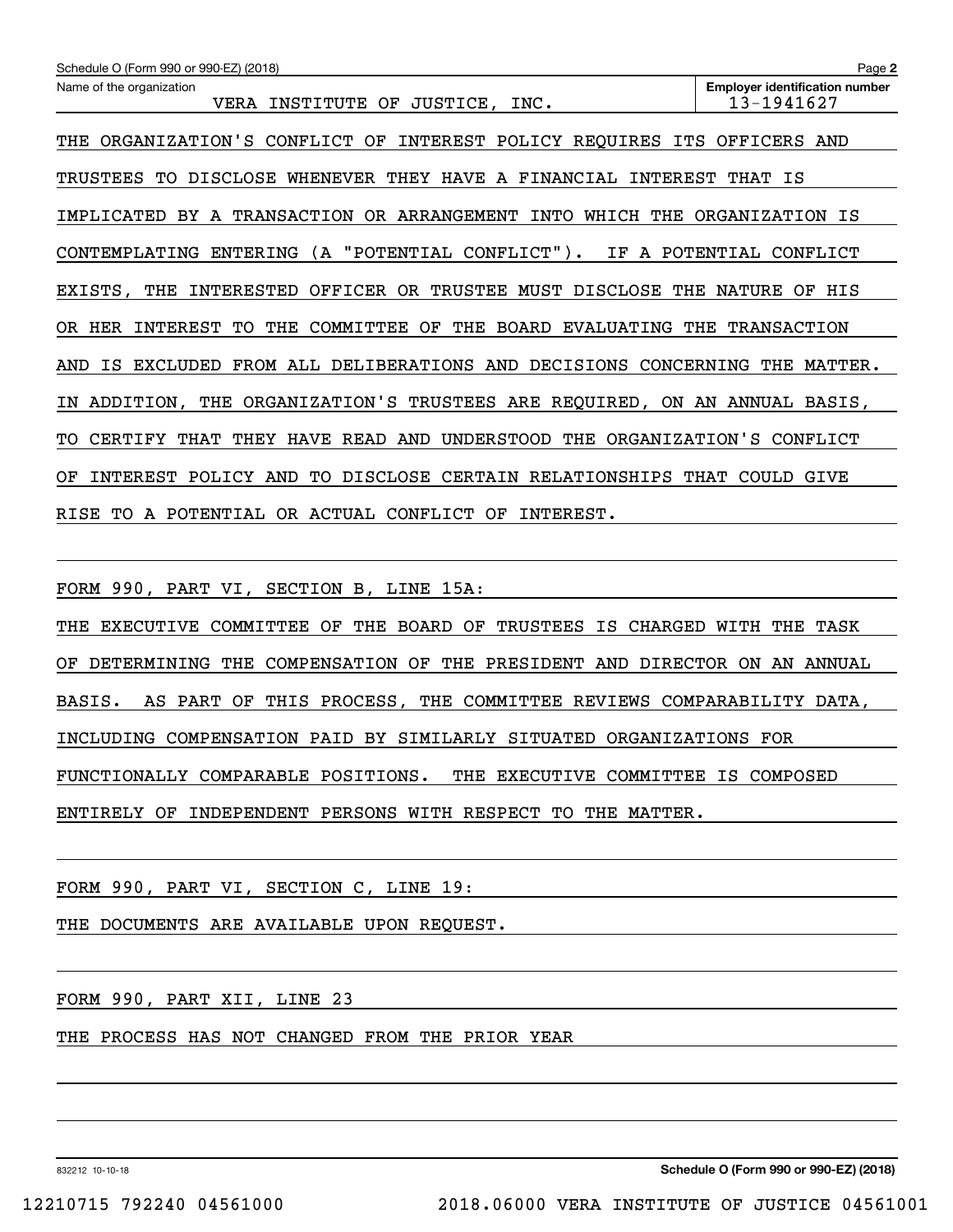Schedule O (Form 990 or 990-EZ) (2018) Page **2**

Name of the organization: VERA INSTITUTE OF JUSTICE, INC.

**Employer identification number** 13-1941627

THE ORGANIZATION'S CONFLICT OF INTEREST POLICY REQUIRES ITS OFFICERS AND TRUSTEES TO DISCLOSE WHENEVER THEY HAVE A FINANCIAL INTEREST THAT IS IMPLICATED BY A TRANSACTION OR ARRANGEMENT INTO WHICH THE ORGANIZATION IS CONTEMPLATING ENTERING (A "POTENTIAL CONFLICT"). IF A POTENTIAL CONFLICT EXISTS, THE INTERESTED OFFICER OR TRUSTEE MUST DISCLOSE THE NATURE OF HIS OR HER INTEREST TO THE COMMITTEE OF THE BOARD EVALUATING THE TRANSACTION AND IS EXCLUDED FROM ALL DELIBERATIONS AND DECISIONS CONCERNING THE MATTER. IN ADDITION, THE ORGANIZATION'S TRUSTEES ARE REQUIRED, ON AN ANNUAL BASIS, TO CERTIFY THAT THEY HAVE READ AND UNDERSTOOD THE ORGANIZATION'S CONFLICT OF INTEREST POLICY AND TO DISCLOSE CERTAIN RELATIONSHIPS THAT COULD GIVE RISE TO A POTENTIAL OR ACTUAL CONFLICT OF INTEREST.

FORM 990, PART VI, SECTION B, LINE 15A:

THE EXECUTIVE COMMITTEE OF THE BOARD OF TRUSTEES IS CHARGED WITH THE TASK OF DETERMINING THE COMPENSATION OF THE PRESIDENT AND DIRECTOR ON AN ANNUAL BASIS. AS PART OF THIS PROCESS, THE COMMITTEE REVIEWS COMPARABILITY DATA, INCLUDING COMPENSATION PAID BY SIMILARLY SITUATED ORGANIZATIONS FOR FUNCTIONALLY COMPARABLE POSITIONS. THE EXECUTIVE COMMITTEE IS COMPOSED ENTIRELY OF INDEPENDENT PERSONS WITH RESPECT TO THE MATTER.

FORM 990, PART VI, SECTION C, LINE 19:

THE DOCUMENTS ARE AVAILABLE UPON REQUEST.

FORM 990, PART XII, LINE 23

THE PROCESS HAS NOT CHANGED FROM THE PRIOR YEAR

832212 10-10-18 **Schedule O (Form 990 or 990-EZ) (2018)**

12210715 792240 04561000 2018.06000 VERA INSTITUTE OF JUSTICE 04561001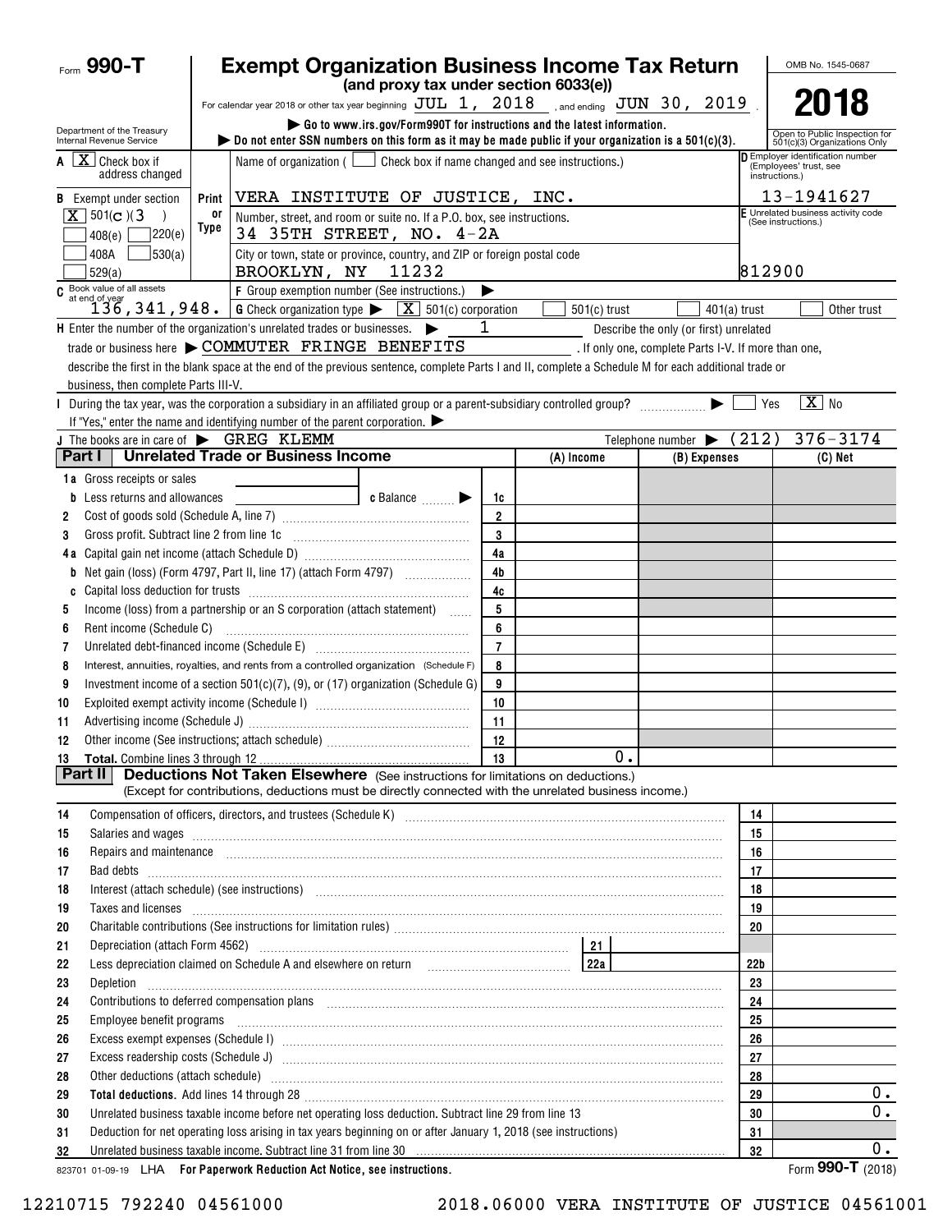Form **990-T**

# Exempt Organization Business Income Tax Return

**(and proxy tax under section 6033(e))**

For calendar year 2018 or other tax year beginning JUL 1, 2018, and ending JUN 30, 2019.

OMB No. 1545-0687

**2018**

Department of the Treasury
Internal Revenue Service

▶ Go to www.irs.gov/Form990T for instructions and the latest information.
▶ Do not enter SSN numbers on this form as it may be made public if your organization is a 501(c)(3).

Open to Public Inspection for 501(c)(3) Organizations Only

**A** [X] Check box if address changed

**B** Exempt under section
[X] 501(C)(3)
[ ] 408(e) [ ] 220(e)
[ ] 408A [ ] 530(a)
[ ] 529(a)

Name of organization ( [ ] Check box if name changed and see instructions.)
VERA INSTITUTE OF JUSTICE, INC.

Number, street, and room or suite no. If a P.O. box, see instructions.
34 35TH STREET, NO. 4-2A

City or town, state or province, country, and ZIP or foreign postal code
BROOKLYN, NY 11232

**D** Employer identification number (Employees' trust, see instructions.)
13-1941627

**E** Unrelated business activity code (See instructions.)
812900

**C** Book value of all assets at end of year
136,341,948.

**F** Group exemption number (See instructions.) ▶

**G** Check organization type ▶ [X] 501(c) corporation [ ] 501(c) trust [ ] 401(a) trust [ ] Other trust

**H** Enter the number of the organization's unrelated trades or businesses. ▶ 1 Describe the only (or first) unrelated trade or business here ▶ COMMUTER FRINGE BENEFITS . If only one, complete Parts I-V. If more than one, describe the first in the blank space at the end of the previous sentence, complete Parts I and II, complete a Schedule M for each additional trade or business, then complete Parts III-V.

**I** During the tax year, was the corporation a subsidiary in an affiliated group or a parent-subsidiary controlled group? ▶ [ ] Yes [X] No
If "Yes," enter the name and identifying number of the parent corporation. ▶

**J** The books are in care of ▶ GREG KLEMM Telephone number ▶ (212) 376-3174

## Part I Unrelated Trade or Business Income

| | | | (A) Income | (B) Expenses | (C) Net |
|---|---|---|---|---|---|
| 1a | Gross receipts or sales | | | | |
| b | Less returns and allowances / c Balance ▶ | 1c | | | |
| 2 | Cost of goods sold (Schedule A, line 7) | 2 | | | |
| 3 | Gross profit. Subtract line 2 from line 1c | 3 | | | |
| 4a | Capital gain net income (attach Schedule D) | 4a | | | |
| b | Net gain (loss) (Form 4797, Part II, line 17) (attach Form 4797) | 4b | | | |
| c | Capital loss deduction for trusts | 4c | | | |
| 5 | Income (loss) from a partnership or an S corporation (attach statement) | 5 | | | |
| 6 | Rent income (Schedule C) | 6 | | | |
| 7 | Unrelated debt-financed income (Schedule E) | 7 | | | |
| 8 | Interest, annuities, royalties, and rents from a controlled organization (Schedule F) | 8 | | | |
| 9 | Investment income of a section 501(c)(7), (9), or (17) organization (Schedule G) | 9 | | | |
| 10 | Exploited exempt activity income (Schedule I) | 10 | | | |
| 11 | Advertising income (Schedule J) | 11 | | | |
| 12 | Other income (See instructions; attach schedule) | 12 | | | |
| 13 | **Total.** Combine lines 3 through 12 | 13 | 0. | | |

## Part II Deductions Not Taken Elsewhere (See instructions for limitations on deductions.)

(Except for contributions, deductions must be directly connected with the unrelated business income.)

| | | | |
|---|---|---|---|
| 14 | Compensation of officers, directors, and trustees (Schedule K) | 14 | |
| 15 | Salaries and wages | 15 | |
| 16 | Repairs and maintenance | 16 | |
| 17 | Bad debts | 17 | |
| 18 | Interest (attach schedule) (see instructions) | 18 | |
| 19 | Taxes and licenses | 19 | |
| 20 | Charitable contributions (See instructions for limitation rules) | 20 | |
| 21 | Depreciation (attach Form 4562) — 21 | | |
| 22 | Less depreciation claimed on Schedule A and elsewhere on return — 22a | 22b | |
| 23 | Depletion | 23 | |
| 24 | Contributions to deferred compensation plans | 24 | |
| 25 | Employee benefit programs | 25 | |
| 26 | Excess exempt expenses (Schedule I) | 26 | |
| 27 | Excess readership costs (Schedule J) | 27 | |
| 28 | Other deductions (attach schedule) | 28 | |
| 29 | **Total deductions.** Add lines 14 through 28 | 29 | 0. |
| 30 | Unrelated business taxable income before net operating loss deduction. Subtract line 29 from line 13 | 30 | 0. |
| 31 | Deduction for net operating loss arising in tax years beginning on or after January 1, 2018 (see instructions) | 31 | |
| 32 | Unrelated business taxable income. Subtract line 31 from line 30 | 32 | 0. |

823701 01-09-19 LHA **For Paperwork Reduction Act Notice, see instructions.** Form **990-T** (2018)

12210715 792240 04561000 2018.06000 VERA INSTITUTE OF JUSTICE 04561001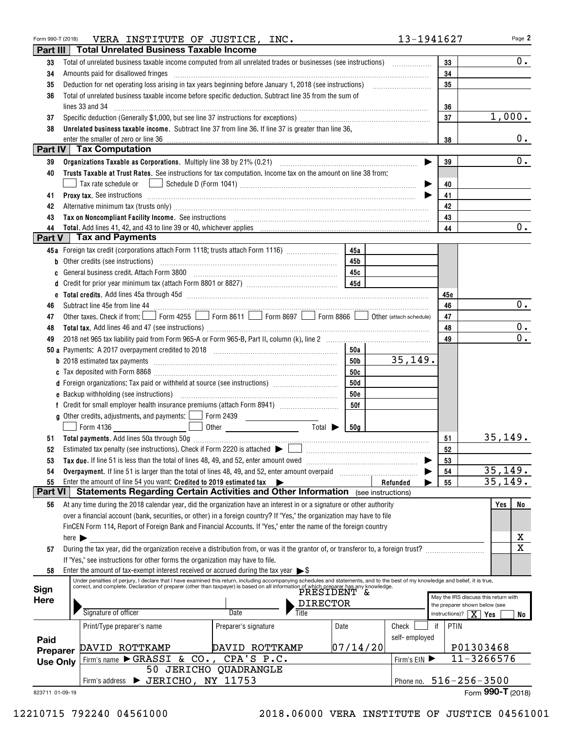Form 990-T (2018) VERA INSTITUTE OF JUSTICE, INC. 13-1941627 Page 2

## Part III Total Unrelated Business Taxable Income

| Line | Description | Ref | Amount |
|---|---|---|---|
| 33 | Total of unrelated business taxable income computed from all unrelated trades or businesses (see instructions) | 33 | 0. |
| 34 | Amounts paid for disallowed fringes | 34 | |
| 35 | Deduction for net operating loss arising in tax years beginning before January 1, 2018 (see instructions) | 35 | |
| 36 | Total of unrelated business taxable income before specific deduction. Subtract line 35 from the sum of lines 33 and 34 | 36 | |
| 37 | Specific deduction (Generally $1,000, but see line 37 instructions for exceptions) | 37 | 1,000. |
| 38 | **Unrelated business taxable income.** Subtract line 37 from line 36. If line 37 is greater than line 36, enter the smaller of zero or line 36 | 38 | 0. |

## Part IV Tax Computation

| Line | Description | Ref | Amount |
|---|---|---|---|
| 39 | **Organizations Taxable as Corporations.** Multiply line 38 by 21% (0.21) | 39 | 0. |
| 40 | **Trusts Taxable at Trust Rates.** See instructions for tax computation. Income tax on the amount on line 38 from: ☐ Tax rate schedule or ☐ Schedule D (Form 1041) | 40 | |
| 41 | **Proxy tax.** See instructions | 41 | |
| 42 | Alternative minimum tax (trusts only) | 42 | |
| 43 | **Tax on Noncompliant Facility Income.** See instructions | 43 | |
| 44 | **Total.** Add lines 41, 42, and 43 to line 39 or 40, whichever applies | 44 | 0. |

## Part V Tax and Payments

| Line | Description | Ref | Amount | Ref | Amount |
|---|---|---|---|---|---|
| 45a | Foreign tax credit (corporations attach Form 1118; trusts attach Form 1116) | 45a | | | |
| b | Other credits (see instructions) | 45b | | | |
| c | General business credit. Attach Form 3800 | 45c | | | |
| d | Credit for prior year minimum tax (attach Form 8801 or 8827) | 45d | | | |
| e | **Total credits.** Add lines 45a through 45d | | | 45e | |
| 46 | Subtract line 45e from line 44 | | | 46 | 0. |
| 47 | Other taxes. Check if from: ☐ Form 4255 ☐ Form 8611 ☐ Form 8697 ☐ Form 8866 ☐ Other (attach schedule) | | | 47 | |
| 48 | **Total tax.** Add lines 46 and 47 (see instructions) | | | 48 | 0. |
| 49 | 2018 net 965 tax liability paid from Form 965-A or Form 965-B, Part II, column (k), line 2 | | | 49 | 0. |
| 50a | Payments: A 2017 overpayment credited to 2018 | 50a | | | |
| b | 2018 estimated tax payments | 50b | 35,149. | | |
| c | Tax deposited with Form 8868 | 50c | | | |
| d | Foreign organizations: Tax paid or withheld at source (see instructions) | 50d | | | |
| e | Backup withholding (see instructions) | 50e | | | |
| f | Credit for small employer health insurance premiums (attach Form 8941) | 50f | | | |
| g | Other credits, adjustments, and payments: ☐ Form 2439 ☐ Form 4136 ☐ Other Total ▶ | 50g | | | |
| 51 | **Total payments.** Add lines 50a through 50g | | | 51 | 35,149. |
| 52 | Estimated tax penalty (see instructions). Check if Form 2220 is attached ▶ ☐ | | | 52 | |
| 53 | **Tax due.** If line 51 is less than the total of lines 48, 49, and 52, enter amount owed | | | 53 | |
| 54 | **Overpayment.** If line 51 is larger than the total of lines 48, 49, and 52, enter amount overpaid | | | 54 | 35,149. |
| 55 | Enter the amount of line 54 you want: **Credited to 2019 estimated tax** ▶ | | Refunded ▶ | 55 | 35,149. |

## Part VI Statements Regarding Certain Activities and Other Information (see instructions)

| Line | Description | Yes | No |
|---|---|---|---|
| 56 | At any time during the 2018 calendar year, did the organization have an interest in or a signature or other authority over a financial account (bank, securities, or other) in a foreign country? If "Yes," the organization may have to file FinCEN Form 114, Report of Foreign Bank and Financial Accounts. If "Yes," enter the name of the foreign country here ▶ | | X |
| 57 | During the tax year, did the organization receive a distribution from, or was it the grantor of, or transferor to, a foreign trust? If "Yes," see instructions for other forms the organization may have to file. | | X |
| 58 | Enter the amount of tax-exempt interest received or accrued during the tax year ▶ $ | | |

**Sign Here**

Under penalties of perjury, I declare that I have examined this return, including accompanying schedules and statements, and to the best of my knowledge and belief, it is true, correct, and complete. Declaration of preparer (other than taxpayer) is based on all information of which preparer has any knowledge.

Signature of officer | Date | Title: PRESIDENT & DIRECTOR

May the IRS discuss this return with the preparer shown below (see instructions)? [X] Yes ☐ No

**Paid Preparer Use Only**

| Print/Type preparer's name | Preparer's signature | Date | Check ☐ if self-employed | PTIN |
|---|---|---|---|---|
| DAVID ROTTKAMP | DAVID ROTTKAMP | 07/14/20 | | P01303468 |

Firm's name ▶ GRASSI & CO., CPA'S P.C. | Firm's EIN ▶ 11-3266576

Firm's address ▶ 50 JERICHO QUADRANGLE, JERICHO, NY 11753 | Phone no. 516-256-3500

823711 01-09-19 Form **990-T** (2018)

12210715 792240 04561000 2018.06000 VERA INSTITUTE OF JUSTICE 04561001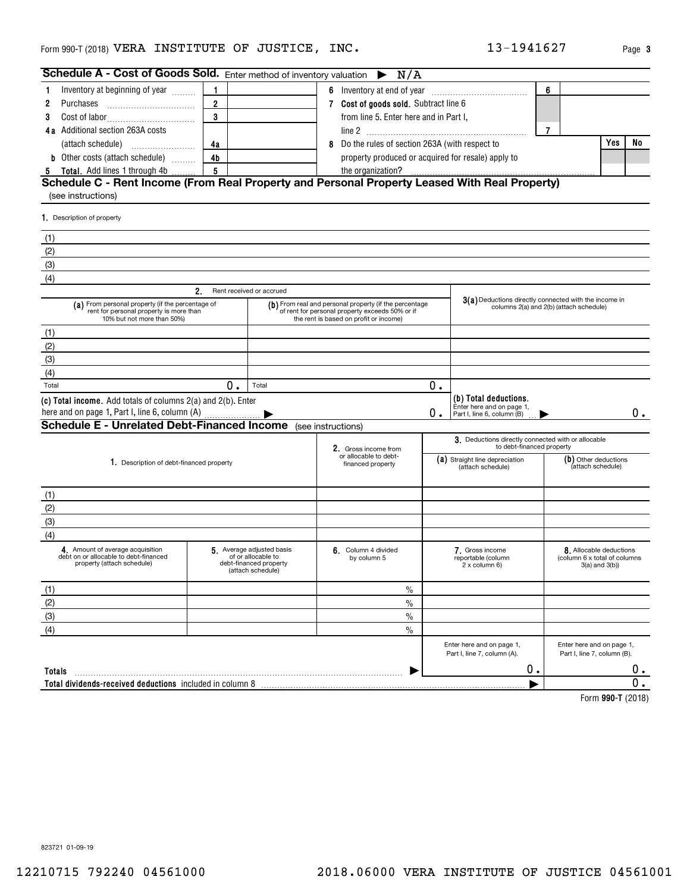Form 990-T (2018) VERA INSTITUTE OF JUSTICE, INC. 13-1941627 Page 3

## Schedule A - Cost of Goods Sold. Enter method of inventory valuation ▶ N/A

| | | | | |
|---|---|---|---|---|
| 1 Inventory at beginning of year | 1 | | 6 Inventory at end of year | 6 | |
| 2 Purchases | 2 | | 7 Cost of goods sold. Subtract line 6 from line 5. Enter here and in Part I, line 2 | 7 | |
| 3 Cost of labor | 3 | | | | |
| 4a Additional section 263A costs (attach schedule) | 4a | | 8 Do the rules of section 263A (with respect to property produced or acquired for resale) apply to the organization? | Yes | No |
| b Other costs (attach schedule) | 4b | | | | |
| 5 Total. Add lines 1 through 4b | 5 | | | | |

## Schedule C - Rent Income (From Real Property and Personal Property Leased With Real Property)

(see instructions)

1. Description of property

(1)
(2)
(3)
(4)

| 2. Rent received or accrued | | |
|---|---|---|
| (a) From personal property (if the percentage of rent for personal property is more than 10% but not more than 50%) | (b) From real and personal property (if the percentage of rent for personal property exceeds 50% or if the rent is based on profit or income) | 3(a) Deductions directly connected with the income in columns 2(a) and 2(b) (attach schedule) |
| (1) | | |
| (2) | | |
| (3) | | |
| (4) | | |
| Total 0. | Total 0. | |
| (c) Total income. Add totals of columns 2(a) and 2(b). Enter here and on page 1, Part I, line 6, column (A) ▶ | 0. | (b) Total deductions. Enter here and on page 1, Part I, line 6, column (B) ▶ 0. |

## Schedule E - Unrelated Debt-Financed Income (see instructions)

| 1. Description of debt-financed property | 2. Gross income from or allocable to debt-financed property | 3. Deductions directly connected with or allocable to debt-financed property | |
|---|---|---|---|
| | | (a) Straight line depreciation (attach schedule) | (b) Other deductions (attach schedule) |
| (1) | | | |
| (2) | | | |
| (3) | | | |
| (4) | | | |

| 4. Amount of average acquisition debt on or allocable to debt-financed property (attach schedule) | 5. Average adjusted basis of or allocable to debt-financed property (attach schedule) | 6. Column 4 divided by column 5 | 7. Gross income reportable (column 2 x column 6) | 8. Allocable deductions (column 6 x total of columns 3(a) and 3(b)) |
|---|---|---|---|---|
| (1) | | % | | |
| (2) | | % | | |
| (3) | | % | | |
| (4) | | % | | |
| | | | Enter here and on page 1, Part I, line 7, column (A). | Enter here and on page 1, Part I, line 7, column (B). |
| Totals | | ▶ | 0. | 0. |
| Total dividends-received deductions included in column 8 | | | ▶ | 0. |

Form 990-T (2018)

823721 01-09-19

12210715 792240 04561000 2018.06000 VERA INSTITUTE OF JUSTICE 04561001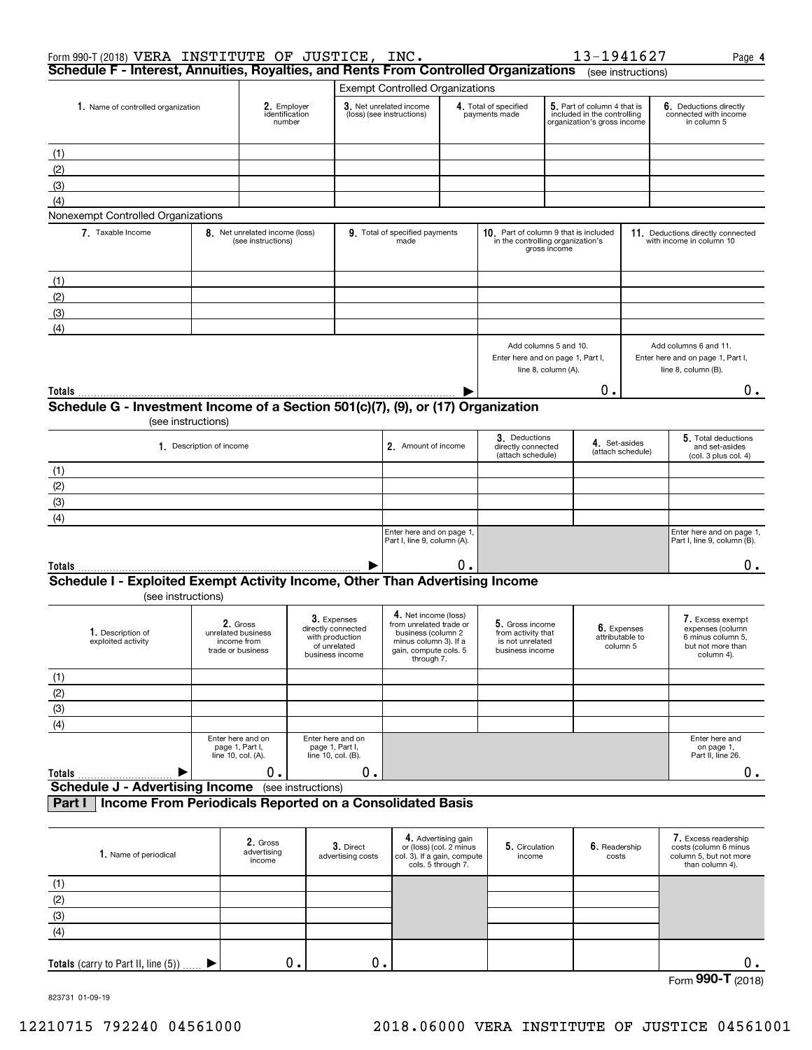Form 990-T (2018) VERA INSTITUTE OF JUSTICE, INC. 13-1941627

## Schedule F - Interest, Annuities, Royalties, and Rents From Controlled Organizations (see instructions)

| 1. Name of controlled organization | 2. Employer identification number | Exempt Controlled Organizations 3. Net unrelated income (loss) (see instructions) | 4. Total of specified payments made | 5. Part of column 4 that is included in the controlling organization's gross income | 6. Deductions directly connected with income in column 5 |
|---|---|---|---|---|---|
| (1) | | | | | |
| (2) | | | | | |
| (3) | | | | | |
| (4) | | | | | |

Nonexempt Controlled Organizations

| 7. Taxable Income | 8. Net unrelated income (loss) (see instructions) | 9. Total of specified payments made | 10. Part of column 9 that is included in the controlling organization's gross income | 11. Deductions directly connected with income in column 10 |
|---|---|---|---|---|
| (1) | | | | |
| (2) | | | | |
| (3) | | | | |
| (4) | | | | |
| | | | Add columns 5 and 10. Enter here and on page 1, Part I, line 8, column (A). | Add columns 6 and 11. Enter here and on page 1, Part I, line 8, column (B). |
| **Totals** | | | 0. | 0. |

## Schedule G - Investment Income of a Section 501(c)(7), (9), or (17) Organization

(see instructions)

| 1. Description of income | 2. Amount of income | 3. Deductions directly connected (attach schedule) | 4. Set-asides (attach schedule) | 5. Total deductions and set-asides (col. 3 plus col. 4) |
|---|---|---|---|---|
| (1) | | | | |
| (2) | | | | |
| (3) | | | | |
| (4) | | | | |
| | Enter here and on page 1, Part I, line 9, column (A). | | | Enter here and on page 1, Part I, line 9, column (B). |
| **Totals** | 0. | | | 0. |

## Schedule I - Exploited Exempt Activity Income, Other Than Advertising Income

(see instructions)

| 1. Description of exploited activity | 2. Gross unrelated business income from trade or business | 3. Expenses directly connected with production of unrelated business income | 4. Net income (loss) from unrelated trade or business (column 2 minus column 3). If a gain, compute cols. 5 through 7. | 5. Gross income from activity that is not unrelated business income | 6. Expenses attributable to column 5 | 7. Excess exempt expenses (column 6 minus column 5, but not more than column 4). |
|---|---|---|---|---|---|---|
| (1) | | | | | | |
| (2) | | | | | | |
| (3) | | | | | | |
| (4) | | | | | | |
| | Enter here and on page 1, Part I, line 10, col. (A). | Enter here and on page 1, Part I, line 10, col. (B). | | | | Enter here and on page 1, Part II, line 26. |
| **Totals** | 0. | 0. | | | | 0. |

## Schedule J - Advertising Income (see instructions)

### Part I Income From Periodicals Reported on a Consolidated Basis

| 1. Name of periodical | 2. Gross advertising income | 3. Direct advertising costs | 4. Advertising gain or (loss) (col. 2 minus col. 3). If a gain, compute cols. 5 through 7. | 5. Circulation income | 6. Readership costs | 7. Excess readership costs (column 6 minus column 5, but not more than column 4). |
|---|---|---|---|---|---|---|
| (1) | | | | | | |
| (2) | | | | | | |
| (3) | | | | | | |
| (4) | | | | | | |
| **Totals** (carry to Part II, line (5)) | 0. | 0. | | | | 0. |

Form **990-T** (2018)

823731 01-09-19

12210715 792240 04561000 2018.06000 VERA INSTITUTE OF JUSTICE 04561001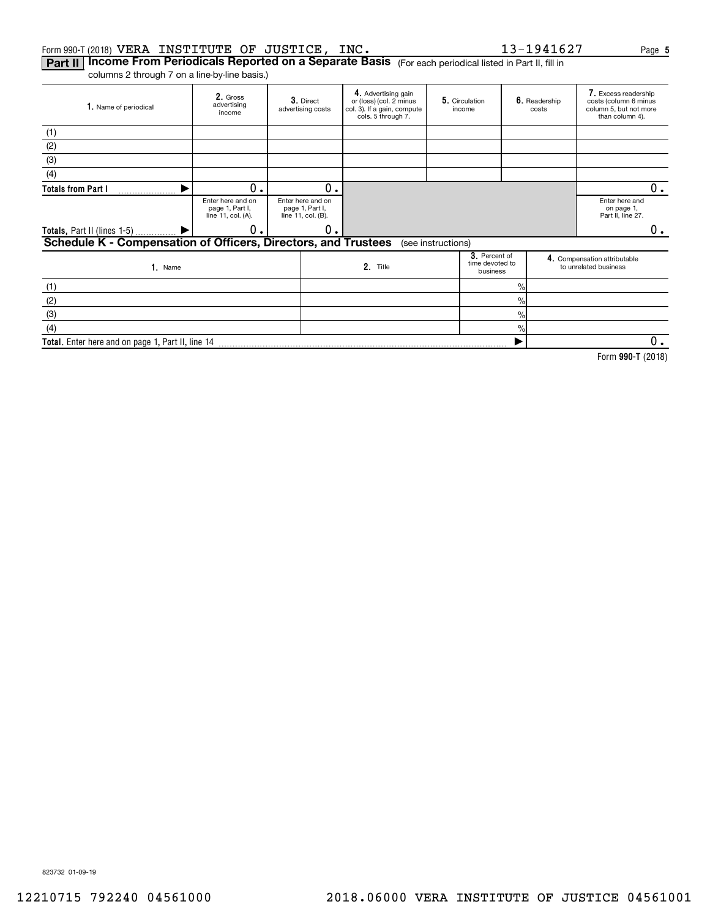Form 990-T (2018) VERA INSTITUTE OF JUSTICE, INC. 13-1941627

**Part II** **Income From Periodicals Reported on a Separate Basis** (For each periodical listed in Part II, fill in columns 2 through 7 on a line-by-line basis.)

| 1. Name of periodical | 2. Gross advertising income | 3. Direct advertising costs | 4. Advertising gain or (loss) (col. 2 minus col. 3). If a gain, compute cols. 5 through 7. | 5. Circulation income | 6. Readership costs | 7. Excess readership costs (column 6 minus column 5, but not more than column 4). |
|---|---|---|---|---|---|---|
| (1) | | | | | | |
| (2) | | | | | | |
| (3) | | | | | | |
| (4) | | | | | | |
| **Totals from Part I** ▶ | 0. | 0. | | | | 0. |
| | Enter here and on page 1, Part I, line 11, col. (A). | Enter here and on page 1, Part I, line 11, col. (B). | | | | Enter here and on page 1, Part II, line 27. |
| **Totals,** Part II (lines 1-5) ▶ | 0. | 0. | | | | 0. |

**Schedule K - Compensation of Officers, Directors, and Trustees** (see instructions)

| 1. Name | 2. Title | 3. Percent of time devoted to business | 4. Compensation attributable to unrelated business |
|---|---|---|---|
| (1) | | % | |
| (2) | | % | |
| (3) | | % | |
| (4) | | % | |
| **Total.** Enter here and on page 1, Part II, line 14 | | ▶ | 0. |

Form **990-T** (2018)

823732 01-09-19

12210715 792240 04561000 2018.06000 VERA INSTITUTE OF JUSTICE 04561001